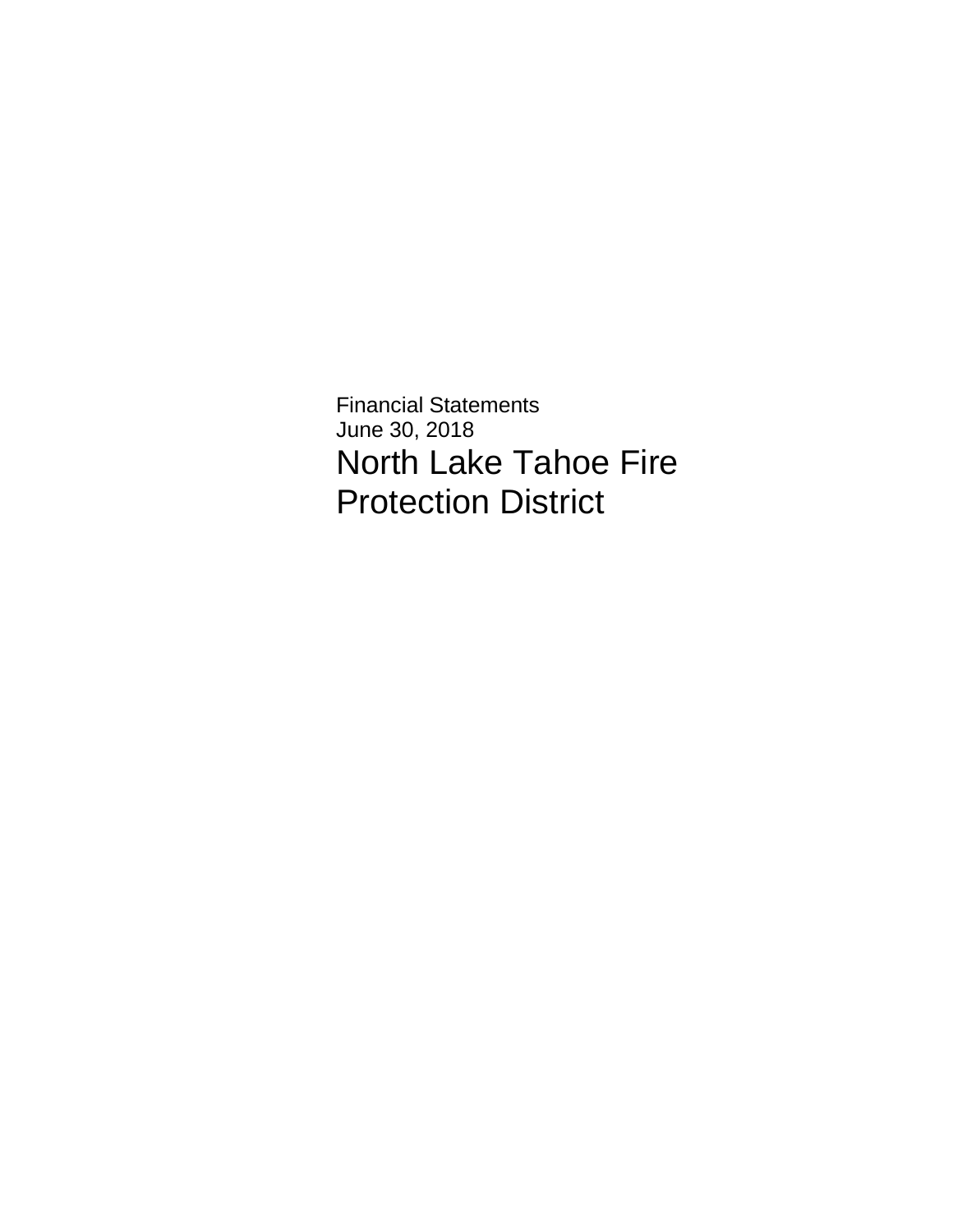Financial Statements
June 30, 2018

# North Lake Tahoe Fire Protection District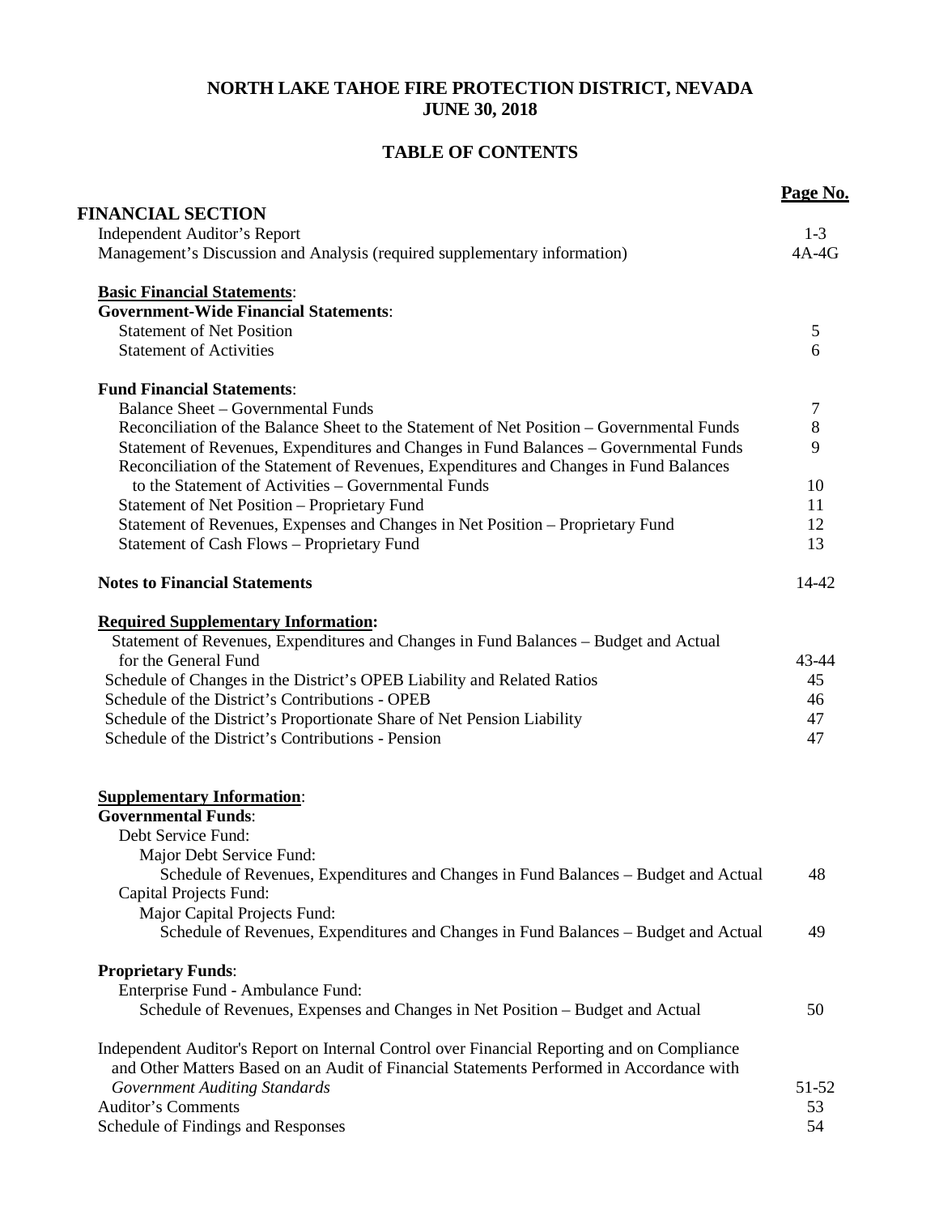# NORTH LAKE TAHOE FIRE PROTECTION DISTRICT, NEVADA
# JUNE 30, 2018

## TABLE OF CONTENTS

| | Page No. |
|---|---|
| **FINANCIAL SECTION** | |
| Independent Auditor's Report | 1-3 |
| Management's Discussion and Analysis (required supplementary information) | 4A-4G |
| **Basic Financial Statements**: | |
| **Government-Wide Financial Statements**: | |
| Statement of Net Position | 5 |
| Statement of Activities | 6 |
| **Fund Financial Statements**: | |
| Balance Sheet – Governmental Funds | 7 |
| Reconciliation of the Balance Sheet to the Statement of Net Position – Governmental Funds | 8 |
| Statement of Revenues, Expenditures and Changes in Fund Balances – Governmental Funds | 9 |
| Reconciliation of the Statement of Revenues, Expenditures and Changes in Fund Balances to the Statement of Activities – Governmental Funds | 10 |
| Statement of Net Position – Proprietary Fund | 11 |
| Statement of Revenues, Expenses and Changes in Net Position – Proprietary Fund | 12 |
| Statement of Cash Flows – Proprietary Fund | 13 |
| **Notes to Financial Statements** | 14-42 |
| **Required Supplementary Information:** | |
| Statement of Revenues, Expenditures and Changes in Fund Balances – Budget and Actual for the General Fund | 43-44 |
| Schedule of Changes in the District's OPEB Liability and Related Ratios | 45 |
| Schedule of the District's Contributions - OPEB | 46 |
| Schedule of the District's Proportionate Share of Net Pension Liability | 47 |
| Schedule of the District's Contributions - Pension | 47 |
| **Supplementary Information**: | |
| **Governmental Funds**: | |
| Debt Service Fund: | |
| Major Debt Service Fund: | |
| Schedule of Revenues, Expenditures and Changes in Fund Balances – Budget and Actual | 48 |
| Capital Projects Fund: | |
| Major Capital Projects Fund: | |
| Schedule of Revenues, Expenditures and Changes in Fund Balances – Budget and Actual | 49 |
| **Proprietary Funds**: | |
| Enterprise Fund - Ambulance Fund: | |
| Schedule of Revenues, Expenses and Changes in Net Position – Budget and Actual | 50 |
| Independent Auditor's Report on Internal Control over Financial Reporting and on Compliance and Other Matters Based on an Audit of Financial Statements Performed in Accordance with *Government Auditing Standards* | 51-52 |
| Auditor's Comments | 53 |
| Schedule of Findings and Responses | 54 |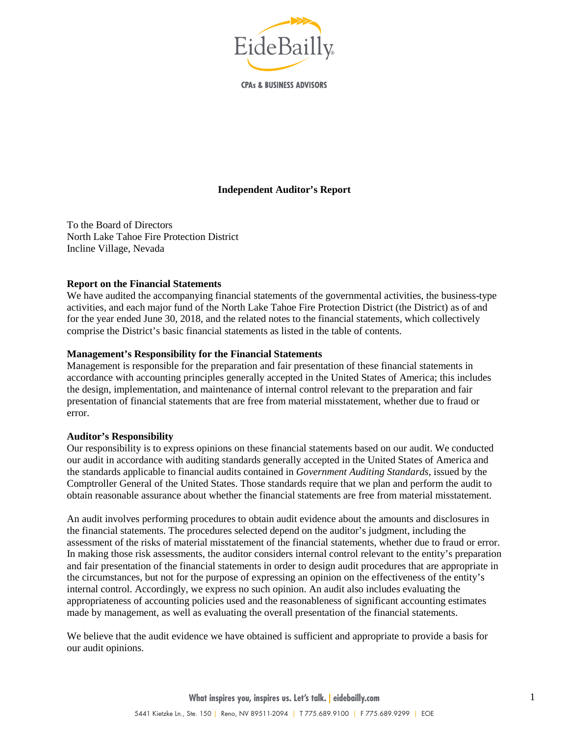# Independent Auditor's Report

To the Board of Directors
North Lake Tahoe Fire Protection District
Incline Village, Nevada

**Report on the Financial Statements**
We have audited the accompanying financial statements of the governmental activities, the business-type activities, and each major fund of the North Lake Tahoe Fire Protection District (the District) as of and for the year ended June 30, 2018, and the related notes to the financial statements, which collectively comprise the District's basic financial statements as listed in the table of contents.

**Management's Responsibility for the Financial Statements**
Management is responsible for the preparation and fair presentation of these financial statements in accordance with accounting principles generally accepted in the United States of America; this includes the design, implementation, and maintenance of internal control relevant to the preparation and fair presentation of financial statements that are free from material misstatement, whether due to fraud or error.

**Auditor's Responsibility**
Our responsibility is to express opinions on these financial statements based on our audit. We conducted our audit in accordance with auditing standards generally accepted in the United States of America and the standards applicable to financial audits contained in *Government Auditing Standards*, issued by the Comptroller General of the United States. Those standards require that we plan and perform the audit to obtain reasonable assurance about whether the financial statements are free from material misstatement.

An audit involves performing procedures to obtain audit evidence about the amounts and disclosures in the financial statements. The procedures selected depend on the auditor's judgment, including the assessment of the risks of material misstatement of the financial statements, whether due to fraud or error. In making those risk assessments, the auditor considers internal control relevant to the entity's preparation and fair presentation of the financial statements in order to design audit procedures that are appropriate in the circumstances, but not for the purpose of expressing an opinion on the effectiveness of the entity's internal control. Accordingly, we express no such opinion. An audit also includes evaluating the appropriateness of accounting policies used and the reasonableness of significant accounting estimates made by management, as well as evaluating the overall presentation of the financial statements.

We believe that the audit evidence we have obtained is sufficient and appropriate to provide a basis for our audit opinions.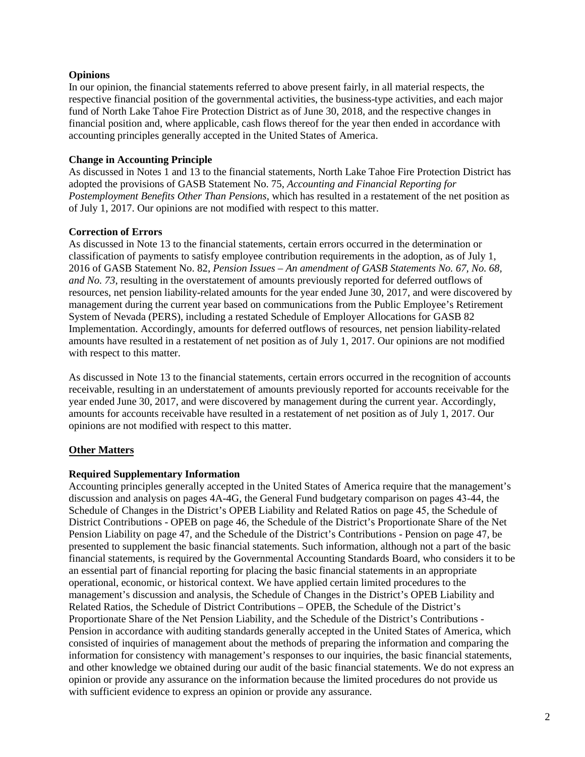**Opinions**

In our opinion, the financial statements referred to above present fairly, in all material respects, the respective financial position of the governmental activities, the business-type activities, and each major fund of North Lake Tahoe Fire Protection District as of June 30, 2018, and the respective changes in financial position and, where applicable, cash flows thereof for the year then ended in accordance with accounting principles generally accepted in the United States of America.

**Change in Accounting Principle**

As discussed in Notes 1 and 13 to the financial statements, North Lake Tahoe Fire Protection District has adopted the provisions of GASB Statement No. 75, *Accounting and Financial Reporting for Postemployment Benefits Other Than Pensions*, which has resulted in a restatement of the net position as of July 1, 2017. Our opinions are not modified with respect to this matter.

**Correction of Errors**

As discussed in Note 13 to the financial statements, certain errors occurred in the determination or classification of payments to satisfy employee contribution requirements in the adoption, as of July 1, 2016 of GASB Statement No. 82, *Pension Issues – An amendment of GASB Statements No. 67, No. 68, and No. 73*, resulting in the overstatement of amounts previously reported for deferred outflows of resources, net pension liability-related amounts for the year ended June 30, 2017, and were discovered by management during the current year based on communications from the Public Employee's Retirement System of Nevada (PERS), including a restated Schedule of Employer Allocations for GASB 82 Implementation. Accordingly, amounts for deferred outflows of resources, net pension liability-related amounts have resulted in a restatement of net position as of July 1, 2017. Our opinions are not modified with respect to this matter.

As discussed in Note 13 to the financial statements, certain errors occurred in the recognition of accounts receivable, resulting in an understatement of amounts previously reported for accounts receivable for the year ended June 30, 2017, and were discovered by management during the current year. Accordingly, amounts for accounts receivable have resulted in a restatement of net position as of July 1, 2017. Our opinions are not modified with respect to this matter.

**Other Matters**

**Required Supplementary Information**

Accounting principles generally accepted in the United States of America require that the management's discussion and analysis on pages 4A-4G, the General Fund budgetary comparison on pages 43-44, the Schedule of Changes in the District's OPEB Liability and Related Ratios on page 45, the Schedule of District Contributions - OPEB on page 46, the Schedule of the District's Proportionate Share of the Net Pension Liability on page 47, and the Schedule of the District's Contributions - Pension on page 47, be presented to supplement the basic financial statements. Such information, although not a part of the basic financial statements, is required by the Governmental Accounting Standards Board, who considers it to be an essential part of financial reporting for placing the basic financial statements in an appropriate operational, economic, or historical context. We have applied certain limited procedures to the management's discussion and analysis, the Schedule of Changes in the District's OPEB Liability and Related Ratios, the Schedule of District Contributions – OPEB, the Schedule of the District's Proportionate Share of the Net Pension Liability, and the Schedule of the District's Contributions - Pension in accordance with auditing standards generally accepted in the United States of America, which consisted of inquiries of management about the methods of preparing the information and comparing the information for consistency with management's responses to our inquiries, the basic financial statements, and other knowledge we obtained during our audit of the basic financial statements. We do not express an opinion or provide any assurance on the information because the limited procedures do not provide us with sufficient evidence to express an opinion or provide any assurance.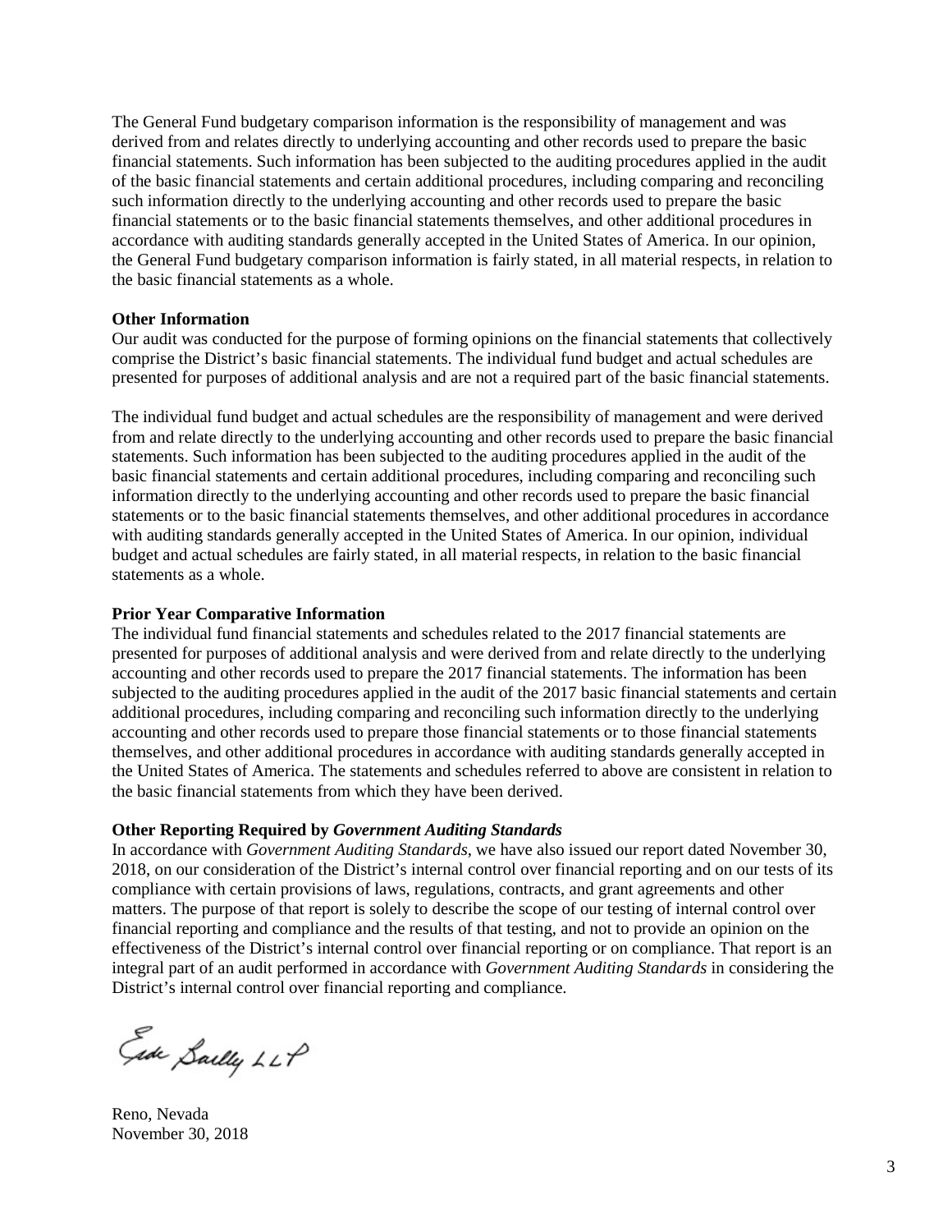The General Fund budgetary comparison information is the responsibility of management and was derived from and relates directly to underlying accounting and other records used to prepare the basic financial statements. Such information has been subjected to the auditing procedures applied in the audit of the basic financial statements and certain additional procedures, including comparing and reconciling such information directly to the underlying accounting and other records used to prepare the basic financial statements or to the basic financial statements themselves, and other additional procedures in accordance with auditing standards generally accepted in the United States of America. In our opinion, the General Fund budgetary comparison information is fairly stated, in all material respects, in relation to the basic financial statements as a whole.

**Other Information**

Our audit was conducted for the purpose of forming opinions on the financial statements that collectively comprise the District's basic financial statements. The individual fund budget and actual schedules are presented for purposes of additional analysis and are not a required part of the basic financial statements.

The individual fund budget and actual schedules are the responsibility of management and were derived from and relate directly to the underlying accounting and other records used to prepare the basic financial statements. Such information has been subjected to the auditing procedures applied in the audit of the basic financial statements and certain additional procedures, including comparing and reconciling such information directly to the underlying accounting and other records used to prepare the basic financial statements or to the basic financial statements themselves, and other additional procedures in accordance with auditing standards generally accepted in the United States of America. In our opinion, individual budget and actual schedules are fairly stated, in all material respects, in relation to the basic financial statements as a whole.

**Prior Year Comparative Information**

The individual fund financial statements and schedules related to the 2017 financial statements are presented for purposes of additional analysis and were derived from and relate directly to the underlying accounting and other records used to prepare the 2017 financial statements. The information has been subjected to the auditing procedures applied in the audit of the 2017 basic financial statements and certain additional procedures, including comparing and reconciling such information directly to the underlying accounting and other records used to prepare those financial statements or to those financial statements themselves, and other additional procedures in accordance with auditing standards generally accepted in the United States of America. The statements and schedules referred to above are consistent in relation to the basic financial statements from which they have been derived.

**Other Reporting Required by *Government Auditing Standards***

In accordance with *Government Auditing Standards*, we have also issued our report dated November 30, 2018, on our consideration of the District's internal control over financial reporting and on our tests of its compliance with certain provisions of laws, regulations, contracts, and grant agreements and other matters. The purpose of that report is solely to describe the scope of our testing of internal control over financial reporting and compliance and the results of that testing, and not to provide an opinion on the effectiveness of the District's internal control over financial reporting or on compliance. That report is an integral part of an audit performed in accordance with *Government Auditing Standards* in considering the District's internal control over financial reporting and compliance.

Eide Bailly LLP

Reno, Nevada
November 30, 2018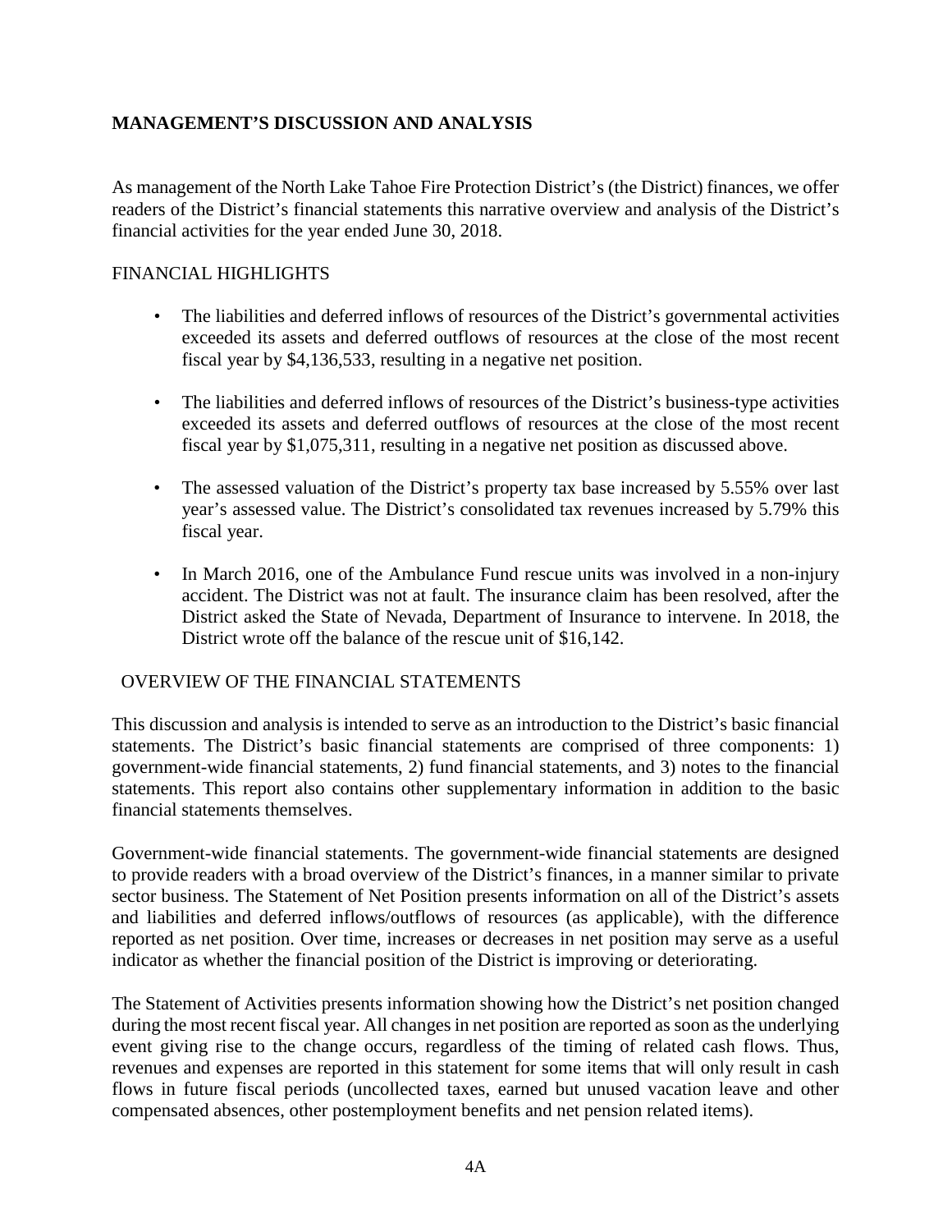## MANAGEMENT'S DISCUSSION AND ANALYSIS

As management of the North Lake Tahoe Fire Protection District's (the District) finances, we offer readers of the District's financial statements this narrative overview and analysis of the District's financial activities for the year ended June 30, 2018.

### FINANCIAL HIGHLIGHTS

- The liabilities and deferred inflows of resources of the District's governmental activities exceeded its assets and deferred outflows of resources at the close of the most recent fiscal year by $4,136,533, resulting in a negative net position.
- The liabilities and deferred inflows of resources of the District's business-type activities exceeded its assets and deferred outflows of resources at the close of the most recent fiscal year by $1,075,311, resulting in a negative net position as discussed above.
- The assessed valuation of the District's property tax base increased by 5.55% over last year's assessed value. The District's consolidated tax revenues increased by 5.79% this fiscal year.
- In March 2016, one of the Ambulance Fund rescue units was involved in a non-injury accident. The District was not at fault. The insurance claim has been resolved, after the District asked the State of Nevada, Department of Insurance to intervene. In 2018, the District wrote off the balance of the rescue unit of $16,142.

### OVERVIEW OF THE FINANCIAL STATEMENTS

This discussion and analysis is intended to serve as an introduction to the District's basic financial statements. The District's basic financial statements are comprised of three components: 1) government-wide financial statements, 2) fund financial statements, and 3) notes to the financial statements. This report also contains other supplementary information in addition to the basic financial statements themselves.

Government-wide financial statements. The government-wide financial statements are designed to provide readers with a broad overview of the District's finances, in a manner similar to private sector business. The Statement of Net Position presents information on all of the District's assets and liabilities and deferred inflows/outflows of resources (as applicable), with the difference reported as net position. Over time, increases or decreases in net position may serve as a useful indicator as whether the financial position of the District is improving or deteriorating.

The Statement of Activities presents information showing how the District's net position changed during the most recent fiscal year. All changes in net position are reported as soon as the underlying event giving rise to the change occurs, regardless of the timing of related cash flows. Thus, revenues and expenses are reported in this statement for some items that will only result in cash flows in future fiscal periods (uncollected taxes, earned but unused vacation leave and other compensated absences, other postemployment benefits and net pension related items).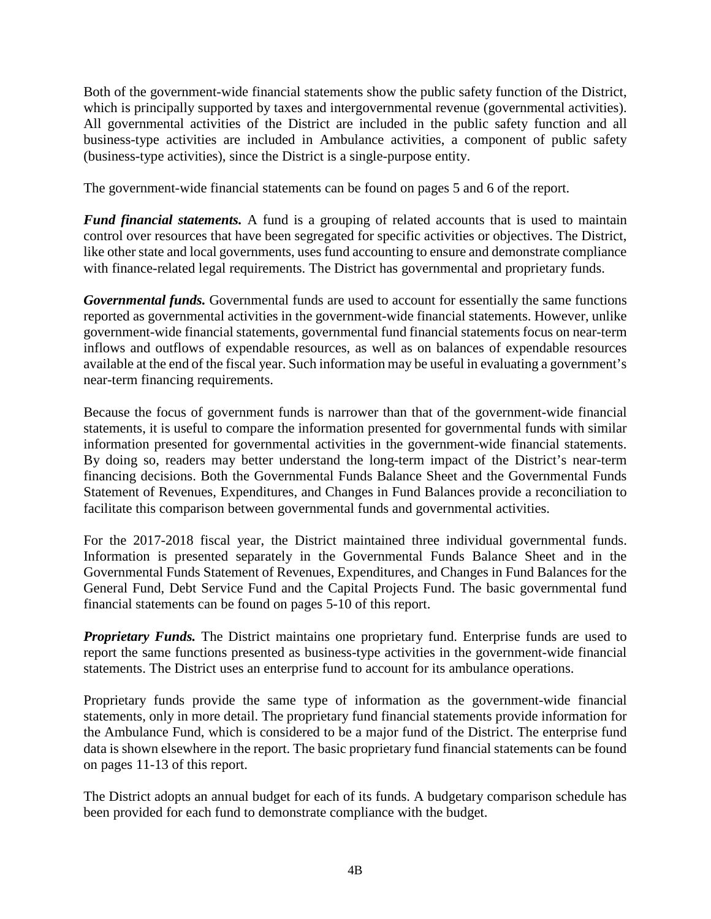Both of the government-wide financial statements show the public safety function of the District, which is principally supported by taxes and intergovernmental revenue (governmental activities). All governmental activities of the District are included in the public safety function and all business-type activities are included in Ambulance activities, a component of public safety (business-type activities), since the District is a single-purpose entity.

The government-wide financial statements can be found on pages 5 and 6 of the report.

***Fund financial statements.*** A fund is a grouping of related accounts that is used to maintain control over resources that have been segregated for specific activities or objectives. The District, like other state and local governments, uses fund accounting to ensure and demonstrate compliance with finance-related legal requirements. The District has governmental and proprietary funds.

***Governmental funds.*** Governmental funds are used to account for essentially the same functions reported as governmental activities in the government-wide financial statements. However, unlike government-wide financial statements, governmental fund financial statements focus on near-term inflows and outflows of expendable resources, as well as on balances of expendable resources available at the end of the fiscal year. Such information may be useful in evaluating a government's near-term financing requirements.

Because the focus of government funds is narrower than that of the government-wide financial statements, it is useful to compare the information presented for governmental funds with similar information presented for governmental activities in the government-wide financial statements. By doing so, readers may better understand the long-term impact of the District's near-term financing decisions. Both the Governmental Funds Balance Sheet and the Governmental Funds Statement of Revenues, Expenditures, and Changes in Fund Balances provide a reconciliation to facilitate this comparison between governmental funds and governmental activities.

For the 2017-2018 fiscal year, the District maintained three individual governmental funds. Information is presented separately in the Governmental Funds Balance Sheet and in the Governmental Funds Statement of Revenues, Expenditures, and Changes in Fund Balances for the General Fund, Debt Service Fund and the Capital Projects Fund. The basic governmental fund financial statements can be found on pages 5-10 of this report.

***Proprietary Funds.*** The District maintains one proprietary fund. Enterprise funds are used to report the same functions presented as business-type activities in the government-wide financial statements. The District uses an enterprise fund to account for its ambulance operations.

Proprietary funds provide the same type of information as the government-wide financial statements, only in more detail. The proprietary fund financial statements provide information for the Ambulance Fund, which is considered to be a major fund of the District. The enterprise fund data is shown elsewhere in the report. The basic proprietary fund financial statements can be found on pages 11-13 of this report.

The District adopts an annual budget for each of its funds. A budgetary comparison schedule has been provided for each fund to demonstrate compliance with the budget.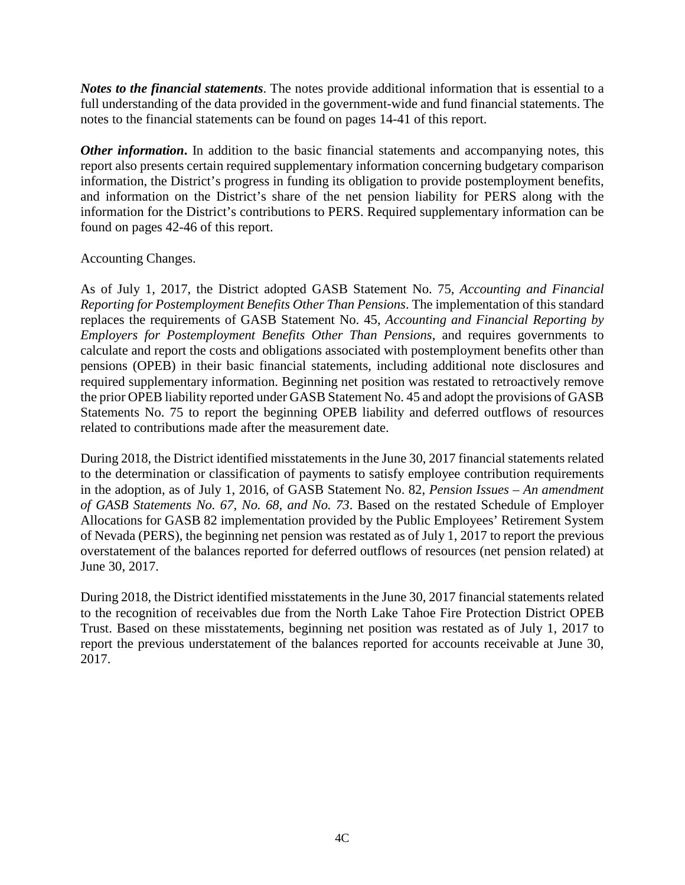***Notes to the financial statements***. The notes provide additional information that is essential to a full understanding of the data provided in the government-wide and fund financial statements. The notes to the financial statements can be found on pages 14-41 of this report.

***Other information***. In addition to the basic financial statements and accompanying notes, this report also presents certain required supplementary information concerning budgetary comparison information, the District's progress in funding its obligation to provide postemployment benefits, and information on the District's share of the net pension liability for PERS along with the information for the District's contributions to PERS. Required supplementary information can be found on pages 42-46 of this report.

Accounting Changes.

As of July 1, 2017, the District adopted GASB Statement No. 75, *Accounting and Financial Reporting for Postemployment Benefits Other Than Pensions*. The implementation of this standard replaces the requirements of GASB Statement No. 45, *Accounting and Financial Reporting by Employers for Postemployment Benefits Other Than Pensions*, and requires governments to calculate and report the costs and obligations associated with postemployment benefits other than pensions (OPEB) in their basic financial statements, including additional note disclosures and required supplementary information. Beginning net position was restated to retroactively remove the prior OPEB liability reported under GASB Statement No. 45 and adopt the provisions of GASB Statements No. 75 to report the beginning OPEB liability and deferred outflows of resources related to contributions made after the measurement date.

During 2018, the District identified misstatements in the June 30, 2017 financial statements related to the determination or classification of payments to satisfy employee contribution requirements in the adoption, as of July 1, 2016, of GASB Statement No. 82, *Pension Issues – An amendment of GASB Statements No. 67, No. 68, and No. 73*. Based on the restated Schedule of Employer Allocations for GASB 82 implementation provided by the Public Employees' Retirement System of Nevada (PERS), the beginning net pension was restated as of July 1, 2017 to report the previous overstatement of the balances reported for deferred outflows of resources (net pension related) at June 30, 2017.

During 2018, the District identified misstatements in the June 30, 2017 financial statements related to the recognition of receivables due from the North Lake Tahoe Fire Protection District OPEB Trust. Based on these misstatements, beginning net position was restated as of July 1, 2017 to report the previous understatement of the balances reported for accounts receivable at June 30, 2017.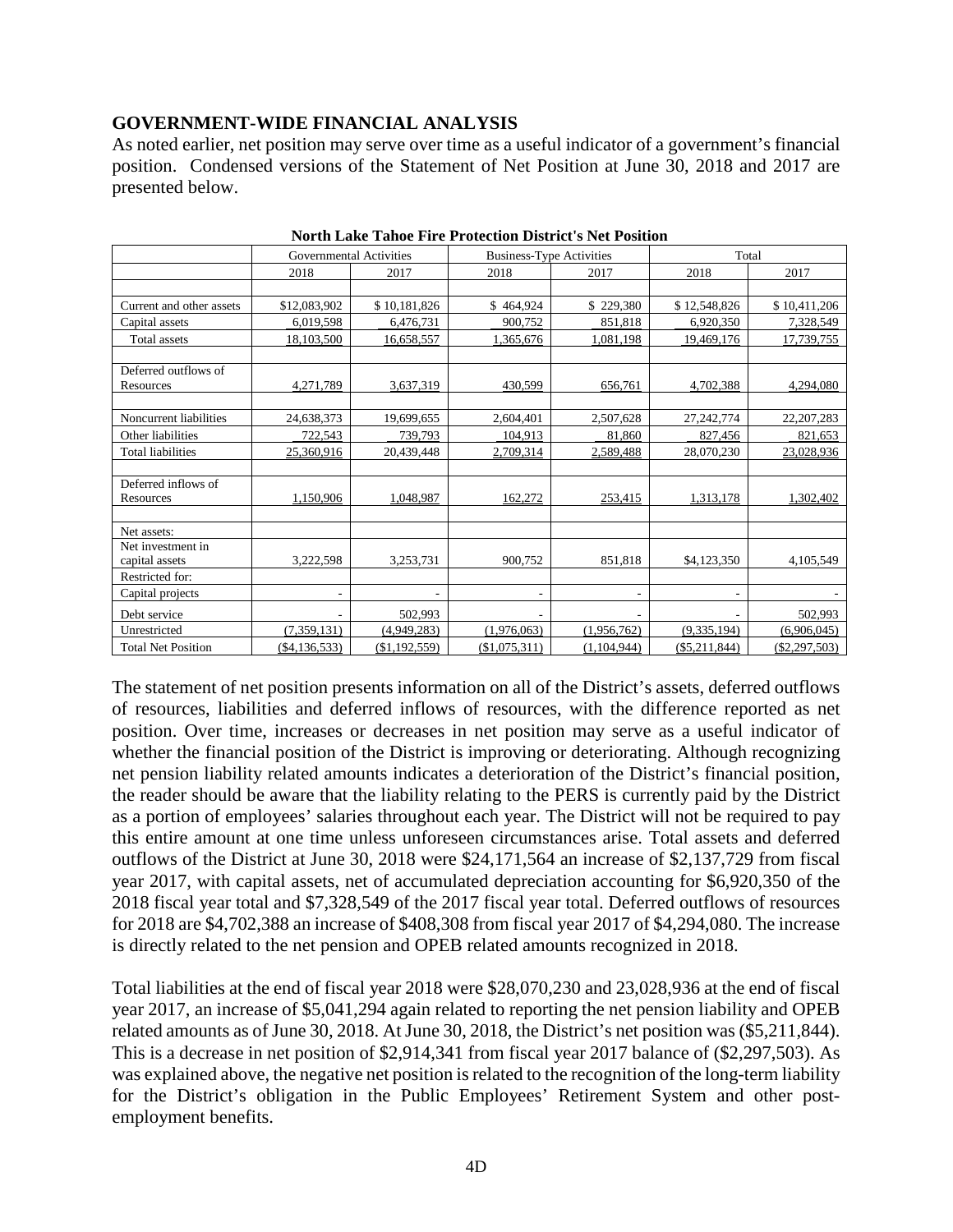## GOVERNMENT-WIDE FINANCIAL ANALYSIS

As noted earlier, net position may serve over time as a useful indicator of a government's financial position. Condensed versions of the Statement of Net Position at June 30, 2018 and 2017 are presented below.

**North Lake Tahoe Fire Protection District's Net Position**

| | Governmental Activities | | Business-Type Activities | | Total | |
|---|---|---|---|---|---|---|
| | 2018 | 2017 | 2018 | 2017 | 2018 | 2017 |
| Current and other assets | $12,083,902 | $ 10,181,826 | $ 464,924 | $ 229,380 | $ 12,548,826 | $ 10,411,206 |
| Capital assets | 6,019,598 | 6,476,731 | 900,752 | 851,818 | 6,920,350 | 7,328,549 |
| Total assets | 18,103,500 | 16,658,557 | 1,365,676 | 1,081,198 | 19,469,176 | 17,739,755 |
| Deferred outflows of Resources | 4,271,789 | 3,637,319 | 430,599 | 656,761 | 4,702,388 | 4,294,080 |
| Noncurrent liabilities | 24,638,373 | 19,699,655 | 2,604,401 | 2,507,628 | 27,242,774 | 22,207,283 |
| Other liabilities | 722,543 | 739,793 | 104,913 | 81,860 | 827,456 | 821,653 |
| Total liabilities | 25,360,916 | 20,439,448 | 2,709,314 | 2,589,488 | 28,070,230 | 23,028,936 |
| Deferred inflows of Resources | 1,150,906 | 1,048,987 | 162,272 | 253,415 | 1,313,178 | 1,302,402 |
| Net assets: | | | | | | |
| Net investment in capital assets | 3,222,598 | 3,253,731 | 900,752 | 851,818 | $4,123,350 | 4,105,549 |
| Restricted for: | | | | | | |
| Capital projects | - | - | - | - | - | - |
| Debt service | - | 502,993 | - | - | - | 502,993 |
| Unrestricted | (7,359,131) | (4,949,283) | (1,976,063) | (1,956,762) | (9,335,194) | (6,906,045) |
| Total Net Position | ($4,136,533) | ($1,192,559) | ($1,075,311) | (1,104,944) | ($5,211,844) | ($2,297,503) |

The statement of net position presents information on all of the District's assets, deferred outflows of resources, liabilities and deferred inflows of resources, with the difference reported as net position. Over time, increases or decreases in net position may serve as a useful indicator of whether the financial position of the District is improving or deteriorating. Although recognizing net pension liability related amounts indicates a deterioration of the District's financial position, the reader should be aware that the liability relating to the PERS is currently paid by the District as a portion of employees' salaries throughout each year. The District will not be required to pay this entire amount at one time unless unforeseen circumstances arise. Total assets and deferred outflows of the District at June 30, 2018 were $24,171,564 an increase of $2,137,729 from fiscal year 2017, with capital assets, net of accumulated depreciation accounting for $6,920,350 of the 2018 fiscal year total and $7,328,549 of the 2017 fiscal year total. Deferred outflows of resources for 2018 are $4,702,388 an increase of $408,308 from fiscal year 2017 of $4,294,080. The increase is directly related to the net pension and OPEB related amounts recognized in 2018.

Total liabilities at the end of fiscal year 2018 were $28,070,230 and 23,028,936 at the end of fiscal year 2017, an increase of $5,041,294 again related to reporting the net pension liability and OPEB related amounts as of June 30, 2018. At June 30, 2018, the District's net position was ($5,211,844). This is a decrease in net position of $2,914,341 from fiscal year 2017 balance of ($2,297,503). As was explained above, the negative net position is related to the recognition of the long-term liability for the District's obligation in the Public Employees' Retirement System and other post-employment benefits.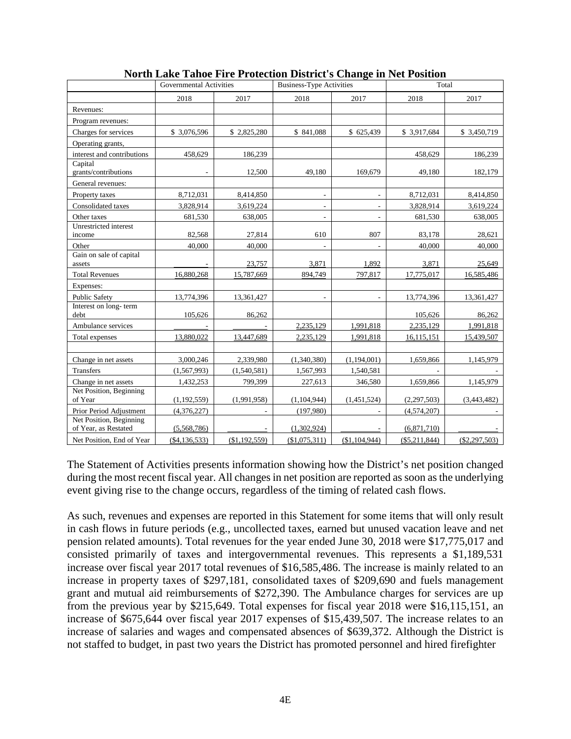**North Lake Tahoe Fire Protection District's Change in Net Position**

| | Governmental Activities | | Business-Type Activities | | Total | |
|---|---|---|---|---|---|---|
| | 2018 | 2017 | 2018 | 2017 | 2018 | 2017 |
| Revenues: | | | | | | |
| Program revenues: | | | | | | |
| Charges for services | $ 3,076,596 | $ 2,825,280 | $ 841,088 | $ 625,439 | $ 3,917,684 | $ 3,450,719 |
| Operating grants, | | | | | | |
| interest and contributions | 458,629 | 186,239 | | | 458,629 | 186,239 |
| Capital grants/contributions | - | 12,500 | 49,180 | 169,679 | 49,180 | 182,179 |
| General revenues: | | | | | | |
| Property taxes | 8,712,031 | 8,414,850 | - | - | 8,712,031 | 8,414,850 |
| Consolidated taxes | 3,828,914 | 3,619,224 | - | - | 3,828,914 | 3,619,224 |
| Other taxes | 681,530 | 638,005 | - | - | 681,530 | 638,005 |
| Unrestricted interest income | 82,568 | 27,814 | 610 | 807 | 83,178 | 28,621 |
| Other | 40,000 | 40,000 | - | - | 40,000 | 40,000 |
| Gain on sale of capital assets | - | 23,757 | 3,871 | 1,892 | 3,871 | 25,649 |
| Total Revenues | 16,880,268 | 15,787,669 | 894,749 | 797,817 | 17,775,017 | 16,585,486 |
| Expenses: | | | | | | |
| Public Safety | 13,774,396 | 13,361,427 | - | - | 13,774,396 | 13,361,427 |
| Interest on long- term debt | 105,626 | 86,262 | | | 105,626 | 86,262 |
| Ambulance services | - | - | 2,235,129 | 1,991,818 | 2,235,129 | 1,991,818 |
| Total expenses | 13,880,022 | 13,447,689 | 2,235,129 | 1,991,818 | 16,115,151 | 15,439,507 |
| | | | | | | |
| Change in net assets | 3,000,246 | 2,339,980 | (1,340,380) | (1,194,001) | 1,659,866 | 1,145,979 |
| Transfers | (1,567,993) | (1,540,581) | 1,567,993 | 1,540,581 | - | - |
| Change in net assets | 1,432,253 | 799,399 | 227,613 | 346,580 | 1,659,866 | 1,145,979 |
| Net Position, Beginning of Year | (1,192,559) | (1,991,958) | (1,104,944) | (1,451,524) | (2,297,503) | (3,443,482) |
| Prior Period Adjustment | (4,376,227) | - | (197,980) | - | (4,574,207) | - |
| Net Position, Beginning of Year, as Restated | (5,568,786) | - | (1,302,924) | - | (6,871,710) | - |
| Net Position, End of Year | ($4,136,533) | ($1,192,559) | ($1,075,311) | ($1,104,944) | ($5,211,844) | ($2,297,503) |

The Statement of Activities presents information showing how the District's net position changed during the most recent fiscal year. All changes in net position are reported as soon as the underlying event giving rise to the change occurs, regardless of the timing of related cash flows.

As such, revenues and expenses are reported in this Statement for some items that will only result in cash flows in future periods (e.g., uncollected taxes, earned but unused vacation leave and net pension related amounts). Total revenues for the year ended June 30, 2018 were $17,775,017 and consisted primarily of taxes and intergovernmental revenues. This represents a $1,189,531 increase over fiscal year 2017 total revenues of $16,585,486. The increase is mainly related to an increase in property taxes of $297,181, consolidated taxes of $209,690 and fuels management grant and mutual aid reimbursements of $272,390. The Ambulance charges for services are up from the previous year by $215,649. Total expenses for fiscal year 2018 were $16,115,151, an increase of $675,644 over fiscal year 2017 expenses of $15,439,507. The increase relates to an increase of salaries and wages and compensated absences of $639,372. Although the District is not staffed to budget, in past two years the District has promoted personnel and hired firefighter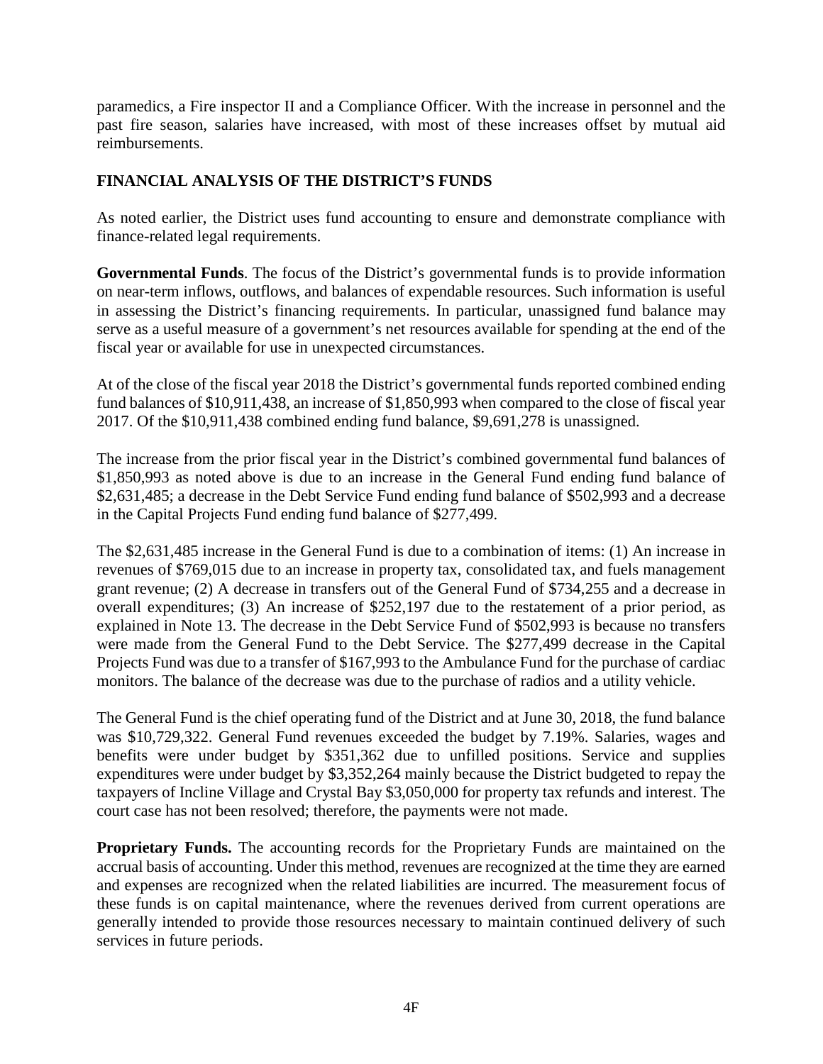paramedics, a Fire inspector II and a Compliance Officer. With the increase in personnel and the past fire season, salaries have increased, with most of these increases offset by mutual aid reimbursements.

## FINANCIAL ANALYSIS OF THE DISTRICT'S FUNDS

As noted earlier, the District uses fund accounting to ensure and demonstrate compliance with finance-related legal requirements.

**Governmental Funds**. The focus of the District's governmental funds is to provide information on near-term inflows, outflows, and balances of expendable resources. Such information is useful in assessing the District's financing requirements. In particular, unassigned fund balance may serve as a useful measure of a government's net resources available for spending at the end of the fiscal year or available for use in unexpected circumstances.

At of the close of the fiscal year 2018 the District's governmental funds reported combined ending fund balances of $10,911,438, an increase of $1,850,993 when compared to the close of fiscal year 2017. Of the $10,911,438 combined ending fund balance, $9,691,278 is unassigned.

The increase from the prior fiscal year in the District's combined governmental fund balances of $1,850,993 as noted above is due to an increase in the General Fund ending fund balance of $2,631,485; a decrease in the Debt Service Fund ending fund balance of $502,993 and a decrease in the Capital Projects Fund ending fund balance of $277,499.

The $2,631,485 increase in the General Fund is due to a combination of items: (1) An increase in revenues of $769,015 due to an increase in property tax, consolidated tax, and fuels management grant revenue; (2) A decrease in transfers out of the General Fund of $734,255 and a decrease in overall expenditures; (3) An increase of $252,197 due to the restatement of a prior period, as explained in Note 13. The decrease in the Debt Service Fund of $502,993 is because no transfers were made from the General Fund to the Debt Service. The $277,499 decrease in the Capital Projects Fund was due to a transfer of $167,993 to the Ambulance Fund for the purchase of cardiac monitors. The balance of the decrease was due to the purchase of radios and a utility vehicle.

The General Fund is the chief operating fund of the District and at June 30, 2018, the fund balance was $10,729,322. General Fund revenues exceeded the budget by 7.19%. Salaries, wages and benefits were under budget by $351,362 due to unfilled positions. Service and supplies expenditures were under budget by $3,352,264 mainly because the District budgeted to repay the taxpayers of Incline Village and Crystal Bay $3,050,000 for property tax refunds and interest. The court case has not been resolved; therefore, the payments were not made.

**Proprietary Funds.** The accounting records for the Proprietary Funds are maintained on the accrual basis of accounting. Under this method, revenues are recognized at the time they are earned and expenses are recognized when the related liabilities are incurred. The measurement focus of these funds is on capital maintenance, where the revenues derived from current operations are generally intended to provide those resources necessary to maintain continued delivery of such services in future periods.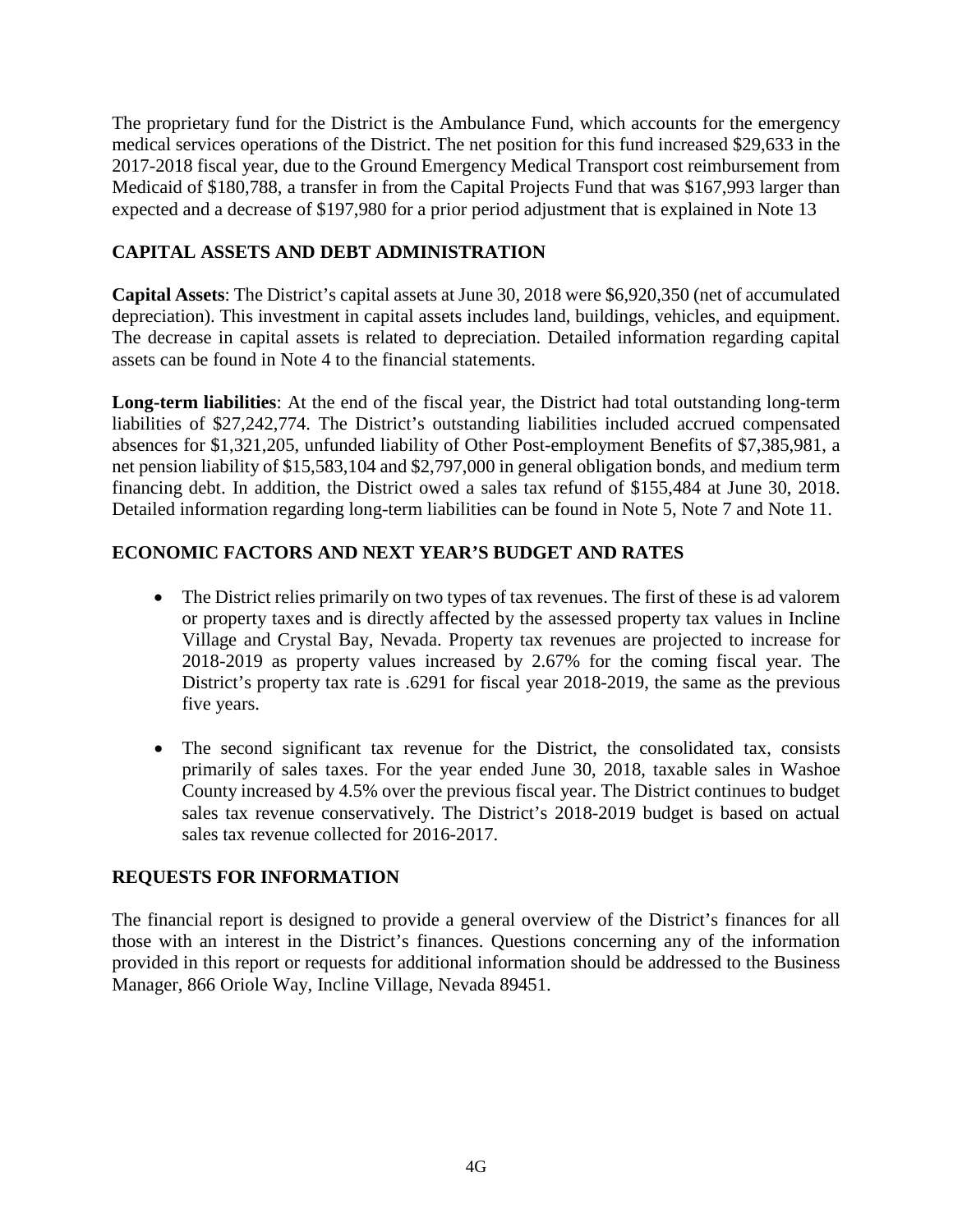The proprietary fund for the District is the Ambulance Fund, which accounts for the emergency medical services operations of the District. The net position for this fund increased $29,633 in the 2017-2018 fiscal year, due to the Ground Emergency Medical Transport cost reimbursement from Medicaid of $180,788, a transfer in from the Capital Projects Fund that was $167,993 larger than expected and a decrease of $197,980 for a prior period adjustment that is explained in Note 13

## CAPITAL ASSETS AND DEBT ADMINISTRATION

**Capital Assets**: The District's capital assets at June 30, 2018 were $6,920,350 (net of accumulated depreciation). This investment in capital assets includes land, buildings, vehicles, and equipment. The decrease in capital assets is related to depreciation. Detailed information regarding capital assets can be found in Note 4 to the financial statements.

**Long-term liabilities**: At the end of the fiscal year, the District had total outstanding long-term liabilities of $27,242,774. The District's outstanding liabilities included accrued compensated absences for $1,321,205, unfunded liability of Other Post-employment Benefits of $7,385,981, a net pension liability of $15,583,104 and $2,797,000 in general obligation bonds, and medium term financing debt. In addition, the District owed a sales tax refund of $155,484 at June 30, 2018. Detailed information regarding long-term liabilities can be found in Note 5, Note 7 and Note 11.

## ECONOMIC FACTORS AND NEXT YEAR'S BUDGET AND RATES

- The District relies primarily on two types of tax revenues. The first of these is ad valorem or property taxes and is directly affected by the assessed property tax values in Incline Village and Crystal Bay, Nevada. Property tax revenues are projected to increase for 2018-2019 as property values increased by 2.67% for the coming fiscal year. The District's property tax rate is .6291 for fiscal year 2018-2019, the same as the previous five years.

- The second significant tax revenue for the District, the consolidated tax, consists primarily of sales taxes. For the year ended June 30, 2018, taxable sales in Washoe County increased by 4.5% over the previous fiscal year. The District continues to budget sales tax revenue conservatively. The District's 2018-2019 budget is based on actual sales tax revenue collected for 2016-2017.

## REQUESTS FOR INFORMATION

The financial report is designed to provide a general overview of the District's finances for all those with an interest in the District's finances. Questions concerning any of the information provided in this report or requests for additional information should be addressed to the Business Manager, 866 Oriole Way, Incline Village, Nevada 89451.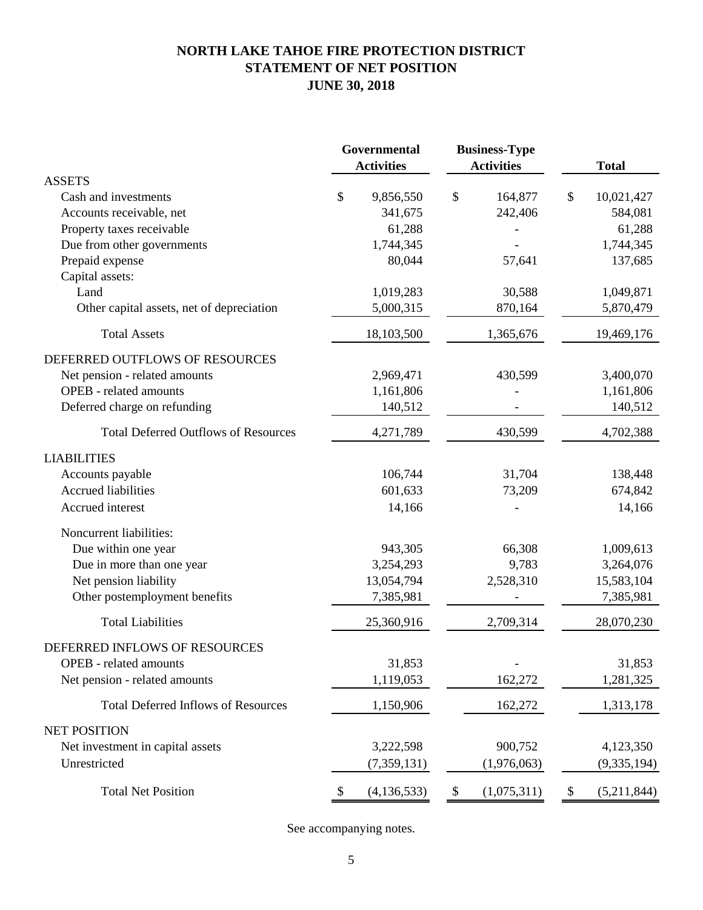# NORTH LAKE TAHOE FIRE PROTECTION DISTRICT
# STATEMENT OF NET POSITION
# JUNE 30, 2018

| | Governmental Activities | Business-Type Activities | Total |
|---|---|---|---|
| **ASSETS** | | | |
| Cash and investments | $ 9,856,550 | $ 164,877 | $ 10,021,427 |
| Accounts receivable, net | 341,675 | 242,406 | 584,081 |
| Property taxes receivable | 61,288 | - | 61,288 |
| Due from other governments | 1,744,345 | - | 1,744,345 |
| Prepaid expense | 80,044 | 57,641 | 137,685 |
| Capital assets: | | | |
| Land | 1,019,283 | 30,588 | 1,049,871 |
| Other capital assets, net of depreciation | 5,000,315 | 870,164 | 5,870,479 |
| Total Assets | 18,103,500 | 1,365,676 | 19,469,176 |
| **DEFERRED OUTFLOWS OF RESOURCES** | | | |
| Net pension - related amounts | 2,969,471 | 430,599 | 3,400,070 |
| OPEB - related amounts | 1,161,806 | - | 1,161,806 |
| Deferred charge on refunding | 140,512 | - | 140,512 |
| Total Deferred Outflows of Resources | 4,271,789 | 430,599 | 4,702,388 |
| **LIABILITIES** | | | |
| Accounts payable | 106,744 | 31,704 | 138,448 |
| Accrued liabilities | 601,633 | 73,209 | 674,842 |
| Accrued interest | 14,166 | - | 14,166 |
| Noncurrent liabilities: | | | |
| Due within one year | 943,305 | 66,308 | 1,009,613 |
| Due in more than one year | 3,254,293 | 9,783 | 3,264,076 |
| Net pension liability | 13,054,794 | 2,528,310 | 15,583,104 |
| Other postemployment benefits | 7,385,981 | - | 7,385,981 |
| Total Liabilities | 25,360,916 | 2,709,314 | 28,070,230 |
| **DEFERRED INFLOWS OF RESOURCES** | | | |
| OPEB - related amounts | 31,853 | - | 31,853 |
| Net pension - related amounts | 1,119,053 | 162,272 | 1,281,325 |
| Total Deferred Inflows of Resources | 1,150,906 | 162,272 | 1,313,178 |
| **NET POSITION** | | | |
| Net investment in capital assets | 3,222,598 | 900,752 | 4,123,350 |
| Unrestricted | (7,359,131) | (1,976,063) | (9,335,194) |
| Total Net Position | $ (4,136,533) | $ (1,075,311) | $ (5,211,844) |

See accompanying notes.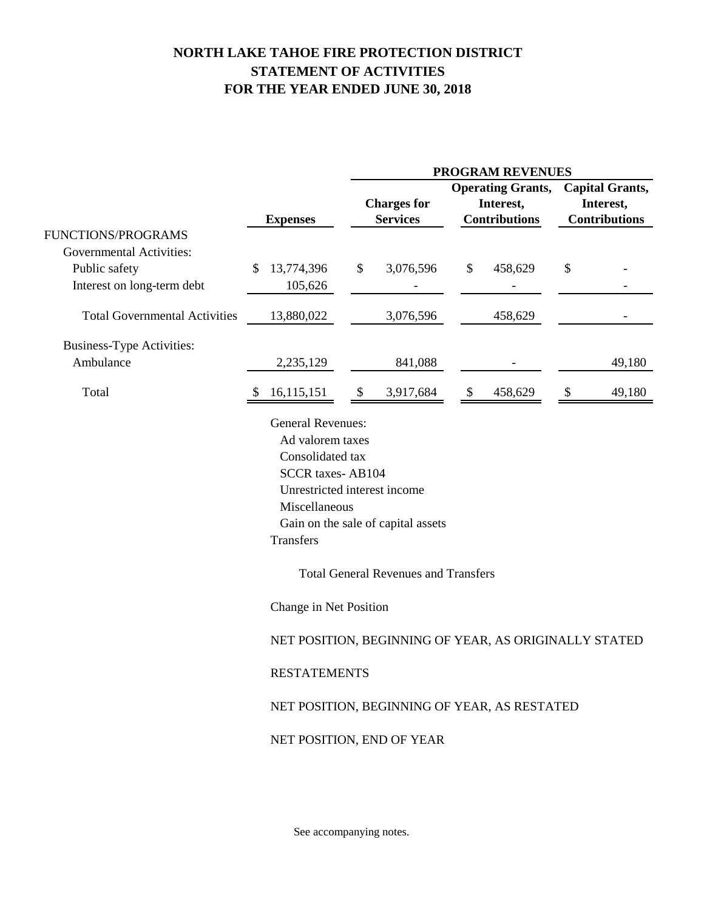# NORTH LAKE TAHOE FIRE PROTECTION DISTRICT
# STATEMENT OF ACTIVITIES
# FOR THE YEAR ENDED JUNE 30, 2018

| | | PROGRAM REVENUES | | |
|---|---|---|---|---|
| | **Expenses** | **Charges for Services** | **Operating Grants, Interest, Contributions** | **Capital Grants, Interest, Contributions** |
| FUNCTIONS/PROGRAMS | | | | |
| Governmental Activities: | | | | |
| Public safety | $ 13,774,396 | $ 3,076,596 | $ 458,629 | $ - |
| Interest on long-term debt | 105,626 | - | - | - |
| Total Governmental Activities | 13,880,022 | 3,076,596 | 458,629 | - |
| Business-Type Activities: | | | | |
| Ambulance | 2,235,129 | 841,088 | - | 49,180 |
| Total | $ 16,115,151 | $ 3,917,684 | $ 458,629 | $ 49,180 |

General Revenues:
- Ad valorem taxes
- Consolidated tax
- SCCR taxes- AB104
- Unrestricted interest income
- Miscellaneous
- Gain on the sale of capital assets

Transfers

Total General Revenues and Transfers

Change in Net Position

NET POSITION, BEGINNING OF YEAR, AS ORIGINALLY STATED

RESTATEMENTS

NET POSITION, BEGINNING OF YEAR, AS RESTATED

NET POSITION, END OF YEAR

See accompanying notes.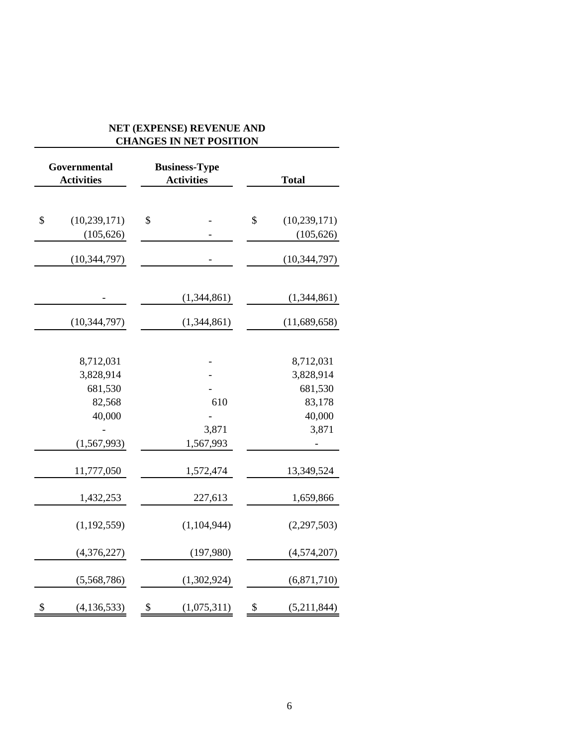| NET (EXPENSE) REVENUE AND CHANGES IN NET POSITION | | |
|---|---|---|
| **Governmental Activities** | **Business-Type Activities** | **Total** |
| | | |
| $ (10,239,171) | $ - | $ (10,239,171) |
| (105,626) | - | (105,626) |
| (10,344,797) | - | (10,344,797) |
| | | |
| - | (1,344,861) | (1,344,861) |
| (10,344,797) | (1,344,861) | (11,689,658) |
| | | |
| 8,712,031 | - | 8,712,031 |
| 3,828,914 | - | 3,828,914 |
| 681,530 | - | 681,530 |
| 82,568 | 610 | 83,178 |
| 40,000 | - | 40,000 |
| - | 3,871 | 3,871 |
| (1,567,993) | 1,567,993 | - |
| 11,777,050 | 1,572,474 | 13,349,524 |
| 1,432,253 | 227,613 | 1,659,866 |
| (1,192,559) | (1,104,944) | (2,297,503) |
| (4,376,227) | (197,980) | (4,574,207) |
| (5,568,786) | (1,302,924) | (6,871,710) |
| $ (4,136,533) | $ (1,075,311) | $ (5,211,844) |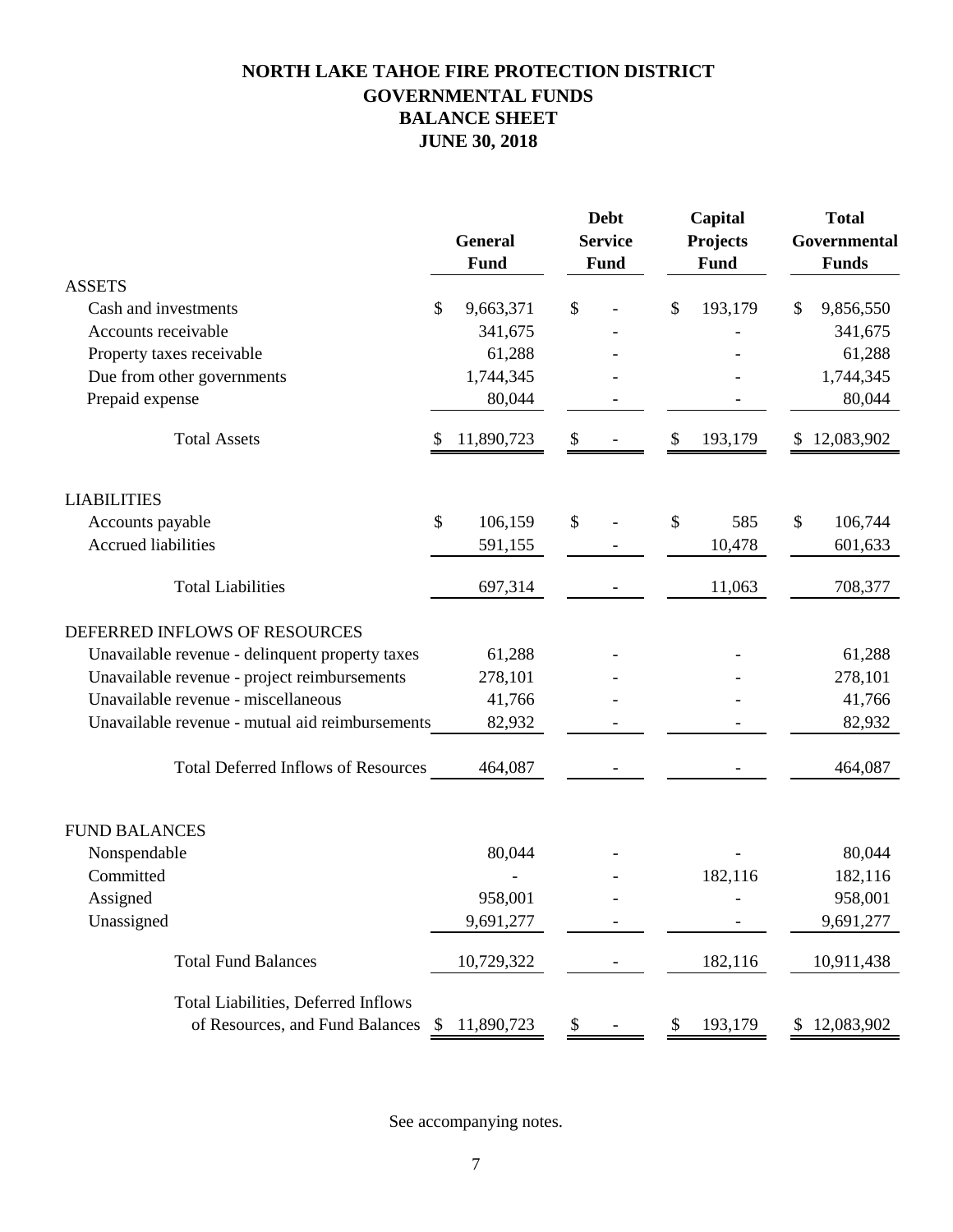# NORTH LAKE TAHOE FIRE PROTECTION DISTRICT
## GOVERNMENTAL FUNDS
## BALANCE SHEET
## JUNE 30, 2018

| | General Fund | Debt Service Fund | Capital Projects Fund | Total Governmental Funds |
|---|---|---|---|---|
| **ASSETS** | | | | |
| Cash and investments | $ 9,663,371 | $ - | $ 193,179 | $ 9,856,550 |
| Accounts receivable | 341,675 | - | - | 341,675 |
| Property taxes receivable | 61,288 | - | - | 61,288 |
| Due from other governments | 1,744,345 | - | - | 1,744,345 |
| Prepaid expense | 80,044 | - | - | 80,044 |
| Total Assets | $ 11,890,723 | $ - | $ 193,179 | $ 12,083,902 |
| **LIABILITIES** | | | | |
| Accounts payable | $ 106,159 | $ - | $ 585 | $ 106,744 |
| Accrued liabilities | 591,155 | - | 10,478 | 601,633 |
| Total Liabilities | 697,314 | - | 11,063 | 708,377 |
| **DEFERRED INFLOWS OF RESOURCES** | | | | |
| Unavailable revenue - delinquent property taxes | 61,288 | - | - | 61,288 |
| Unavailable revenue - project reimbursements | 278,101 | - | - | 278,101 |
| Unavailable revenue - miscellaneous | 41,766 | - | - | 41,766 |
| Unavailable revenue - mutual aid reimbursements | 82,932 | - | - | 82,932 |
| Total Deferred Inflows of Resources | 464,087 | - | - | 464,087 |
| **FUND BALANCES** | | | | |
| Nonspendable | 80,044 | - | - | 80,044 |
| Committed | - | - | 182,116 | 182,116 |
| Assigned | 958,001 | - | - | 958,001 |
| Unassigned | 9,691,277 | - | - | 9,691,277 |
| Total Fund Balances | 10,729,322 | - | 182,116 | 10,911,438 |
| Total Liabilities, Deferred Inflows of Resources, and Fund Balances | $ 11,890,723 | $ - | $ 193,179 | $ 12,083,902 |

See accompanying notes.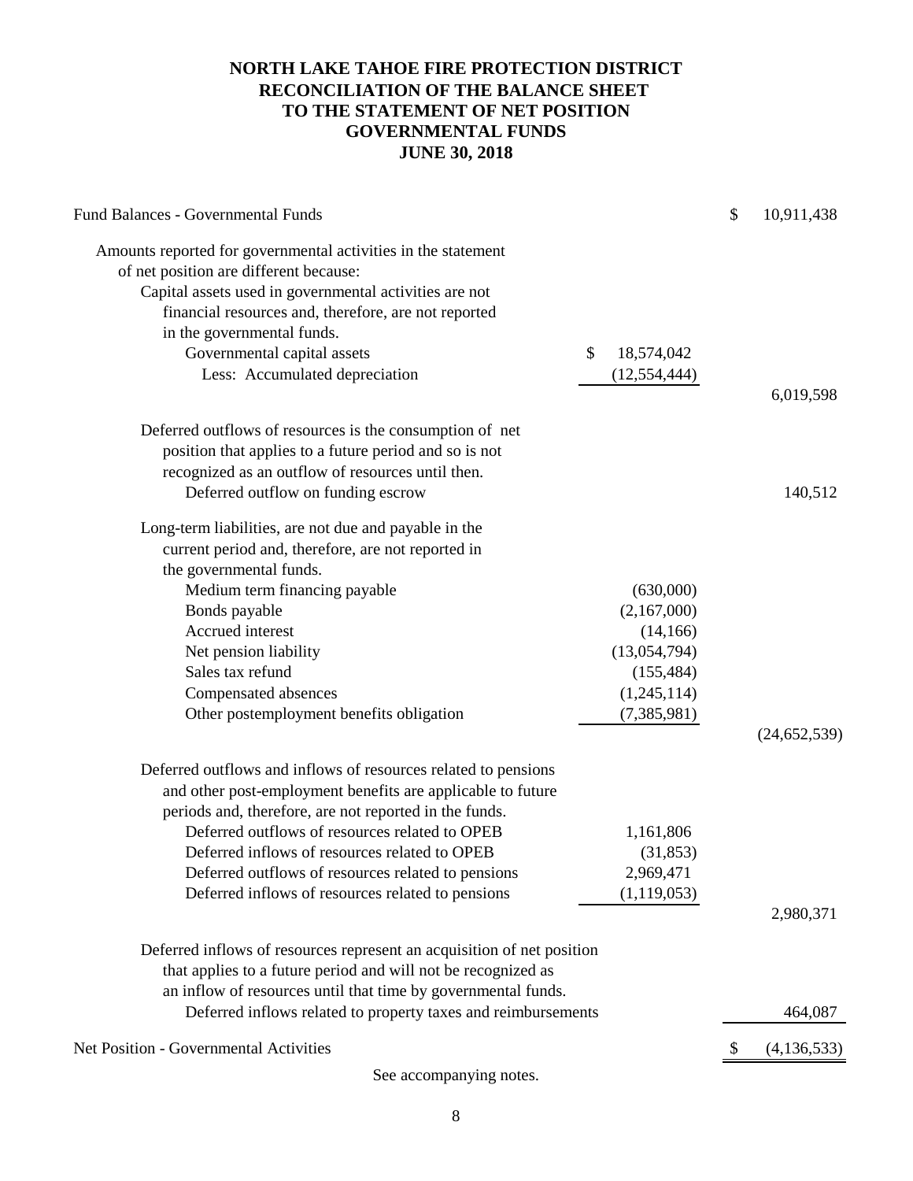# NORTH LAKE TAHOE FIRE PROTECTION DISTRICT
## RECONCILIATION OF THE BALANCE SHEET TO THE STATEMENT OF NET POSITION GOVERNMENTAL FUNDS
### JUNE 30, 2018

| | | |
|---|---|---|
| Fund Balances - Governmental Funds | | $ 10,911,438 |
| Amounts reported for governmental activities in the statement of net position are different because: | | |
| Capital assets used in governmental activities are not financial resources and, therefore, are not reported in the governmental funds. | | |
| Governmental capital assets | $ 18,574,042 | |
| Less: Accumulated depreciation | (12,554,444) | |
| | | 6,019,598 |
| Deferred outflows of resources is the consumption of net position that applies to a future period and so is not recognized as an outflow of resources until then. | | |
| Deferred outflow on funding escrow | | 140,512 |
| Long-term liabilities, are not due and payable in the current period and, therefore, are not reported in the governmental funds. | | |
| Medium term financing payable | (630,000) | |
| Bonds payable | (2,167,000) | |
| Accrued interest | (14,166) | |
| Net pension liability | (13,054,794) | |
| Sales tax refund | (155,484) | |
| Compensated absences | (1,245,114) | |
| Other postemployment benefits obligation | (7,385,981) | |
| | | (24,652,539) |
| Deferred outflows and inflows of resources related to pensions and other post-employment benefits are applicable to future periods and, therefore, are not reported in the funds. | | |
| Deferred outflows of resources related to OPEB | 1,161,806 | |
| Deferred inflows of resources related to OPEB | (31,853) | |
| Deferred outflows of resources related to pensions | 2,969,471 | |
| Deferred inflows of resources related to pensions | (1,119,053) | |
| | | 2,980,371 |
| Deferred inflows of resources represent an acquisition of net position that applies to a future period and will not be recognized as an inflow of resources until that time by governmental funds. | | |
| Deferred inflows related to property taxes and reimbursements | | 464,087 |
| Net Position - Governmental Activities | | $ (4,136,533) |

See accompanying notes.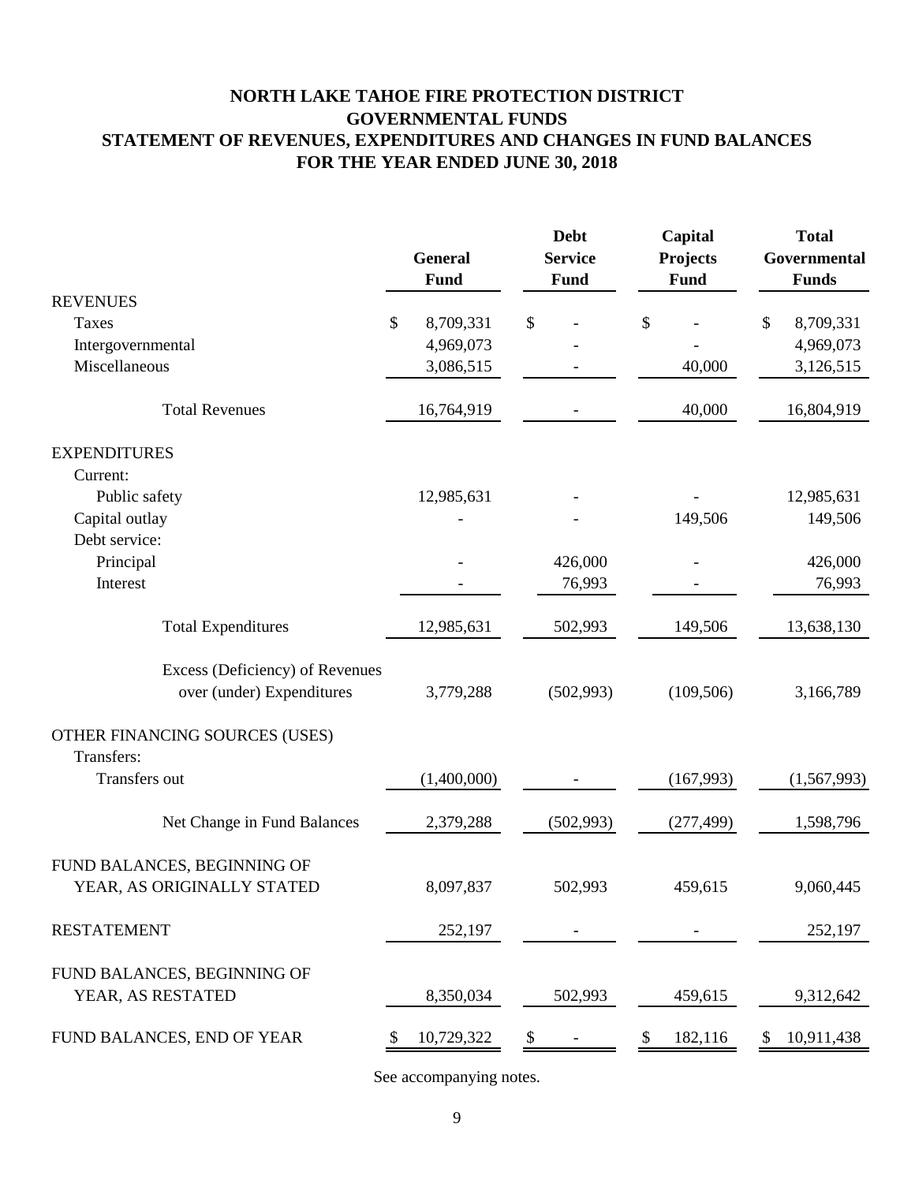# NORTH LAKE TAHOE FIRE PROTECTION DISTRICT
## GOVERNMENTAL FUNDS
## STATEMENT OF REVENUES, EXPENDITURES AND CHANGES IN FUND BALANCES
## FOR THE YEAR ENDED JUNE 30, 2018

| | General Fund | Debt Service Fund | Capital Projects Fund | Total Governmental Funds |
|---|---|---|---|---|
| **REVENUES** | | | | |
| Taxes | $ 8,709,331 | $ - | $ - | $ 8,709,331 |
| Intergovernmental | 4,969,073 | - | - | 4,969,073 |
| Miscellaneous | 3,086,515 | - | 40,000 | 3,126,515 |
| Total Revenues | 16,764,919 | - | 40,000 | 16,804,919 |
| **EXPENDITURES** | | | | |
| Current: | | | | |
| Public safety | 12,985,631 | - | - | 12,985,631 |
| Capital outlay | - | - | 149,506 | 149,506 |
| Debt service: | | | | |
| Principal | - | 426,000 | - | 426,000 |
| Interest | - | 76,993 | - | 76,993 |
| Total Expenditures | 12,985,631 | 502,993 | 149,506 | 13,638,130 |
| Excess (Deficiency) of Revenues over (under) Expenditures | 3,779,288 | (502,993) | (109,506) | 3,166,789 |
| **OTHER FINANCING SOURCES (USES)** | | | | |
| Transfers: | | | | |
| Transfers out | (1,400,000) | - | (167,993) | (1,567,993) |
| Net Change in Fund Balances | 2,379,288 | (502,993) | (277,499) | 1,598,796 |
| FUND BALANCES, BEGINNING OF YEAR, AS ORIGINALLY STATED | 8,097,837 | 502,993 | 459,615 | 9,060,445 |
| RESTATEMENT | 252,197 | - | - | 252,197 |
| FUND BALANCES, BEGINNING OF YEAR, AS RESTATED | 8,350,034 | 502,993 | 459,615 | 9,312,642 |
| FUND BALANCES, END OF YEAR | $ 10,729,322 | $ - | $ 182,116 | $ 10,911,438 |

See accompanying notes.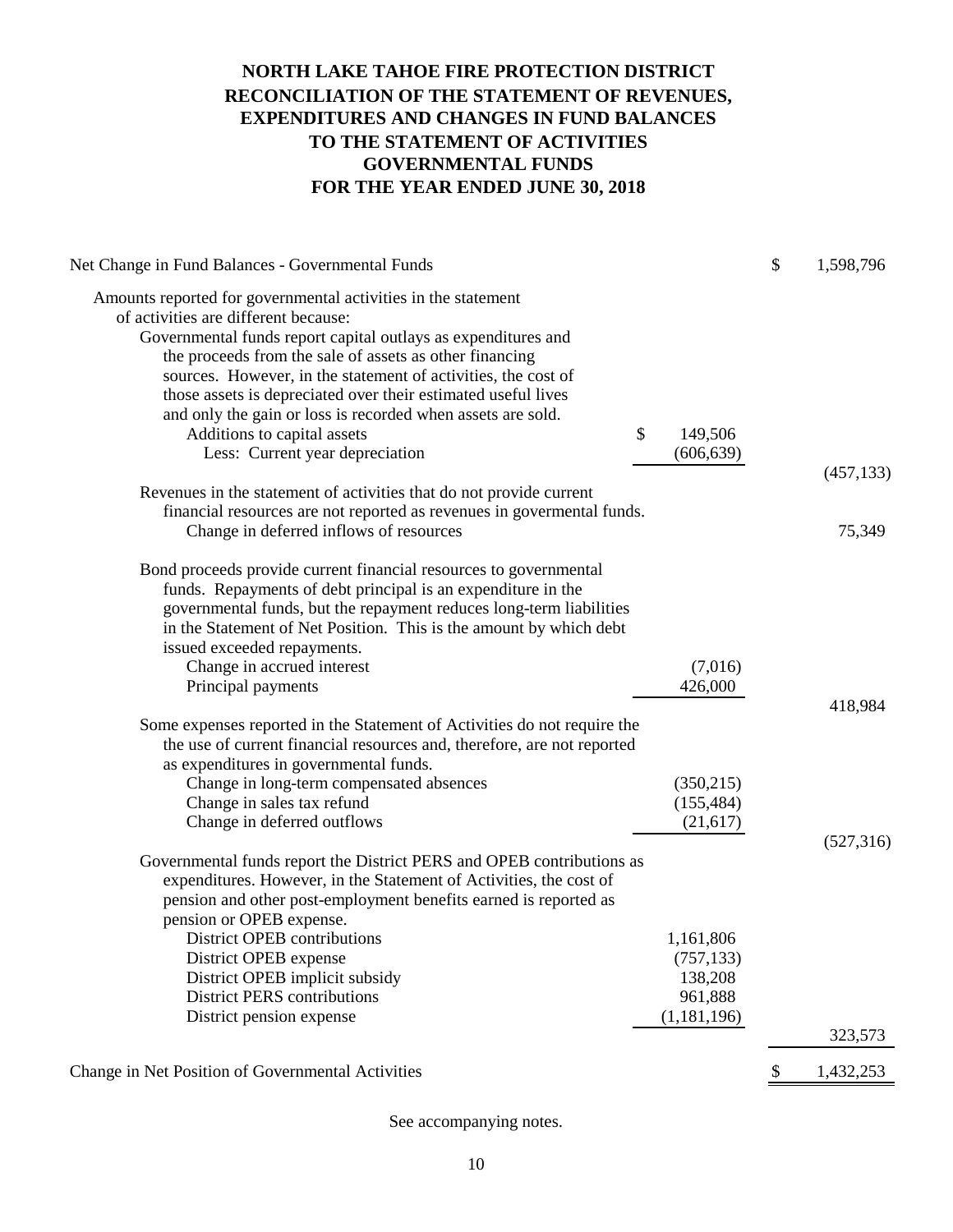# NORTH LAKE TAHOE FIRE PROTECTION DISTRICT
# RECONCILIATION OF THE STATEMENT OF REVENUES, EXPENDITURES AND CHANGES IN FUND BALANCES TO THE STATEMENT OF ACTIVITIES
# GOVERNMENTAL FUNDS
# FOR THE YEAR ENDED JUNE 30, 2018

| | | |
|---|---|---|
| Net Change in Fund Balances - Governmental Funds | | $ 1,598,796 |
| Amounts reported for governmental activities in the statement of activities are different because: | | |
| Governmental funds report capital outlays as expenditures and the proceeds from the sale of assets as other financing sources. However, in the statement of activities, the cost of those assets is depreciated over their estimated useful lives and only the gain or loss is recorded when assets are sold. | | |
| Additions to capital assets | $ 149,506 | |
| Less: Current year depreciation | (606,639) | |
| | | (457,133) |
| Revenues in the statement of activities that do not provide current financial resources are not reported as revenues in govermental funds. | | |
| Change in deferred inflows of resources | | 75,349 |
| Bond proceeds provide current financial resources to governmental funds. Repayments of debt principal is an expenditure in the governmental funds, but the repayment reduces long-term liabilities in the Statement of Net Position. This is the amount by which debt issued exceeded repayments. | | |
| Change in accrued interest | (7,016) | |
| Principal payments | 426,000 | |
| | | 418,984 |
| Some expenses reported in the Statement of Activities do not require the the use of current financial resources and, therefore, are not reported as expenditures in governmental funds. | | |
| Change in long-term compensated absences | (350,215) | |
| Change in sales tax refund | (155,484) | |
| Change in deferred outflows | (21,617) | |
| | | (527,316) |
| Governmental funds report the District PERS and OPEB contributions as expenditures. However, in the Statement of Activities, the cost of pension and other post-employment benefits earned is reported as pension or OPEB expense. | | |
| District OPEB contributions | 1,161,806 | |
| District OPEB expense | (757,133) | |
| District OPEB implicit subsidy | 138,208 | |
| District PERS contributions | 961,888 | |
| District pension expense | (1,181,196) | |
| | | 323,573 |
| Change in Net Position of Governmental Activities | | $ 1,432,253 |

See accompanying notes.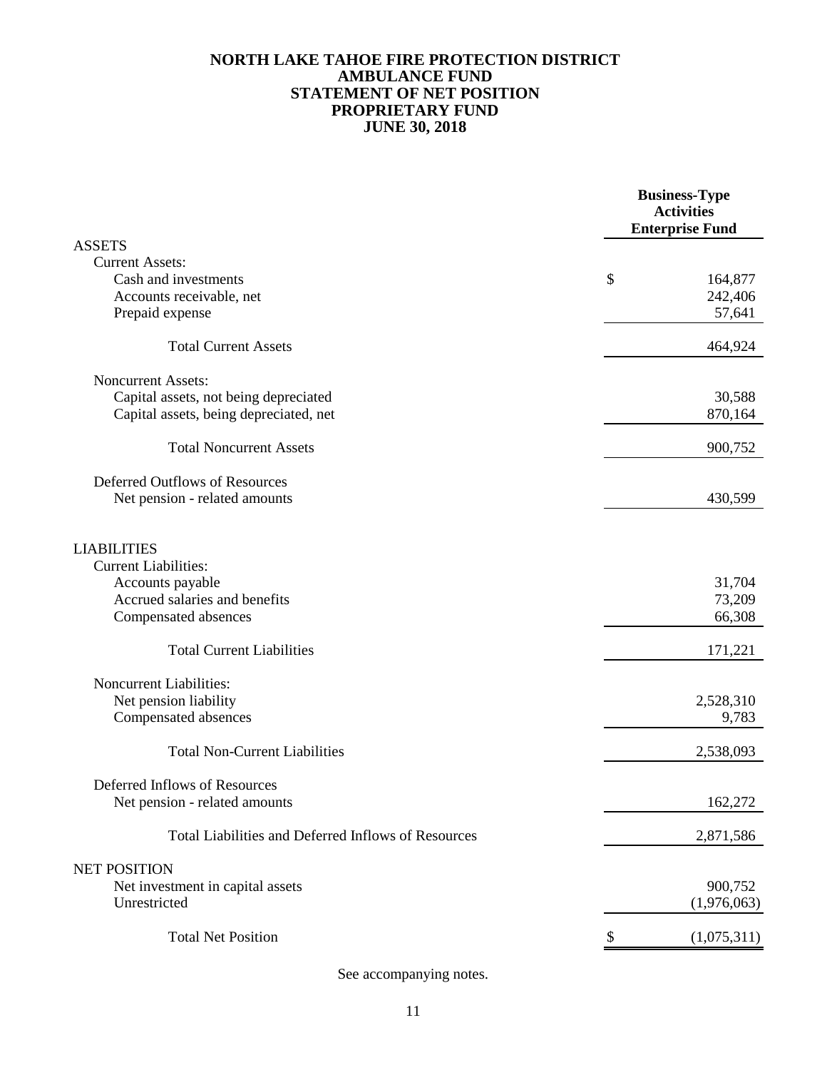# NORTH LAKE TAHOE FIRE PROTECTION DISTRICT
## AMBULANCE FUND
## STATEMENT OF NET POSITION
## PROPRIETARY FUND
## JUNE 30, 2018

| | Business-Type Activities Enterprise Fund |
|---|---|
| **ASSETS** | |
| Current Assets: | |
| Cash and investments | $ 164,877 |
| Accounts receivable, net | 242,406 |
| Prepaid expense | 57,641 |
| Total Current Assets | 464,924 |
| Noncurrent Assets: | |
| Capital assets, not being depreciated | 30,588 |
| Capital assets, being depreciated, net | 870,164 |
| Total Noncurrent Assets | 900,752 |
| Deferred Outflows of Resources | |
| Net pension - related amounts | 430,599 |
| **LIABILITIES** | |
| Current Liabilities: | |
| Accounts payable | 31,704 |
| Accrued salaries and benefits | 73,209 |
| Compensated absences | 66,308 |
| Total Current Liabilities | 171,221 |
| Noncurrent Liabilities: | |
| Net pension liability | 2,528,310 |
| Compensated absences | 9,783 |
| Total Non-Current Liabilities | 2,538,093 |
| Deferred Inflows of Resources | |
| Net pension - related amounts | 162,272 |
| Total Liabilities and Deferred Inflows of Resources | 2,871,586 |
| **NET POSITION** | |
| Net investment in capital assets | 900,752 |
| Unrestricted | (1,976,063) |
| Total Net Position | $ (1,075,311) |

See accompanying notes.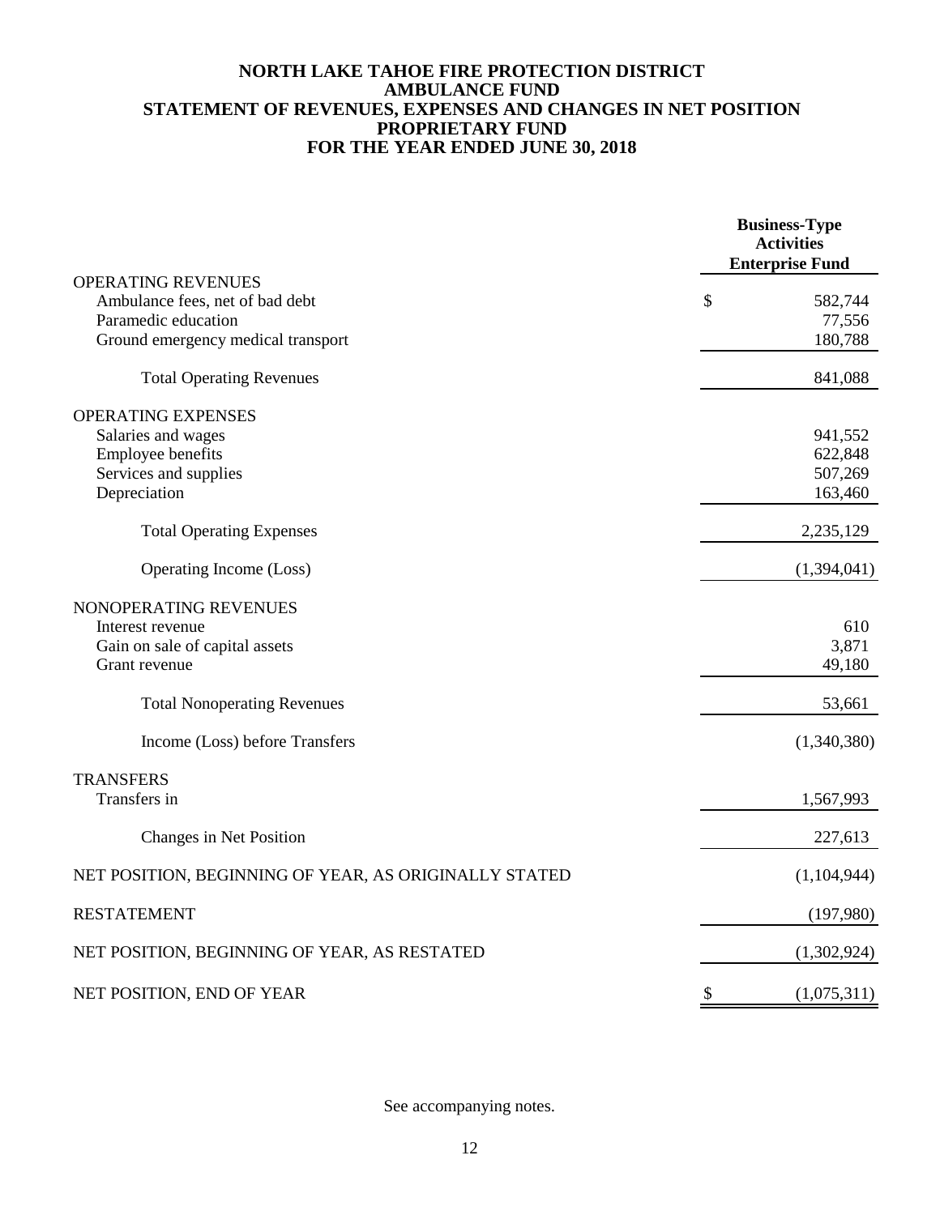# NORTH LAKE TAHOE FIRE PROTECTION DISTRICT
## AMBULANCE FUND
## STATEMENT OF REVENUES, EXPENSES AND CHANGES IN NET POSITION
## PROPRIETARY FUND
## FOR THE YEAR ENDED JUNE 30, 2018

| | Business-Type Activities Enterprise Fund |
|---|---|
| OPERATING REVENUES | |
| Ambulance fees, net of bad debt | $ 582,744 |
| Paramedic education | 77,556 |
| Ground emergency medical transport | 180,788 |
| Total Operating Revenues | 841,088 |
| OPERATING EXPENSES | |
| Salaries and wages | 941,552 |
| Employee benefits | 622,848 |
| Services and supplies | 507,269 |
| Depreciation | 163,460 |
| Total Operating Expenses | 2,235,129 |
| Operating Income (Loss) | (1,394,041) |
| NONOPERATING REVENUES | |
| Interest revenue | 610 |
| Gain on sale of capital assets | 3,871 |
| Grant revenue | 49,180 |
| Total Nonoperating Revenues | 53,661 |
| Income (Loss) before Transfers | (1,340,380) |
| TRANSFERS | |
| Transfers in | 1,567,993 |
| Changes in Net Position | 227,613 |
| NET POSITION, BEGINNING OF YEAR, AS ORIGINALLY STATED | (1,104,944) |
| RESTATEMENT | (197,980) |
| NET POSITION, BEGINNING OF YEAR, AS RESTATED | (1,302,924) |
| NET POSITION, END OF YEAR | $ (1,075,311) |

See accompanying notes.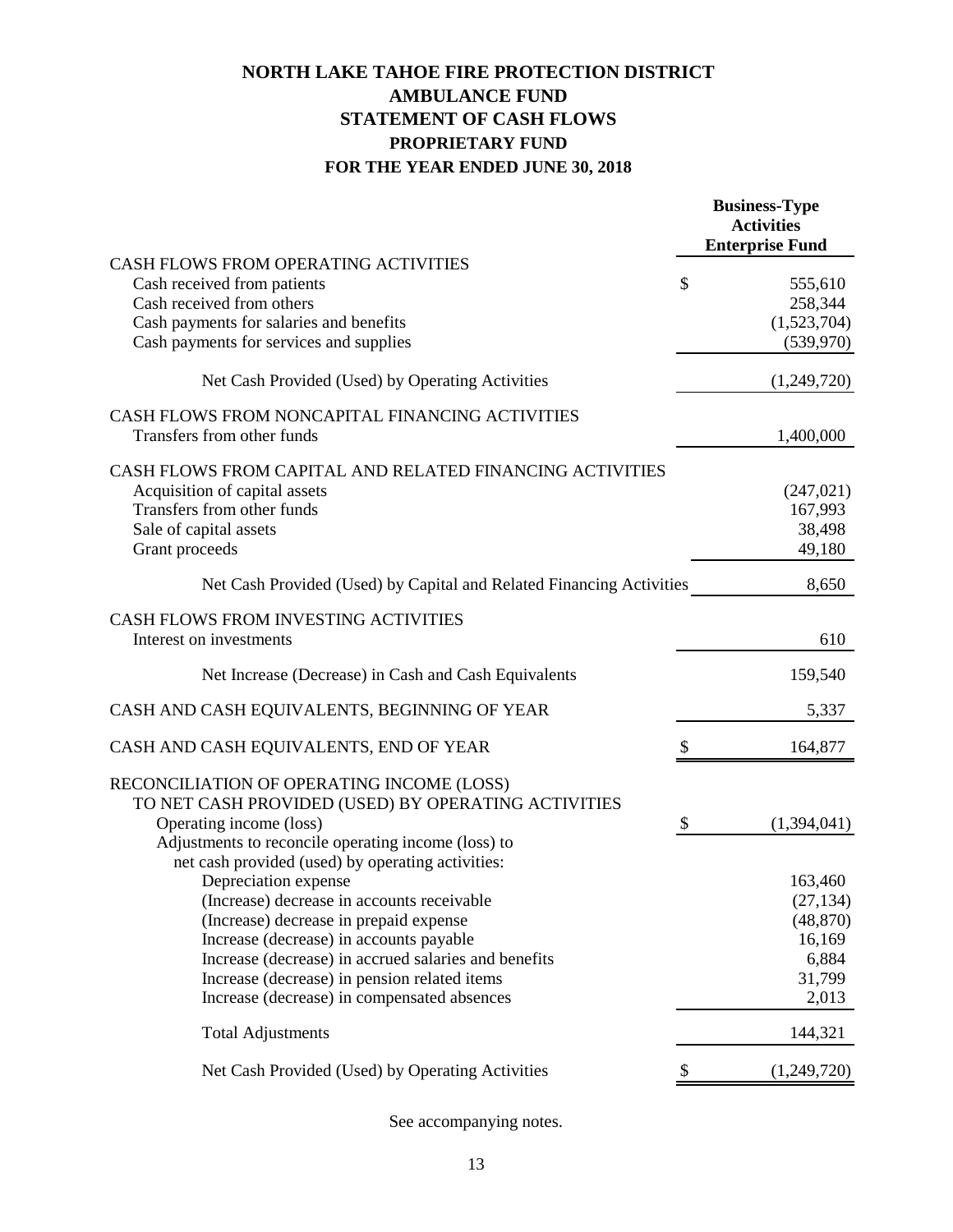# NORTH LAKE TAHOE FIRE PROTECTION DISTRICT
## AMBULANCE FUND
## STATEMENT OF CASH FLOWS
### PROPRIETARY FUND
### FOR THE YEAR ENDED JUNE 30, 2018

| | Business-Type Activities Enterprise Fund |
|---|---|
| CASH FLOWS FROM OPERATING ACTIVITIES | |
| Cash received from patients | $ 555,610 |
| Cash received from others | 258,344 |
| Cash payments for salaries and benefits | (1,523,704) |
| Cash payments for services and supplies | (539,970) |
| Net Cash Provided (Used) by Operating Activities | (1,249,720) |
| CASH FLOWS FROM NONCAPITAL FINANCING ACTIVITIES | |
| Transfers from other funds | 1,400,000 |
| CASH FLOWS FROM CAPITAL AND RELATED FINANCING ACTIVITIES | |
| Acquisition of capital assets | (247,021) |
| Transfers from other funds | 167,993 |
| Sale of capital assets | 38,498 |
| Grant proceeds | 49,180 |
| Net Cash Provided (Used) by Capital and Related Financing Activities | 8,650 |
| CASH FLOWS FROM INVESTING ACTIVITIES | |
| Interest on investments | 610 |
| Net Increase (Decrease) in Cash and Cash Equivalents | 159,540 |
| CASH AND CASH EQUIVALENTS, BEGINNING OF YEAR | 5,337 |
| CASH AND CASH EQUIVALENTS, END OF YEAR | $ 164,877 |
| RECONCILIATION OF OPERATING INCOME (LOSS) TO NET CASH PROVIDED (USED) BY OPERATING ACTIVITIES | |
| Operating income (loss) | $ (1,394,041) |
| Adjustments to reconcile operating income (loss) to net cash provided (used) by operating activities: | |
| Depreciation expense | 163,460 |
| (Increase) decrease in accounts receivable | (27,134) |
| (Increase) decrease in prepaid expense | (48,870) |
| Increase (decrease) in accounts payable | 16,169 |
| Increase (decrease) in accrued salaries and benefits | 6,884 |
| Increase (decrease) in pension related items | 31,799 |
| Increase (decrease) in compensated absences | 2,013 |
| Total Adjustments | 144,321 |
| Net Cash Provided (Used) by Operating Activities | $ (1,249,720) |

See accompanying notes.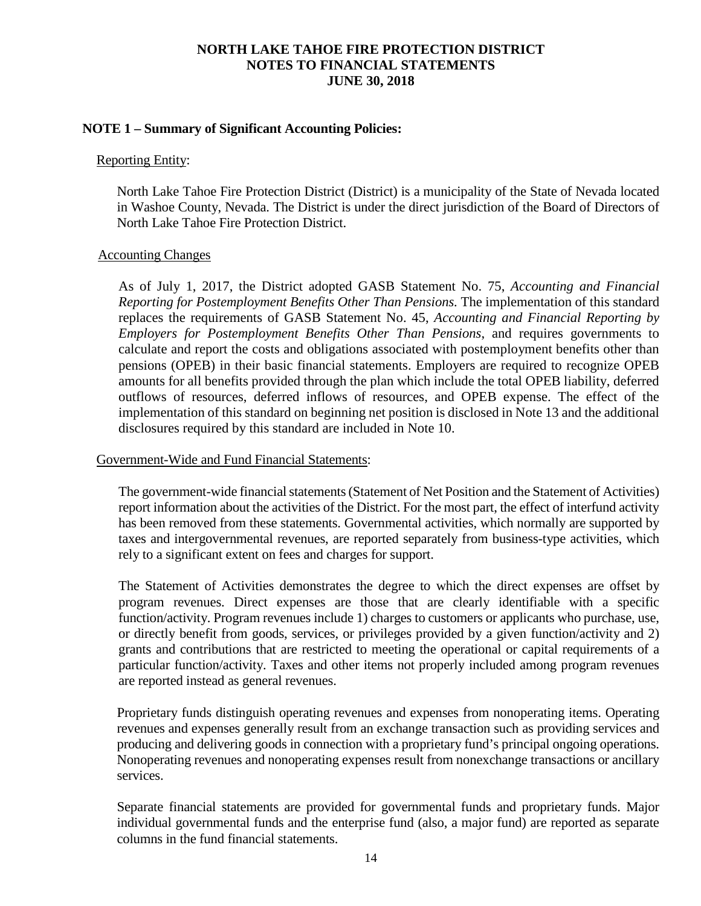# NORTH LAKE TAHOE FIRE PROTECTION DISTRICT
## NOTES TO FINANCIAL STATEMENTS
## JUNE 30, 2018

### NOTE 1 – Summary of Significant Accounting Policies:

Reporting Entity:

North Lake Tahoe Fire Protection District (District) is a municipality of the State of Nevada located in Washoe County, Nevada. The District is under the direct jurisdiction of the Board of Directors of North Lake Tahoe Fire Protection District.

Accounting Changes

As of July 1, 2017, the District adopted GASB Statement No. 75, *Accounting and Financial Reporting for Postemployment Benefits Other Than Pensions.* The implementation of this standard replaces the requirements of GASB Statement No. 45, *Accounting and Financial Reporting by Employers for Postemployment Benefits Other Than Pensions*, and requires governments to calculate and report the costs and obligations associated with postemployment benefits other than pensions (OPEB) in their basic financial statements. Employers are required to recognize OPEB amounts for all benefits provided through the plan which include the total OPEB liability, deferred outflows of resources, deferred inflows of resources, and OPEB expense. The effect of the implementation of this standard on beginning net position is disclosed in Note 13 and the additional disclosures required by this standard are included in Note 10.

Government-Wide and Fund Financial Statements:

The government-wide financial statements (Statement of Net Position and the Statement of Activities) report information about the activities of the District. For the most part, the effect of interfund activity has been removed from these statements. Governmental activities, which normally are supported by taxes and intergovernmental revenues, are reported separately from business-type activities, which rely to a significant extent on fees and charges for support.

The Statement of Activities demonstrates the degree to which the direct expenses are offset by program revenues. Direct expenses are those that are clearly identifiable with a specific function/activity. Program revenues include 1) charges to customers or applicants who purchase, use, or directly benefit from goods, services, or privileges provided by a given function/activity and 2) grants and contributions that are restricted to meeting the operational or capital requirements of a particular function/activity. Taxes and other items not properly included among program revenues are reported instead as general revenues.

Proprietary funds distinguish operating revenues and expenses from nonoperating items. Operating revenues and expenses generally result from an exchange transaction such as providing services and producing and delivering goods in connection with a proprietary fund's principal ongoing operations. Nonoperating revenues and nonoperating expenses result from nonexchange transactions or ancillary services.

Separate financial statements are provided for governmental funds and proprietary funds. Major individual governmental funds and the enterprise fund (also, a major fund) are reported as separate columns in the fund financial statements.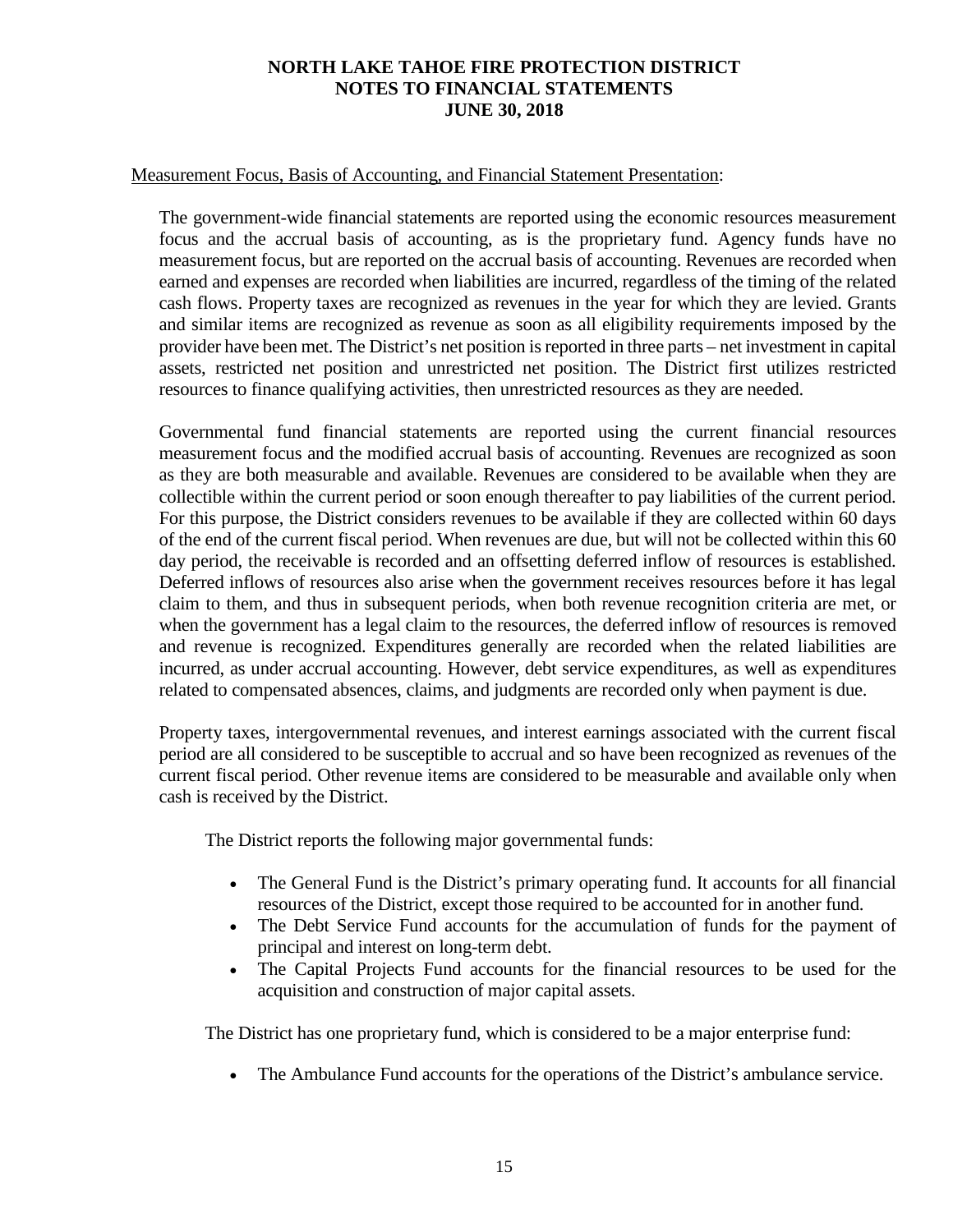Measurement Focus, Basis of Accounting, and Financial Statement Presentation:

The government-wide financial statements are reported using the economic resources measurement focus and the accrual basis of accounting, as is the proprietary fund. Agency funds have no measurement focus, but are reported on the accrual basis of accounting. Revenues are recorded when earned and expenses are recorded when liabilities are incurred, regardless of the timing of the related cash flows. Property taxes are recognized as revenues in the year for which they are levied. Grants and similar items are recognized as revenue as soon as all eligibility requirements imposed by the provider have been met. The District's net position is reported in three parts – net investment in capital assets, restricted net position and unrestricted net position. The District first utilizes restricted resources to finance qualifying activities, then unrestricted resources as they are needed.

Governmental fund financial statements are reported using the current financial resources measurement focus and the modified accrual basis of accounting. Revenues are recognized as soon as they are both measurable and available. Revenues are considered to be available when they are collectible within the current period or soon enough thereafter to pay liabilities of the current period. For this purpose, the District considers revenues to be available if they are collected within 60 days of the end of the current fiscal period. When revenues are due, but will not be collected within this 60 day period, the receivable is recorded and an offsetting deferred inflow of resources is established. Deferred inflows of resources also arise when the government receives resources before it has legal claim to them, and thus in subsequent periods, when both revenue recognition criteria are met, or when the government has a legal claim to the resources, the deferred inflow of resources is removed and revenue is recognized. Expenditures generally are recorded when the related liabilities are incurred, as under accrual accounting. However, debt service expenditures, as well as expenditures related to compensated absences, claims, and judgments are recorded only when payment is due.

Property taxes, intergovernmental revenues, and interest earnings associated with the current fiscal period are all considered to be susceptible to accrual and so have been recognized as revenues of the current fiscal period. Other revenue items are considered to be measurable and available only when cash is received by the District.

The District reports the following major governmental funds:

- The General Fund is the District's primary operating fund. It accounts for all financial resources of the District, except those required to be accounted for in another fund.
- The Debt Service Fund accounts for the accumulation of funds for the payment of principal and interest on long-term debt.
- The Capital Projects Fund accounts for the financial resources to be used for the acquisition and construction of major capital assets.

The District has one proprietary fund, which is considered to be a major enterprise fund:

- The Ambulance Fund accounts for the operations of the District's ambulance service.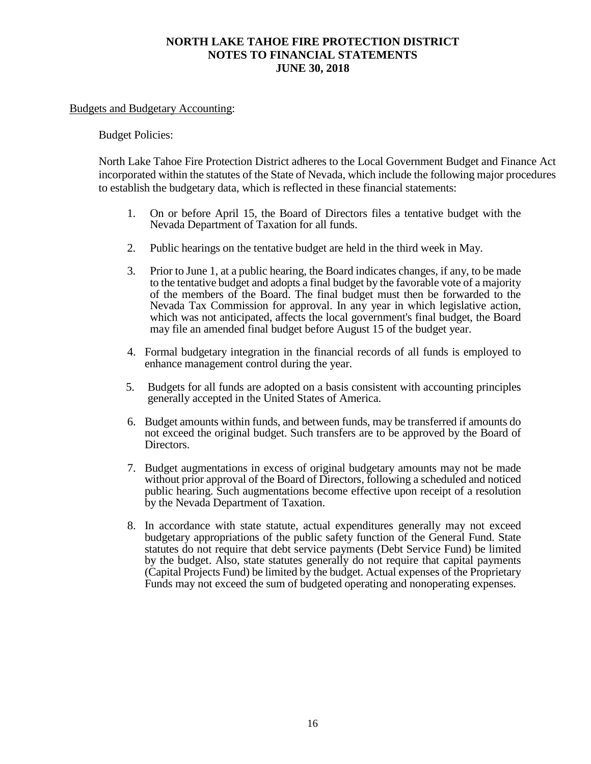# NORTH LAKE TAHOE FIRE PROTECTION DISTRICT
# NOTES TO FINANCIAL STATEMENTS
# JUNE 30, 2018

Budgets and Budgetary Accounting:

Budget Policies:

North Lake Tahoe Fire Protection District adheres to the Local Government Budget and Finance Act incorporated within the statutes of the State of Nevada, which include the following major procedures to establish the budgetary data, which is reflected in these financial statements:

1. On or before April 15, the Board of Directors files a tentative budget with the Nevada Department of Taxation for all funds.
2. Public hearings on the tentative budget are held in the third week in May.
3. Prior to June 1, at a public hearing, the Board indicates changes, if any, to be made to the tentative budget and adopts a final budget by the favorable vote of a majority of the members of the Board. The final budget must then be forwarded to the Nevada Tax Commission for approval. In any year in which legislative action, which was not anticipated, affects the local government's final budget, the Board may file an amended final budget before August 15 of the budget year.
4. Formal budgetary integration in the financial records of all funds is employed to enhance management control during the year.
5. Budgets for all funds are adopted on a basis consistent with accounting principles generally accepted in the United States of America.
6. Budget amounts within funds, and between funds, may be transferred if amounts do not exceed the original budget. Such transfers are to be approved by the Board of Directors.
7. Budget augmentations in excess of original budgetary amounts may not be made without prior approval of the Board of Directors, following a scheduled and noticed public hearing. Such augmentations become effective upon receipt of a resolution by the Nevada Department of Taxation.
8. In accordance with state statute, actual expenditures generally may not exceed budgetary appropriations of the public safety function of the General Fund. State statutes do not require that debt service payments (Debt Service Fund) be limited by the budget. Also, state statutes generally do not require that capital payments (Capital Projects Fund) be limited by the budget. Actual expenses of the Proprietary Funds may not exceed the sum of budgeted operating and nonoperating expenses.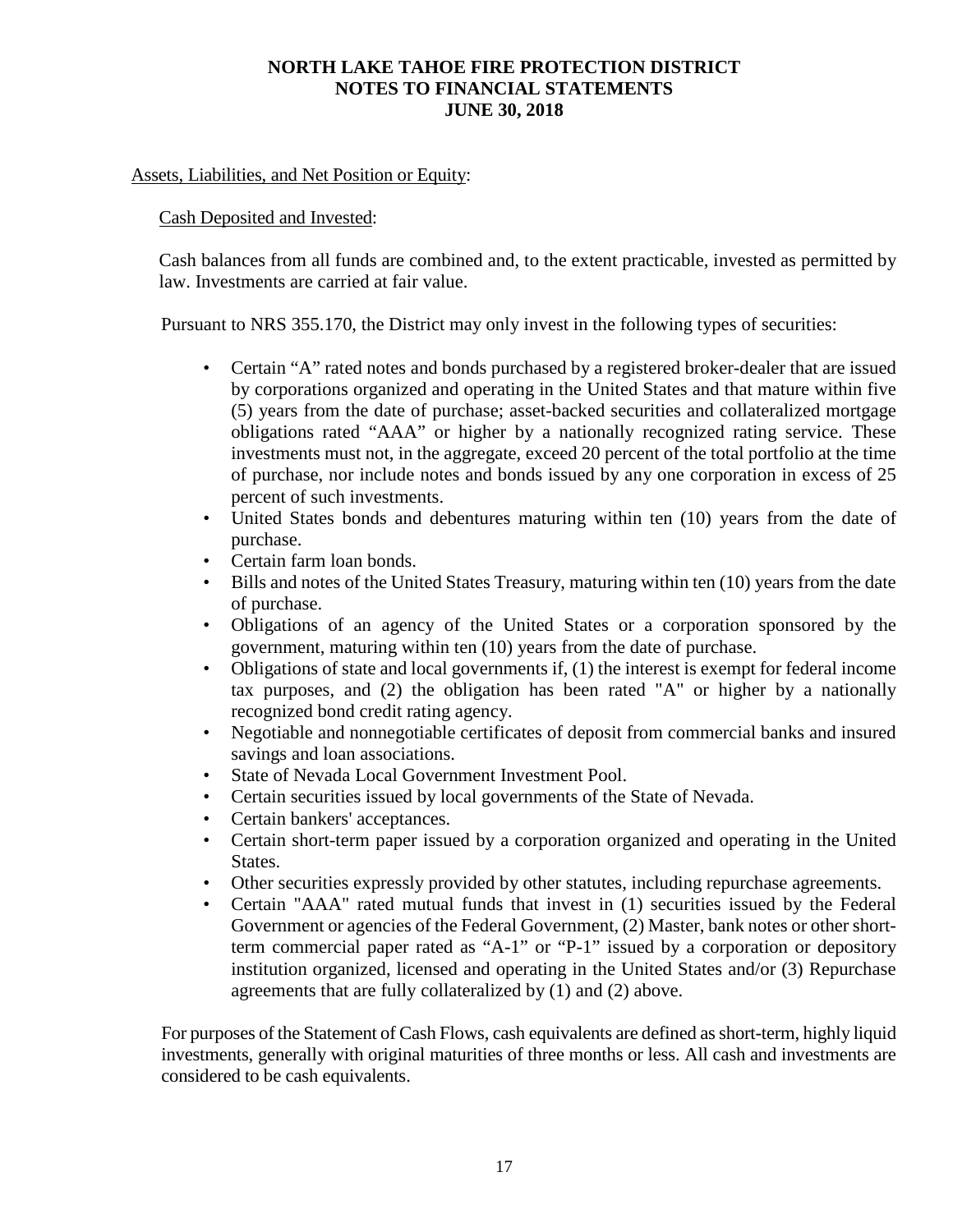Assets, Liabilities, and Net Position or Equity:

Cash Deposited and Invested:

Cash balances from all funds are combined and, to the extent practicable, invested as permitted by law. Investments are carried at fair value.

Pursuant to NRS 355.170, the District may only invest in the following types of securities:

- Certain "A" rated notes and bonds purchased by a registered broker-dealer that are issued by corporations organized and operating in the United States and that mature within five (5) years from the date of purchase; asset-backed securities and collateralized mortgage obligations rated "AAA" or higher by a nationally recognized rating service. These investments must not, in the aggregate, exceed 20 percent of the total portfolio at the time of purchase, nor include notes and bonds issued by any one corporation in excess of 25 percent of such investments.
- United States bonds and debentures maturing within ten (10) years from the date of purchase.
- Certain farm loan bonds.
- Bills and notes of the United States Treasury, maturing within ten (10) years from the date of purchase.
- Obligations of an agency of the United States or a corporation sponsored by the government, maturing within ten (10) years from the date of purchase.
- Obligations of state and local governments if, (1) the interest is exempt for federal income tax purposes, and (2) the obligation has been rated "A" or higher by a nationally recognized bond credit rating agency.
- Negotiable and nonnegotiable certificates of deposit from commercial banks and insured savings and loan associations.
- State of Nevada Local Government Investment Pool.
- Certain securities issued by local governments of the State of Nevada.
- Certain bankers' acceptances.
- Certain short-term paper issued by a corporation organized and operating in the United States.
- Other securities expressly provided by other statutes, including repurchase agreements.
- Certain "AAA" rated mutual funds that invest in (1) securities issued by the Federal Government or agencies of the Federal Government, (2) Master, bank notes or other short-term commercial paper rated as "A-1" or "P-1" issued by a corporation or depository institution organized, licensed and operating in the United States and/or (3) Repurchase agreements that are fully collateralized by (1) and (2) above.

For purposes of the Statement of Cash Flows, cash equivalents are defined as short-term, highly liquid investments, generally with original maturities of three months or less. All cash and investments are considered to be cash equivalents.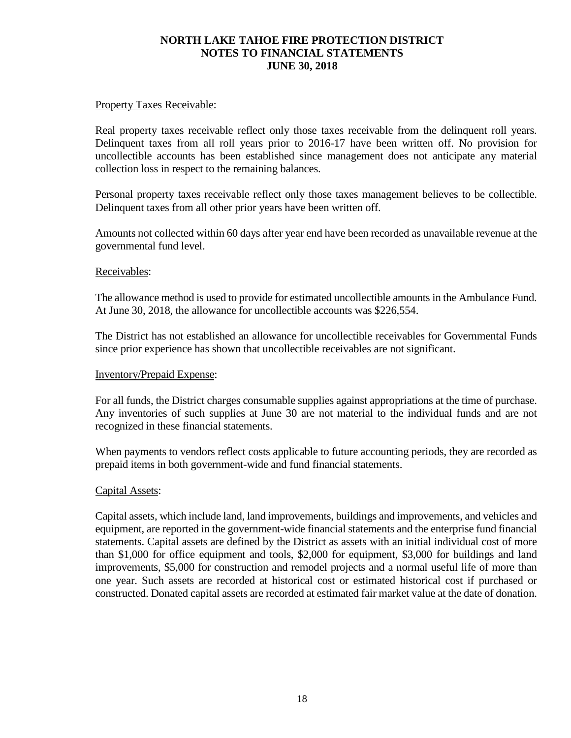Property Taxes Receivable:

Real property taxes receivable reflect only those taxes receivable from the delinquent roll years. Delinquent taxes from all roll years prior to 2016-17 have been written off. No provision for uncollectible accounts has been established since management does not anticipate any material collection loss in respect to the remaining balances.

Personal property taxes receivable reflect only those taxes management believes to be collectible. Delinquent taxes from all other prior years have been written off.

Amounts not collected within 60 days after year end have been recorded as unavailable revenue at the governmental fund level.

Receivables:

The allowance method is used to provide for estimated uncollectible amounts in the Ambulance Fund. At June 30, 2018, the allowance for uncollectible accounts was $226,554.

The District has not established an allowance for uncollectible receivables for Governmental Funds since prior experience has shown that uncollectible receivables are not significant.

Inventory/Prepaid Expense:

For all funds, the District charges consumable supplies against appropriations at the time of purchase. Any inventories of such supplies at June 30 are not material to the individual funds and are not recognized in these financial statements.

When payments to vendors reflect costs applicable to future accounting periods, they are recorded as prepaid items in both government-wide and fund financial statements.

Capital Assets:

Capital assets, which include land, land improvements, buildings and improvements, and vehicles and equipment, are reported in the government-wide financial statements and the enterprise fund financial statements. Capital assets are defined by the District as assets with an initial individual cost of more than $1,000 for office equipment and tools, $2,000 for equipment, $3,000 for buildings and land improvements, $5,000 for construction and remodel projects and a normal useful life of more than one year. Such assets are recorded at historical cost or estimated historical cost if purchased or constructed. Donated capital assets are recorded at estimated fair market value at the date of donation.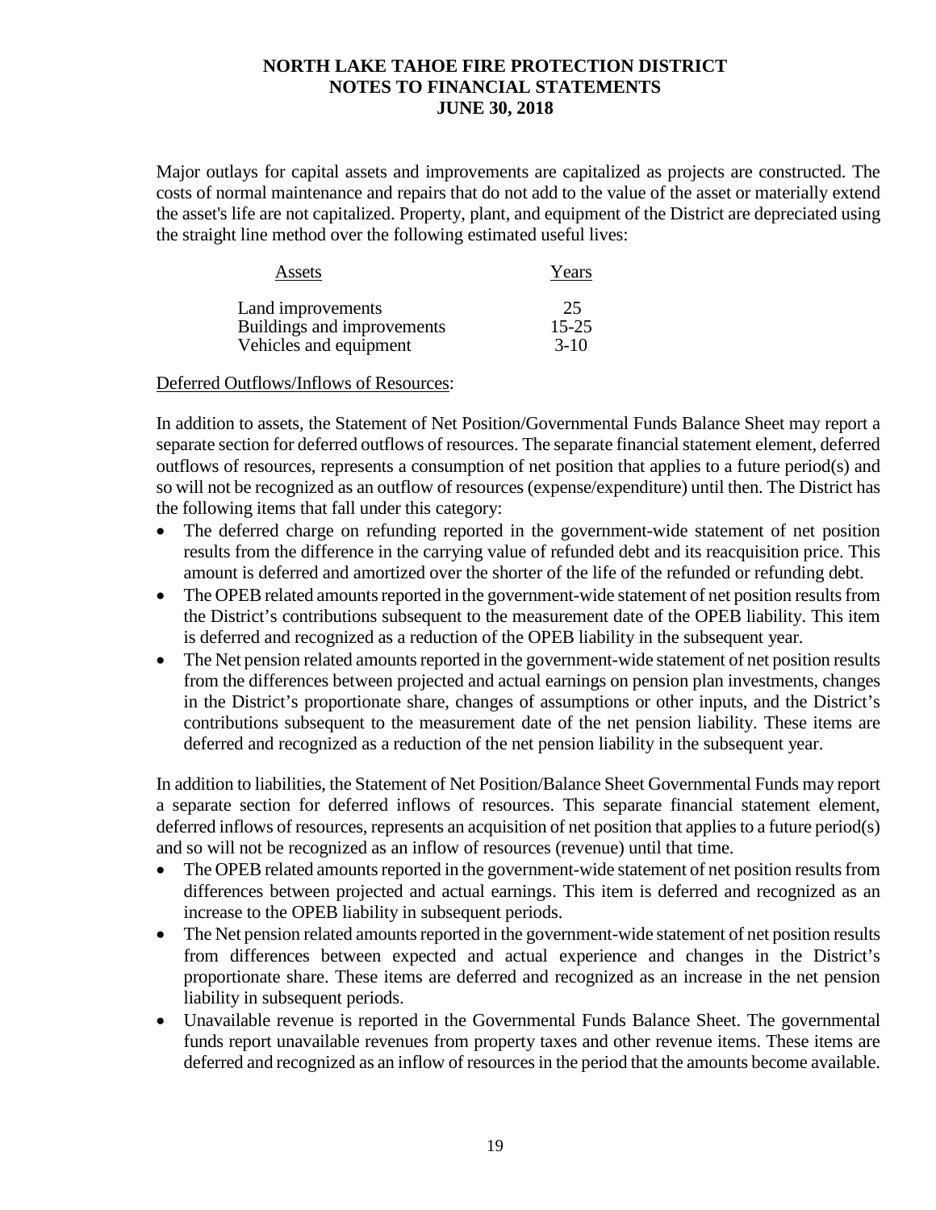Major outlays for capital assets and improvements are capitalized as projects are constructed. The costs of normal maintenance and repairs that do not add to the value of the asset or materially extend the asset's life are not capitalized. Property, plant, and equipment of the District are depreciated using the straight line method over the following estimated useful lives:

| Assets | Years |
|---|---|
| Land improvements | 25 |
| Buildings and improvements | 15-25 |
| Vehicles and equipment | 3-10 |

Deferred Outflows/Inflows of Resources:

In addition to assets, the Statement of Net Position/Governmental Funds Balance Sheet may report a separate section for deferred outflows of resources. The separate financial statement element, deferred outflows of resources, represents a consumption of net position that applies to a future period(s) and so will not be recognized as an outflow of resources (expense/expenditure) until then. The District has the following items that fall under this category:

- The deferred charge on refunding reported in the government-wide statement of net position results from the difference in the carrying value of refunded debt and its reacquisition price. This amount is deferred and amortized over the shorter of the life of the refunded or refunding debt.
- The OPEB related amounts reported in the government-wide statement of net position results from the District's contributions subsequent to the measurement date of the OPEB liability. This item is deferred and recognized as a reduction of the OPEB liability in the subsequent year.
- The Net pension related amounts reported in the government-wide statement of net position results from the differences between projected and actual earnings on pension plan investments, changes in the District's proportionate share, changes of assumptions or other inputs, and the District's contributions subsequent to the measurement date of the net pension liability. These items are deferred and recognized as a reduction of the net pension liability in the subsequent year.

In addition to liabilities, the Statement of Net Position/Balance Sheet Governmental Funds may report a separate section for deferred inflows of resources. This separate financial statement element, deferred inflows of resources, represents an acquisition of net position that applies to a future period(s) and so will not be recognized as an inflow of resources (revenue) until that time.

- The OPEB related amounts reported in the government-wide statement of net position results from differences between projected and actual earnings. This item is deferred and recognized as an increase to the OPEB liability in subsequent periods.
- The Net pension related amounts reported in the government-wide statement of net position results from differences between expected and actual experience and changes in the District's proportionate share. These items are deferred and recognized as an increase in the net pension liability in subsequent periods.
- Unavailable revenue is reported in the Governmental Funds Balance Sheet. The governmental funds report unavailable revenues from property taxes and other revenue items. These items are deferred and recognized as an inflow of resources in the period that the amounts become available.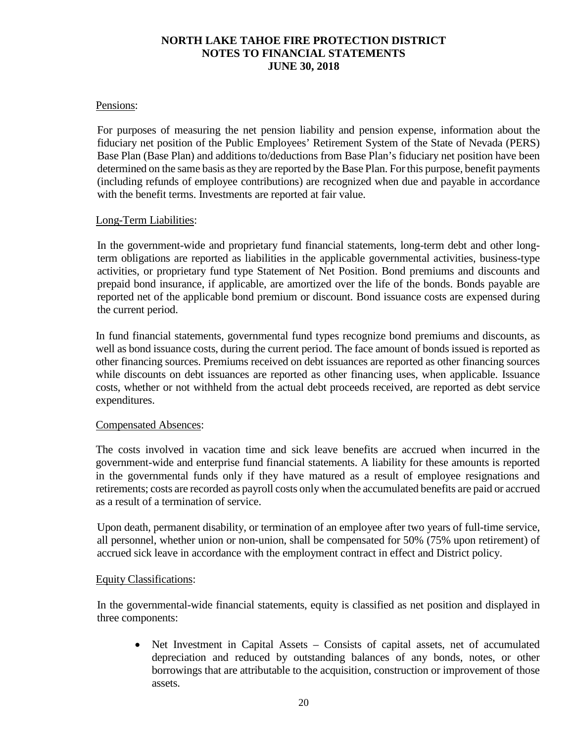Pensions:

For purposes of measuring the net pension liability and pension expense, information about the fiduciary net position of the Public Employees' Retirement System of the State of Nevada (PERS) Base Plan (Base Plan) and additions to/deductions from Base Plan's fiduciary net position have been determined on the same basis as they are reported by the Base Plan. For this purpose, benefit payments (including refunds of employee contributions) are recognized when due and payable in accordance with the benefit terms. Investments are reported at fair value.

Long-Term Liabilities:

In the government-wide and proprietary fund financial statements, long-term debt and other long-term obligations are reported as liabilities in the applicable governmental activities, business-type activities, or proprietary fund type Statement of Net Position. Bond premiums and discounts and prepaid bond insurance, if applicable, are amortized over the life of the bonds. Bonds payable are reported net of the applicable bond premium or discount. Bond issuance costs are expensed during the current period.

In fund financial statements, governmental fund types recognize bond premiums and discounts, as well as bond issuance costs, during the current period. The face amount of bonds issued is reported as other financing sources. Premiums received on debt issuances are reported as other financing sources while discounts on debt issuances are reported as other financing uses, when applicable. Issuance costs, whether or not withheld from the actual debt proceeds received, are reported as debt service expenditures.

Compensated Absences:

The costs involved in vacation time and sick leave benefits are accrued when incurred in the government-wide and enterprise fund financial statements. A liability for these amounts is reported in the governmental funds only if they have matured as a result of employee resignations and retirements; costs are recorded as payroll costs only when the accumulated benefits are paid or accrued as a result of a termination of service.

Upon death, permanent disability, or termination of an employee after two years of full-time service, all personnel, whether union or non-union, shall be compensated for 50% (75% upon retirement) of accrued sick leave in accordance with the employment contract in effect and District policy.

Equity Classifications:

In the governmental-wide financial statements, equity is classified as net position and displayed in three components:

- Net Investment in Capital Assets – Consists of capital assets, net of accumulated depreciation and reduced by outstanding balances of any bonds, notes, or other borrowings that are attributable to the acquisition, construction or improvement of those assets.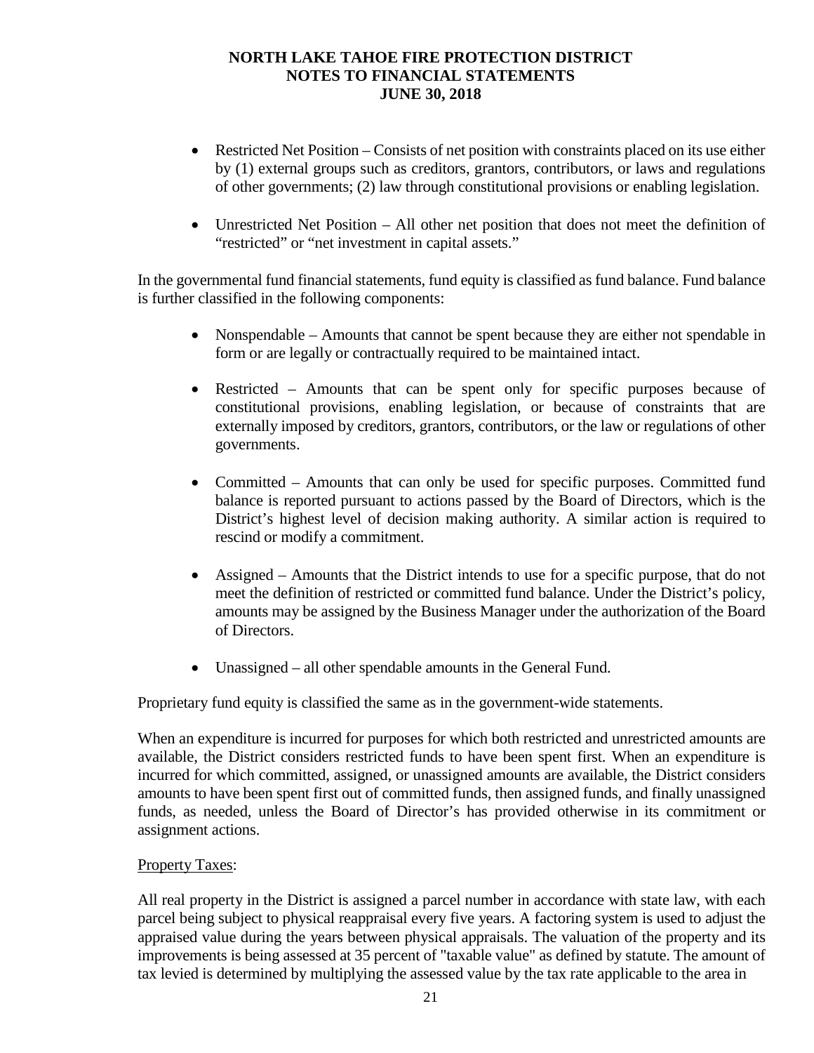- Restricted Net Position – Consists of net position with constraints placed on its use either by (1) external groups such as creditors, grantors, contributors, or laws and regulations of other governments; (2) law through constitutional provisions or enabling legislation.

- Unrestricted Net Position – All other net position that does not meet the definition of "restricted" or "net investment in capital assets."

In the governmental fund financial statements, fund equity is classified as fund balance. Fund balance is further classified in the following components:

- Nonspendable – Amounts that cannot be spent because they are either not spendable in form or are legally or contractually required to be maintained intact.

- Restricted – Amounts that can be spent only for specific purposes because of constitutional provisions, enabling legislation, or because of constraints that are externally imposed by creditors, grantors, contributors, or the law or regulations of other governments.

- Committed – Amounts that can only be used for specific purposes. Committed fund balance is reported pursuant to actions passed by the Board of Directors, which is the District's highest level of decision making authority. A similar action is required to rescind or modify a commitment.

- Assigned – Amounts that the District intends to use for a specific purpose, that do not meet the definition of restricted or committed fund balance. Under the District's policy, amounts may be assigned by the Business Manager under the authorization of the Board of Directors.

- Unassigned – all other spendable amounts in the General Fund.

Proprietary fund equity is classified the same as in the government-wide statements.

When an expenditure is incurred for purposes for which both restricted and unrestricted amounts are available, the District considers restricted funds to have been spent first. When an expenditure is incurred for which committed, assigned, or unassigned amounts are available, the District considers amounts to have been spent first out of committed funds, then assigned funds, and finally unassigned funds, as needed, unless the Board of Director's has provided otherwise in its commitment or assignment actions.

Property Taxes:

All real property in the District is assigned a parcel number in accordance with state law, with each parcel being subject to physical reappraisal every five years. A factoring system is used to adjust the appraised value during the years between physical appraisals. The valuation of the property and its improvements is being assessed at 35 percent of "taxable value" as defined by statute. The amount of tax levied is determined by multiplying the assessed value by the tax rate applicable to the area in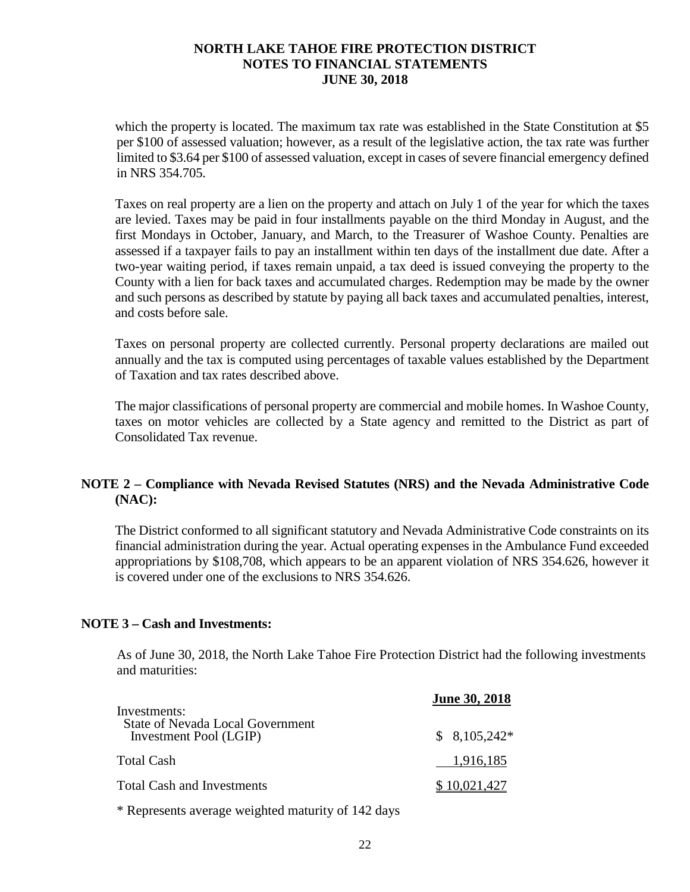which the property is located. The maximum tax rate was established in the State Constitution at $5 per $100 of assessed valuation; however, as a result of the legislative action, the tax rate was further limited to $3.64 per $100 of assessed valuation, except in cases of severe financial emergency defined in NRS 354.705.

Taxes on real property are a lien on the property and attach on July 1 of the year for which the taxes are levied. Taxes may be paid in four installments payable on the third Monday in August, and the first Mondays in October, January, and March, to the Treasurer of Washoe County. Penalties are assessed if a taxpayer fails to pay an installment within ten days of the installment due date. After a two-year waiting period, if taxes remain unpaid, a tax deed is issued conveying the property to the County with a lien for back taxes and accumulated charges. Redemption may be made by the owner and such persons as described by statute by paying all back taxes and accumulated penalties, interest, and costs before sale.

Taxes on personal property are collected currently. Personal property declarations are mailed out annually and the tax is computed using percentages of taxable values established by the Department of Taxation and tax rates described above.

The major classifications of personal property are commercial and mobile homes. In Washoe County, taxes on motor vehicles are collected by a State agency and remitted to the District as part of Consolidated Tax revenue.

## NOTE 2 – Compliance with Nevada Revised Statutes (NRS) and the Nevada Administrative Code (NAC):

The District conformed to all significant statutory and Nevada Administrative Code constraints on its financial administration during the year. Actual operating expenses in the Ambulance Fund exceeded appropriations by $108,708, which appears to be an apparent violation of NRS 354.626, however it is covered under one of the exclusions to NRS 354.626.

## NOTE 3 – Cash and Investments:

As of June 30, 2018, the North Lake Tahoe Fire Protection District had the following investments and maturities:

| | June 30, 2018 |
|---|---|
| Investments: | |
| State of Nevada Local Government Investment Pool (LGIP) | $ 8,105,242* |
| Total Cash | 1,916,185 |
| Total Cash and Investments | $ 10,021,427 |

\* Represents average weighted maturity of 142 days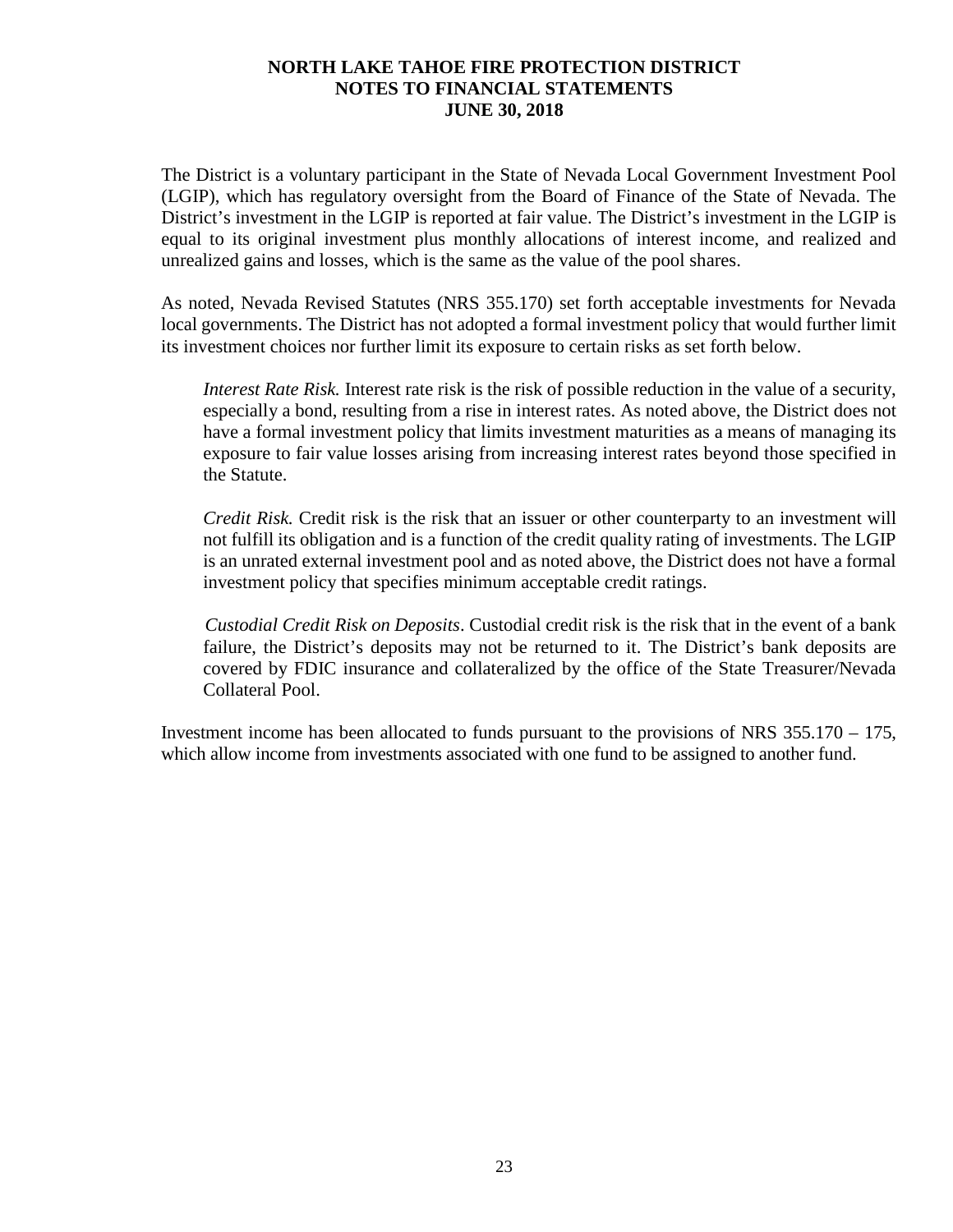The District is a voluntary participant in the State of Nevada Local Government Investment Pool (LGIP), which has regulatory oversight from the Board of Finance of the State of Nevada. The District's investment in the LGIP is reported at fair value. The District's investment in the LGIP is equal to its original investment plus monthly allocations of interest income, and realized and unrealized gains and losses, which is the same as the value of the pool shares.

As noted, Nevada Revised Statutes (NRS 355.170) set forth acceptable investments for Nevada local governments. The District has not adopted a formal investment policy that would further limit its investment choices nor further limit its exposure to certain risks as set forth below.

*Interest Rate Risk.* Interest rate risk is the risk of possible reduction in the value of a security, especially a bond, resulting from a rise in interest rates. As noted above, the District does not have a formal investment policy that limits investment maturities as a means of managing its exposure to fair value losses arising from increasing interest rates beyond those specified in the Statute.

*Credit Risk.* Credit risk is the risk that an issuer or other counterparty to an investment will not fulfill its obligation and is a function of the credit quality rating of investments. The LGIP is an unrated external investment pool and as noted above, the District does not have a formal investment policy that specifies minimum acceptable credit ratings.

*Custodial Credit Risk on Deposits*. Custodial credit risk is the risk that in the event of a bank failure, the District's deposits may not be returned to it. The District's bank deposits are covered by FDIC insurance and collateralized by the office of the State Treasurer/Nevada Collateral Pool.

Investment income has been allocated to funds pursuant to the provisions of NRS 355.170 – 175, which allow income from investments associated with one fund to be assigned to another fund.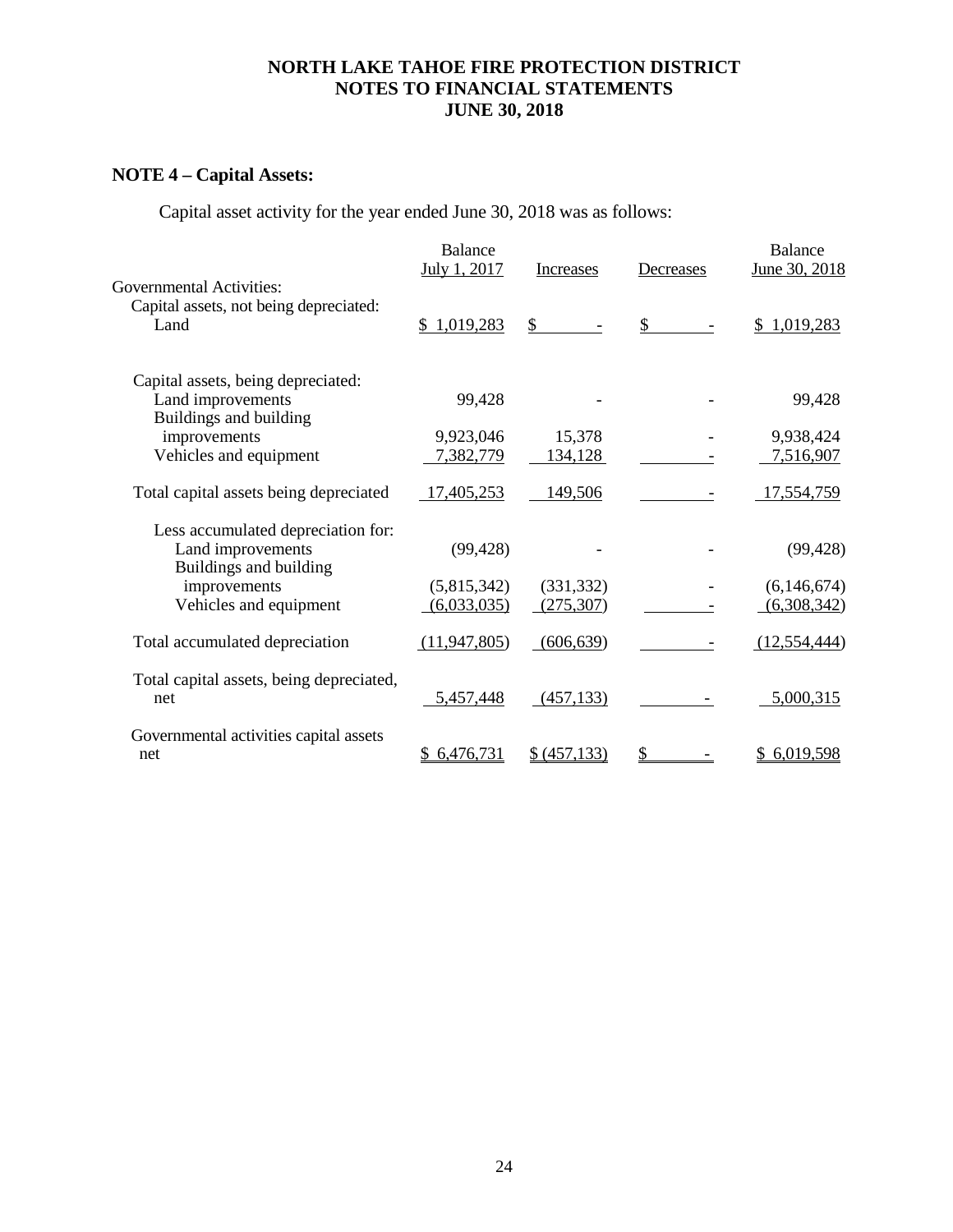**NORTH LAKE TAHOE FIRE PROTECTION DISTRICT**
**NOTES TO FINANCIAL STATEMENTS**
**JUNE 30, 2018**

## NOTE 4 – Capital Assets:

Capital asset activity for the year ended June 30, 2018 was as follows:

| | Balance July 1, 2017 | Increases | Decreases | Balance June 30, 2018 |
|---|---|---|---|---|
| Governmental Activities: | | | | |
| Capital assets, not being depreciated: | | | | |
| Land | $ 1,019,283 | $ - | $ - | $ 1,019,283 |
| Capital assets, being depreciated: | | | | |
| Land improvements | 99,428 | - | - | 99,428 |
| Buildings and building improvements | 9,923,046 | 15,378 | - | 9,938,424 |
| Vehicles and equipment | 7,382,779 | 134,128 | - | 7,516,907 |
| Total capital assets being depreciated | 17,405,253 | 149,506 | - | 17,554,759 |
| Less accumulated depreciation for: | | | | |
| Land improvements | (99,428) | - | - | (99,428) |
| Buildings and building improvements | (5,815,342) | (331,332) | - | (6,146,674) |
| Vehicles and equipment | (6,033,035) | (275,307) | - | (6,308,342) |
| Total accumulated depreciation | (11,947,805) | (606,639) | - | (12,554,444) |
| Total capital assets, being depreciated, net | 5,457,448 | (457,133) | - | 5,000,315 |
| Governmental activities capital assets net | $ 6,476,731 | $ (457,133) | $ - | $ 6,019,598 |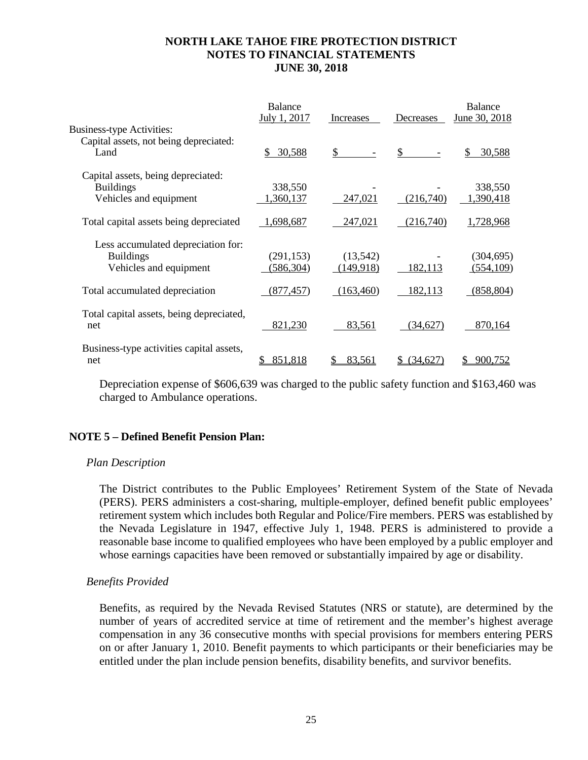| | Balance July 1, 2017 | Increases | Decreases | Balance June 30, 2018 |
|---|---|---|---|---|
| Business-type Activities: | | | | |
| Capital assets, not being depreciated: | | | | |
| Land | $ 30,588 | $ - | $ - | $ 30,588 |
| Capital assets, being depreciated: | | | | |
| Buildings | 338,550 | - | - | 338,550 |
| Vehicles and equipment | 1,360,137 | 247,021 | (216,740) | 1,390,418 |
| Total capital assets being depreciated | 1,698,687 | 247,021 | (216,740) | 1,728,968 |
| Less accumulated depreciation for: | | | | |
| Buildings | (291,153) | (13,542) | - | (304,695) |
| Vehicles and equipment | (586,304) | (149,918) | 182,113 | (554,109) |
| Total accumulated depreciation | (877,457) | (163,460) | 182,113 | (858,804) |
| Total capital assets, being depreciated, net | 821,230 | 83,561 | (34,627) | 870,164 |
| Business-type activities capital assets, net | $ 851,818 | $ 83,561 | $ (34,627) | $ 900,752 |

Depreciation expense of $606,639 was charged to the public safety function and $163,460 was charged to Ambulance operations.

## NOTE 5 – Defined Benefit Pension Plan:

*Plan Description*

The District contributes to the Public Employees' Retirement System of the State of Nevada (PERS). PERS administers a cost-sharing, multiple-employer, defined benefit public employees' retirement system which includes both Regular and Police/Fire members. PERS was established by the Nevada Legislature in 1947, effective July 1, 1948. PERS is administered to provide a reasonable base income to qualified employees who have been employed by a public employer and whose earnings capacities have been removed or substantially impaired by age or disability.

*Benefits Provided*

Benefits, as required by the Nevada Revised Statutes (NRS or statute), are determined by the number of years of accredited service at time of retirement and the member's highest average compensation in any 36 consecutive months with special provisions for members entering PERS on or after January 1, 2010. Benefit payments to which participants or their beneficiaries may be entitled under the plan include pension benefits, disability benefits, and survivor benefits.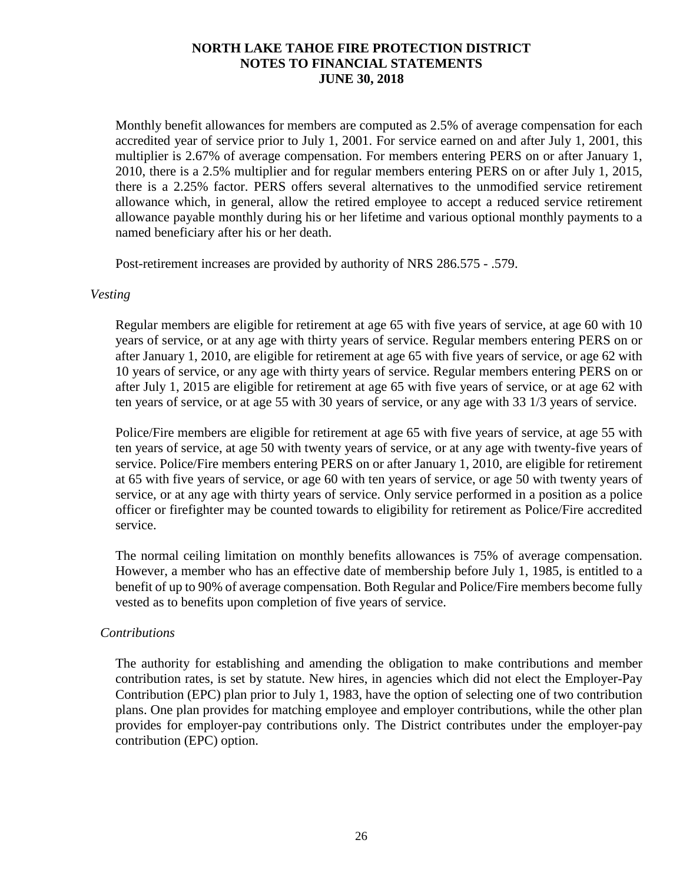Monthly benefit allowances for members are computed as 2.5% of average compensation for each accredited year of service prior to July 1, 2001. For service earned on and after July 1, 2001, this multiplier is 2.67% of average compensation. For members entering PERS on or after January 1, 2010, there is a 2.5% multiplier and for regular members entering PERS on or after July 1, 2015, there is a 2.25% factor. PERS offers several alternatives to the unmodified service retirement allowance which, in general, allow the retired employee to accept a reduced service retirement allowance payable monthly during his or her lifetime and various optional monthly payments to a named beneficiary after his or her death.

Post-retirement increases are provided by authority of NRS 286.575 - .579.

*Vesting*

Regular members are eligible for retirement at age 65 with five years of service, at age 60 with 10 years of service, or at any age with thirty years of service. Regular members entering PERS on or after January 1, 2010, are eligible for retirement at age 65 with five years of service, or age 62 with 10 years of service, or any age with thirty years of service. Regular members entering PERS on or after July 1, 2015 are eligible for retirement at age 65 with five years of service, or at age 62 with ten years of service, or at age 55 with 30 years of service, or any age with 33 1/3 years of service.

Police/Fire members are eligible for retirement at age 65 with five years of service, at age 55 with ten years of service, at age 50 with twenty years of service, or at any age with twenty-five years of service. Police/Fire members entering PERS on or after January 1, 2010, are eligible for retirement at 65 with five years of service, or age 60 with ten years of service, or age 50 with twenty years of service, or at any age with thirty years of service. Only service performed in a position as a police officer or firefighter may be counted towards to eligibility for retirement as Police/Fire accredited service.

The normal ceiling limitation on monthly benefits allowances is 75% of average compensation. However, a member who has an effective date of membership before July 1, 1985, is entitled to a benefit of up to 90% of average compensation. Both Regular and Police/Fire members become fully vested as to benefits upon completion of five years of service.

*Contributions*

The authority for establishing and amending the obligation to make contributions and member contribution rates, is set by statute. New hires, in agencies which did not elect the Employer-Pay Contribution (EPC) plan prior to July 1, 1983, have the option of selecting one of two contribution plans. One plan provides for matching employee and employer contributions, while the other plan provides for employer-pay contributions only. The District contributes under the employer-pay contribution (EPC) option.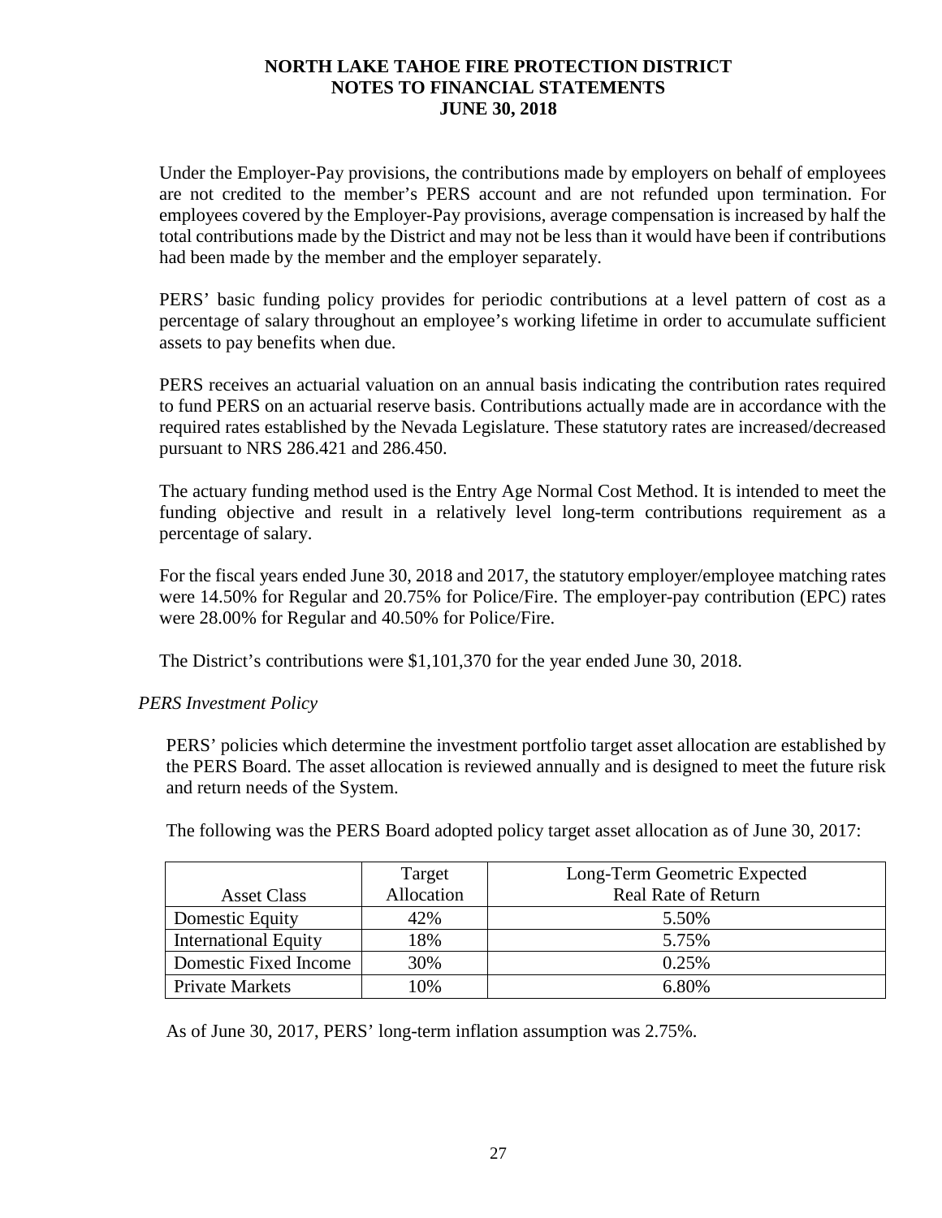Under the Employer-Pay provisions, the contributions made by employers on behalf of employees are not credited to the member's PERS account and are not refunded upon termination. For employees covered by the Employer-Pay provisions, average compensation is increased by half the total contributions made by the District and may not be less than it would have been if contributions had been made by the member and the employer separately.

PERS' basic funding policy provides for periodic contributions at a level pattern of cost as a percentage of salary throughout an employee's working lifetime in order to accumulate sufficient assets to pay benefits when due.

PERS receives an actuarial valuation on an annual basis indicating the contribution rates required to fund PERS on an actuarial reserve basis. Contributions actually made are in accordance with the required rates established by the Nevada Legislature. These statutory rates are increased/decreased pursuant to NRS 286.421 and 286.450.

The actuary funding method used is the Entry Age Normal Cost Method. It is intended to meet the funding objective and result in a relatively level long-term contributions requirement as a percentage of salary.

For the fiscal years ended June 30, 2018 and 2017, the statutory employer/employee matching rates were 14.50% for Regular and 20.75% for Police/Fire. The employer-pay contribution (EPC) rates were 28.00% for Regular and 40.50% for Police/Fire.

The District's contributions were $1,101,370 for the year ended June 30, 2018.

*PERS Investment Policy*

PERS' policies which determine the investment portfolio target asset allocation are established by the PERS Board. The asset allocation is reviewed annually and is designed to meet the future risk and return needs of the System.

The following was the PERS Board adopted policy target asset allocation as of June 30, 2017:

| Asset Class | Target Allocation | Long-Term Geometric Expected Real Rate of Return |
|---|---|---|
| Domestic Equity | 42% | 5.50% |
| International Equity | 18% | 5.75% |
| Domestic Fixed Income | 30% | 0.25% |
| Private Markets | 10% | 6.80% |

As of June 30, 2017, PERS' long-term inflation assumption was 2.75%.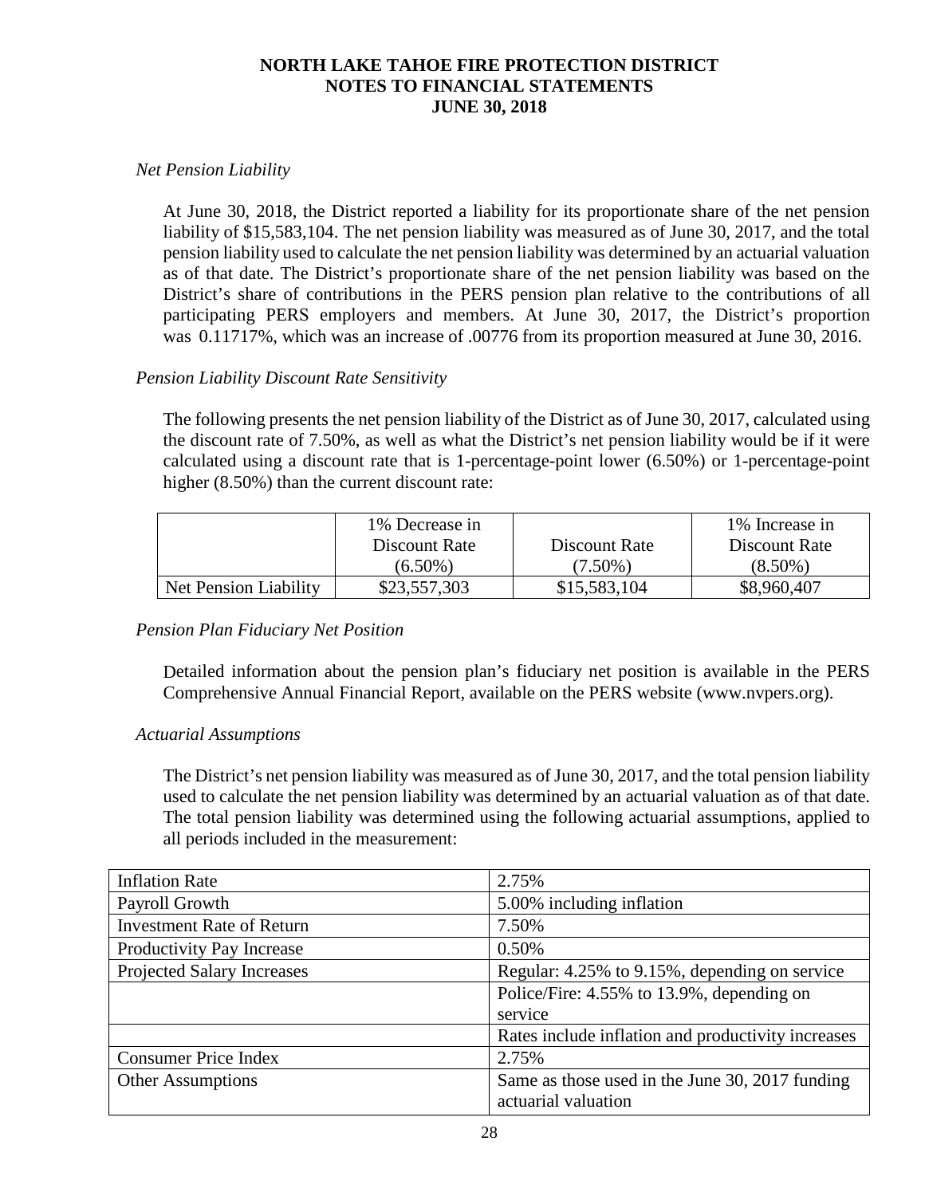# NORTH LAKE TAHOE FIRE PROTECTION DISTRICT
## NOTES TO FINANCIAL STATEMENTS
## JUNE 30, 2018

*Net Pension Liability*

At June 30, 2018, the District reported a liability for its proportionate share of the net pension liability of $15,583,104. The net pension liability was measured as of June 30, 2017, and the total pension liability used to calculate the net pension liability was determined by an actuarial valuation as of that date. The District's proportionate share of the net pension liability was based on the District's share of contributions in the PERS pension plan relative to the contributions of all participating PERS employers and members. At June 30, 2017, the District's proportion was 0.11717%, which was an increase of .00776 from its proportion measured at June 30, 2016.

*Pension Liability Discount Rate Sensitivity*

The following presents the net pension liability of the District as of June 30, 2017, calculated using the discount rate of 7.50%, as well as what the District's net pension liability would be if it were calculated using a discount rate that is 1-percentage-point lower (6.50%) or 1-percentage-point higher (8.50%) than the current discount rate:

| | 1% Decrease in Discount Rate (6.50%) | Discount Rate (7.50%) | 1% Increase in Discount Rate (8.50%) |
|---|---|---|---|
| Net Pension Liability | $23,557,303 | $15,583,104 | $8,960,407 |

*Pension Plan Fiduciary Net Position*

Detailed information about the pension plan's fiduciary net position is available in the PERS Comprehensive Annual Financial Report, available on the PERS website (www.nvpers.org).

*Actuarial Assumptions*

The District's net pension liability was measured as of June 30, 2017, and the total pension liability used to calculate the net pension liability was determined by an actuarial valuation as of that date. The total pension liability was determined using the following actuarial assumptions, applied to all periods included in the measurement:

| | |
|---|---|
| Inflation Rate | 2.75% |
| Payroll Growth | 5.00% including inflation |
| Investment Rate of Return | 7.50% |
| Productivity Pay Increase | 0.50% |
| Projected Salary Increases | Regular: 4.25% to 9.15%, depending on service |
| | Police/Fire: 4.55% to 13.9%, depending on service |
| | Rates include inflation and productivity increases |
| Consumer Price Index | 2.75% |
| Other Assumptions | Same as those used in the June 30, 2017 funding actuarial valuation |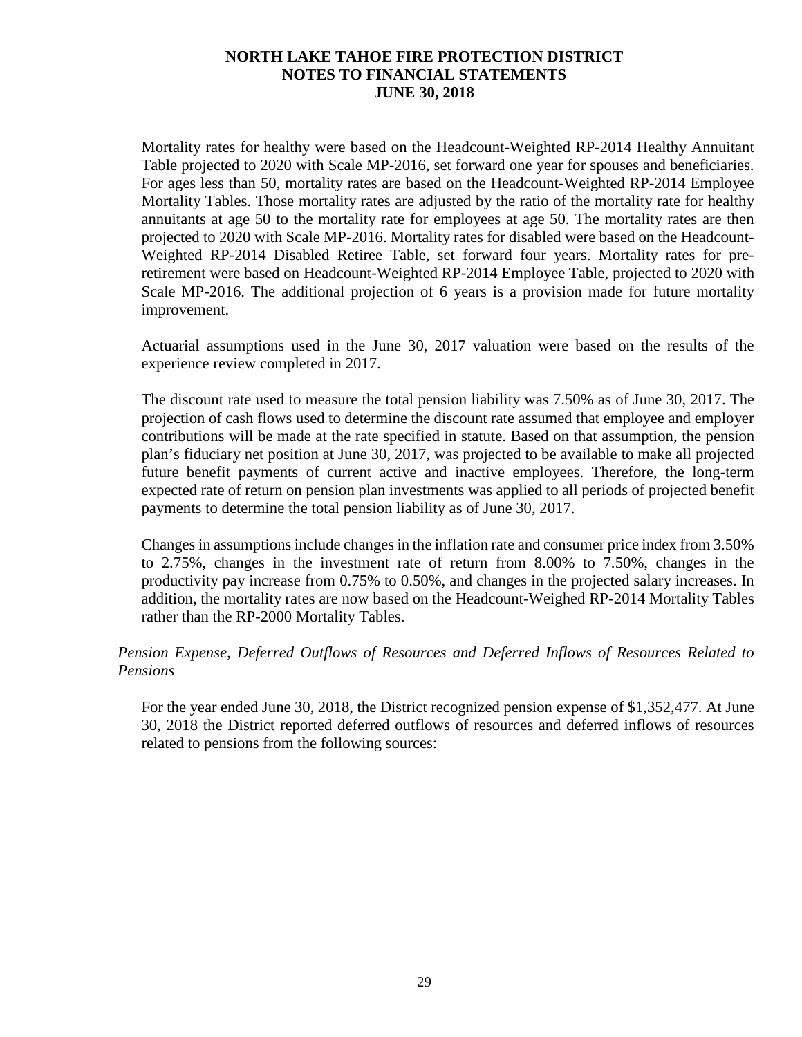Mortality rates for healthy were based on the Headcount-Weighted RP-2014 Healthy Annuitant Table projected to 2020 with Scale MP-2016, set forward one year for spouses and beneficiaries. For ages less than 50, mortality rates are based on the Headcount-Weighted RP-2014 Employee Mortality Tables. Those mortality rates are adjusted by the ratio of the mortality rate for healthy annuitants at age 50 to the mortality rate for employees at age 50. The mortality rates are then projected to 2020 with Scale MP-2016. Mortality rates for disabled were based on the Headcount-Weighted RP-2014 Disabled Retiree Table, set forward four years. Mortality rates for pre-retirement were based on Headcount-Weighted RP-2014 Employee Table, projected to 2020 with Scale MP-2016. The additional projection of 6 years is a provision made for future mortality improvement.

Actuarial assumptions used in the June 30, 2017 valuation were based on the results of the experience review completed in 2017.

The discount rate used to measure the total pension liability was 7.50% as of June 30, 2017. The projection of cash flows used to determine the discount rate assumed that employee and employer contributions will be made at the rate specified in statute. Based on that assumption, the pension plan's fiduciary net position at June 30, 2017, was projected to be available to make all projected future benefit payments of current active and inactive employees. Therefore, the long-term expected rate of return on pension plan investments was applied to all periods of projected benefit payments to determine the total pension liability as of June 30, 2017.

Changes in assumptions include changes in the inflation rate and consumer price index from 3.50% to 2.75%, changes in the investment rate of return from 8.00% to 7.50%, changes in the productivity pay increase from 0.75% to 0.50%, and changes in the projected salary increases. In addition, the mortality rates are now based on the Headcount-Weighed RP-2014 Mortality Tables rather than the RP-2000 Mortality Tables.

*Pension Expense, Deferred Outflows of Resources and Deferred Inflows of Resources Related to Pensions*

For the year ended June 30, 2018, the District recognized pension expense of $1,352,477. At June 30, 2018 the District reported deferred outflows of resources and deferred inflows of resources related to pensions from the following sources: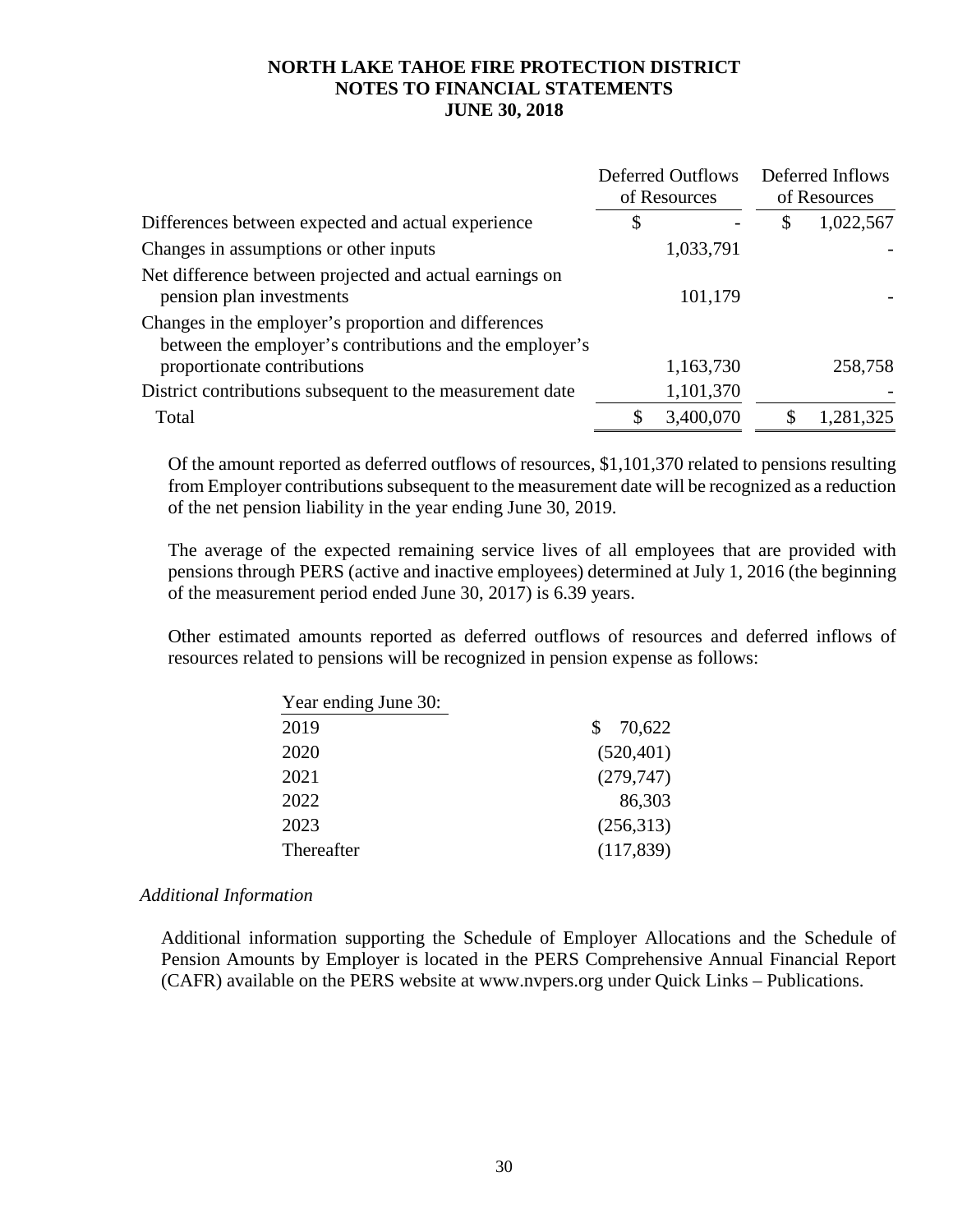# NORTH LAKE TAHOE FIRE PROTECTION DISTRICT
## NOTES TO FINANCIAL STATEMENTS
## JUNE 30, 2018

| | Deferred Outflows of Resources | Deferred Inflows of Resources |
|---|---|---|
| Differences between expected and actual experience | $ - | $ 1,022,567 |
| Changes in assumptions or other inputs | 1,033,791 | - |
| Net difference between projected and actual earnings on pension plan investments | 101,179 | - |
| Changes in the employer's proportion and differences between the employer's contributions and the employer's proportionate contributions | 1,163,730 | 258,758 |
| District contributions subsequent to the measurement date | 1,101,370 | - |
| Total | $ 3,400,070 | $ 1,281,325 |

Of the amount reported as deferred outflows of resources, $1,101,370 related to pensions resulting from Employer contributions subsequent to the measurement date will be recognized as a reduction of the net pension liability in the year ending June 30, 2019.

The average of the expected remaining service lives of all employees that are provided with pensions through PERS (active and inactive employees) determined at July 1, 2016 (the beginning of the measurement period ended June 30, 2017) is 6.39 years.

Other estimated amounts reported as deferred outflows of resources and deferred inflows of resources related to pensions will be recognized in pension expense as follows:

| Year ending June 30: | |
|---|---|
| 2019 | $ 70,622 |
| 2020 | (520,401) |
| 2021 | (279,747) |
| 2022 | 86,303 |
| 2023 | (256,313) |
| Thereafter | (117,839) |

*Additional Information*

Additional information supporting the Schedule of Employer Allocations and the Schedule of Pension Amounts by Employer is located in the PERS Comprehensive Annual Financial Report (CAFR) available on the PERS website at www.nvpers.org under Quick Links – Publications.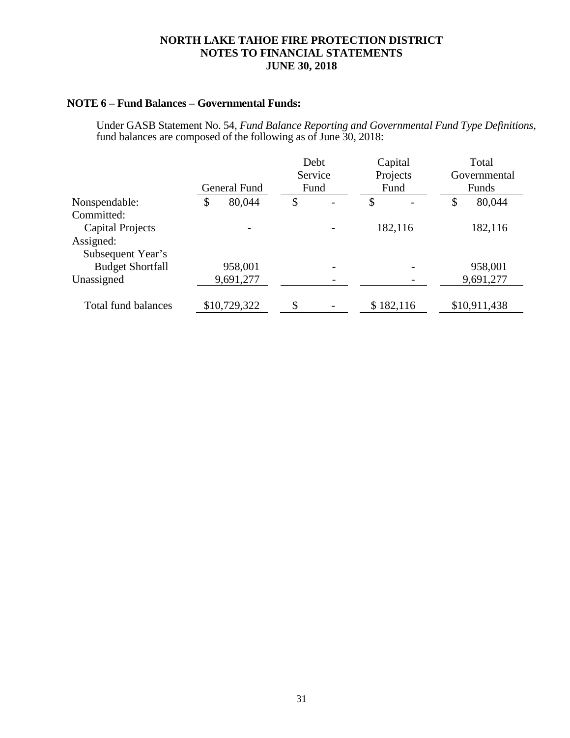**NORTH LAKE TAHOE FIRE PROTECTION DISTRICT**
**NOTES TO FINANCIAL STATEMENTS**
**JUNE 30, 2018**

**NOTE 6 – Fund Balances – Governmental Funds:**

Under GASB Statement No. 54, *Fund Balance Reporting and Governmental Fund Type Definitions,* fund balances are composed of the following as of June 30, 2018:

| | General Fund | Debt Service Fund | Capital Projects Fund | Total Governmental Funds |
|---|---|---|---|---|
| Nonspendable: | $ 80,044 | $ - | $ - | $ 80,044 |
| Committed: | | | | |
| Capital Projects | - | - | 182,116 | 182,116 |
| Assigned: | | | | |
| Subsequent Year's Budget Shortfall | 958,001 | - | - | 958,001 |
| Unassigned | 9,691,277 | - | - | 9,691,277 |
| Total fund balances | $10,729,322 | $ - | $ 182,116 | $10,911,438 |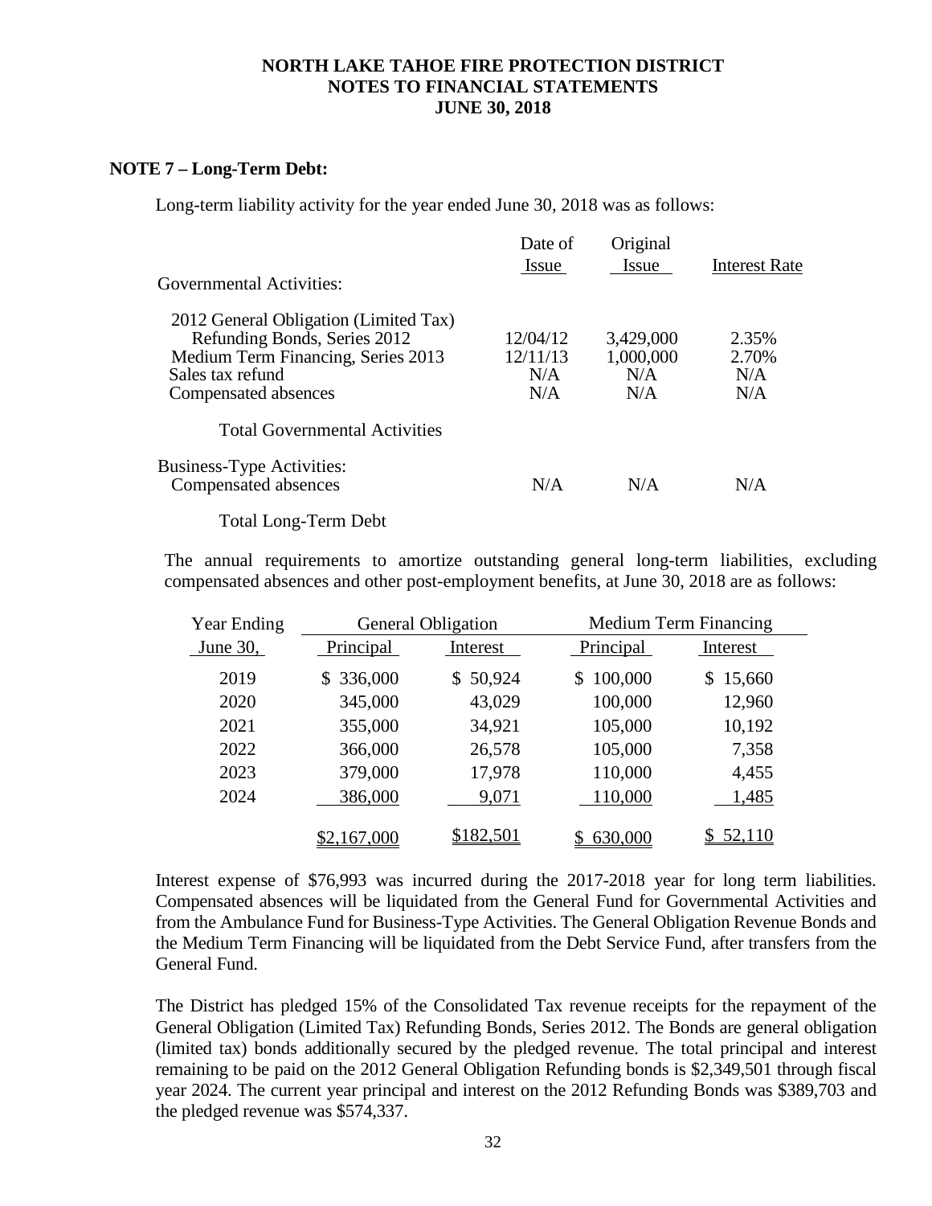**NORTH LAKE TAHOE FIRE PROTECTION DISTRICT**
**NOTES TO FINANCIAL STATEMENTS**
**JUNE 30, 2018**

## NOTE 7 – Long-Term Debt:

Long-term liability activity for the year ended June 30, 2018 was as follows:

| | Date of Issue | Original Issue | Interest Rate |
|---|---|---|---|
| Governmental Activities: | | | |
| 2012 General Obligation (Limited Tax) Refunding Bonds, Series 2012 | 12/04/12 | 3,429,000 | 2.35% |
| Medium Term Financing, Series 2013 | 12/11/13 | 1,000,000 | 2.70% |
| Sales tax refund | N/A | N/A | N/A |
| Compensated absences | N/A | N/A | N/A |
| Total Governmental Activities | | | |
| Business-Type Activities: | | | |
| Compensated absences | N/A | N/A | N/A |
| Total Long-Term Debt | | | |

The annual requirements to amortize outstanding general long-term liabilities, excluding compensated absences and other post-employment benefits, at June 30, 2018 are as follows:

| Year Ending | General Obligation | | Medium Term Financing | |
|---|---|---|---|---|
| June 30, | Principal | Interest | Principal | Interest |
| 2019 | $ 336,000 | $ 50,924 | $ 100,000 | $ 15,660 |
| 2020 | 345,000 | 43,029 | 100,000 | 12,960 |
| 2021 | 355,000 | 34,921 | 105,000 | 10,192 |
| 2022 | 366,000 | 26,578 | 105,000 | 7,358 |
| 2023 | 379,000 | 17,978 | 110,000 | 4,455 |
| 2024 | 386,000 | 9,071 | 110,000 | 1,485 |
| | $2,167,000 | $182,501 | $ 630,000 | $ 52,110 |

Interest expense of $76,993 was incurred during the 2017-2018 year for long term liabilities. Compensated absences will be liquidated from the General Fund for Governmental Activities and from the Ambulance Fund for Business-Type Activities. The General Obligation Revenue Bonds and the Medium Term Financing will be liquidated from the Debt Service Fund, after transfers from the General Fund.

The District has pledged 15% of the Consolidated Tax revenue receipts for the repayment of the General Obligation (Limited Tax) Refunding Bonds, Series 2012. The Bonds are general obligation (limited tax) bonds additionally secured by the pledged revenue. The total principal and interest remaining to be paid on the 2012 General Obligation Refunding bonds is $2,349,501 through fiscal year 2024. The current year principal and interest on the 2012 Refunding Bonds was $389,703 and the pledged revenue was $574,337.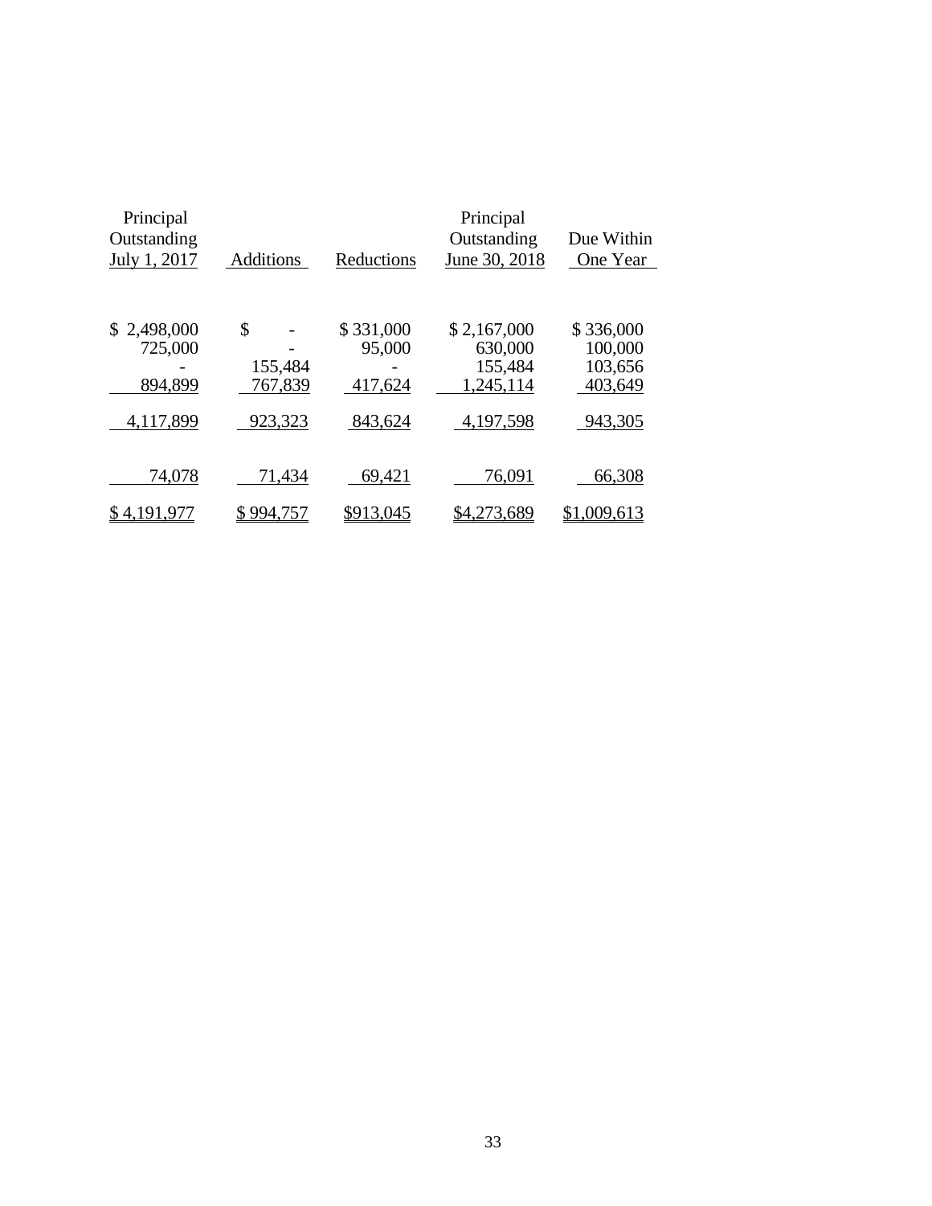| Principal Outstanding July 1, 2017 | Additions | Reductions | Principal Outstanding June 30, 2018 | Due Within One Year |
|---|---|---|---|---|
| $ 2,498,000 | $ - | $ 331,000 | $ 2,167,000 | $ 336,000 |
| 725,000 | - | 95,000 | 630,000 | 100,000 |
| - | 155,484 | - | 155,484 | 103,656 |
| 894,899 | 767,839 | 417,624 | 1,245,114 | 403,649 |
| 4,117,899 | 923,323 | 843,624 | 4,197,598 | 943,305 |
| 74,078 | 71,434 | 69,421 | 76,091 | 66,308 |
| $ 4,191,977 | $ 994,757 | $913,045 | $4,273,689 | $1,009,613 |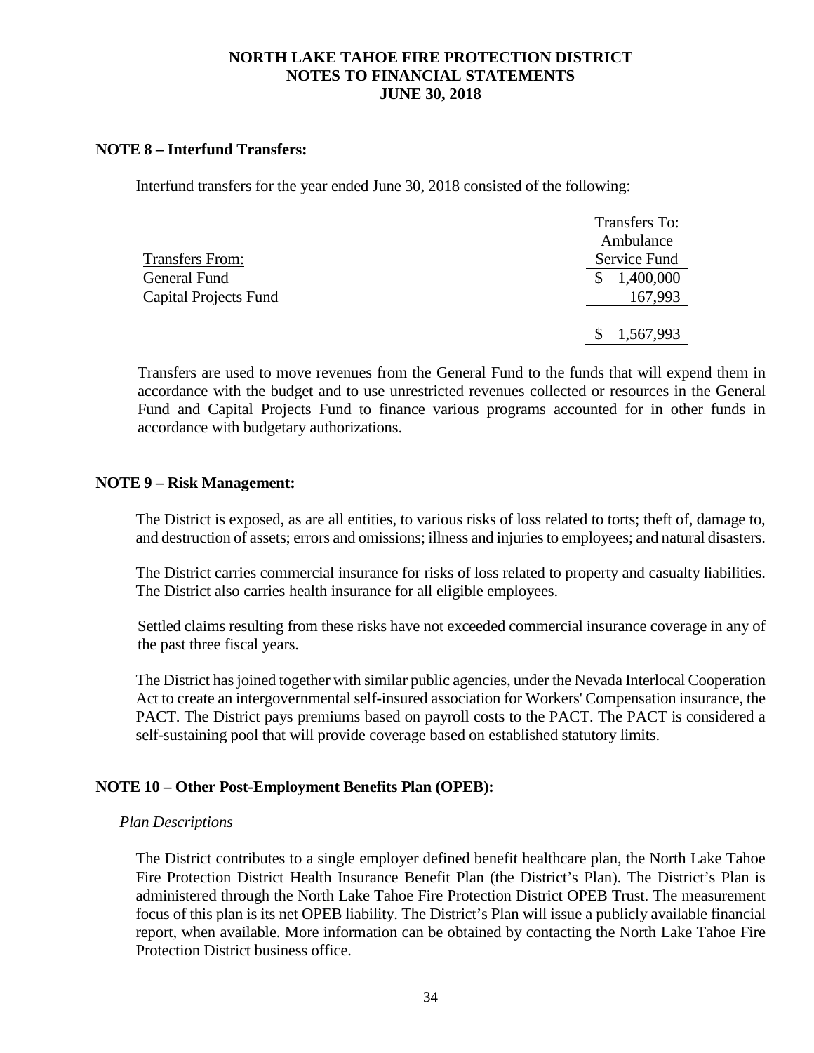# NORTH LAKE TAHOE FIRE PROTECTION DISTRICT
# NOTES TO FINANCIAL STATEMENTS
# JUNE 30, 2018

## NOTE 8 – Interfund Transfers:

Interfund transfers for the year ended June 30, 2018 consisted of the following:

| Transfers From: | Transfers To: Ambulance Service Fund |
|---|---|
| General Fund | $ 1,400,000 |
| Capital Projects Fund | 167,993 |
| | $ 1,567,993 |

Transfers are used to move revenues from the General Fund to the funds that will expend them in accordance with the budget and to use unrestricted revenues collected or resources in the General Fund and Capital Projects Fund to finance various programs accounted for in other funds in accordance with budgetary authorizations.

## NOTE 9 – Risk Management:

The District is exposed, as are all entities, to various risks of loss related to torts; theft of, damage to, and destruction of assets; errors and omissions; illness and injuries to employees; and natural disasters.

The District carries commercial insurance for risks of loss related to property and casualty liabilities. The District also carries health insurance for all eligible employees.

Settled claims resulting from these risks have not exceeded commercial insurance coverage in any of the past three fiscal years.

The District has joined together with similar public agencies, under the Nevada Interlocal Cooperation Act to create an intergovernmental self-insured association for Workers' Compensation insurance, the PACT. The District pays premiums based on payroll costs to the PACT. The PACT is considered a self-sustaining pool that will provide coverage based on established statutory limits.

## NOTE 10 – Other Post-Employment Benefits Plan (OPEB):

*Plan Descriptions*

The District contributes to a single employer defined benefit healthcare plan, the North Lake Tahoe Fire Protection District Health Insurance Benefit Plan (the District's Plan). The District's Plan is administered through the North Lake Tahoe Fire Protection District OPEB Trust. The measurement focus of this plan is its net OPEB liability. The District's Plan will issue a publicly available financial report, when available. More information can be obtained by contacting the North Lake Tahoe Fire Protection District business office.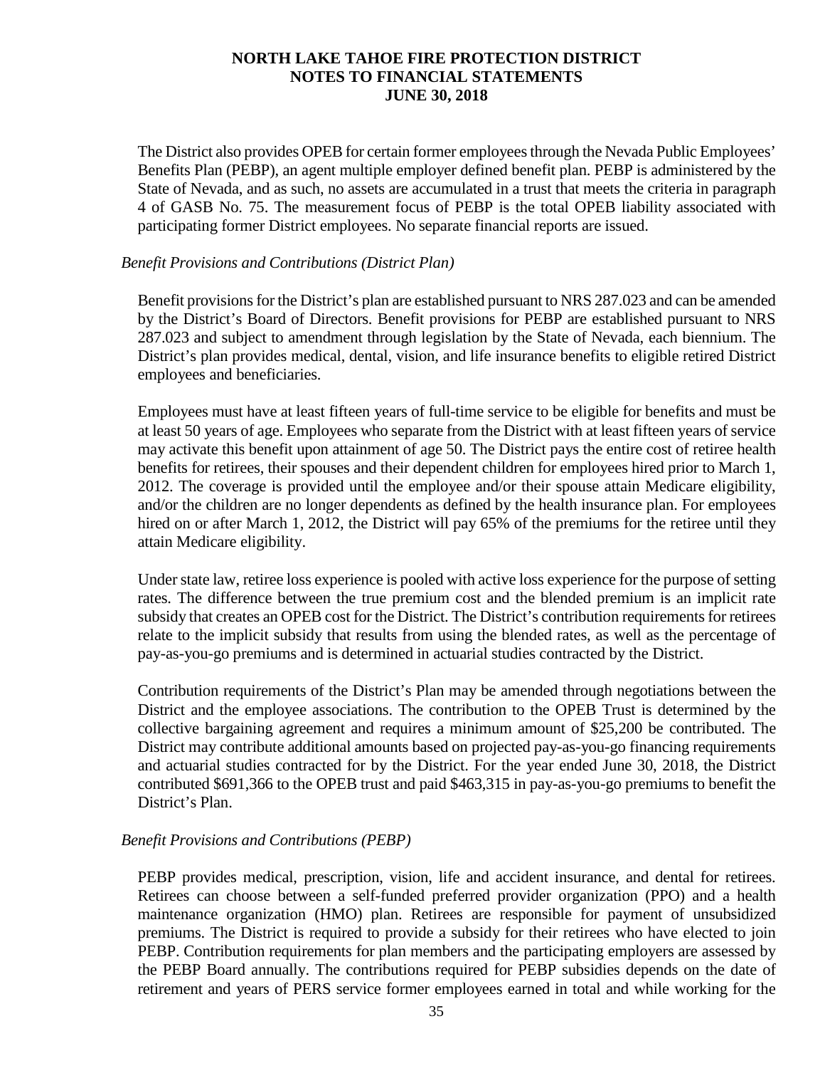The District also provides OPEB for certain former employees through the Nevada Public Employees' Benefits Plan (PEBP), an agent multiple employer defined benefit plan. PEBP is administered by the State of Nevada, and as such, no assets are accumulated in a trust that meets the criteria in paragraph 4 of GASB No. 75. The measurement focus of PEBP is the total OPEB liability associated with participating former District employees. No separate financial reports are issued.

*Benefit Provisions and Contributions (District Plan)*

Benefit provisions for the District's plan are established pursuant to NRS 287.023 and can be amended by the District's Board of Directors. Benefit provisions for PEBP are established pursuant to NRS 287.023 and subject to amendment through legislation by the State of Nevada, each biennium. The District's plan provides medical, dental, vision, and life insurance benefits to eligible retired District employees and beneficiaries.

Employees must have at least fifteen years of full-time service to be eligible for benefits and must be at least 50 years of age. Employees who separate from the District with at least fifteen years of service may activate this benefit upon attainment of age 50. The District pays the entire cost of retiree health benefits for retirees, their spouses and their dependent children for employees hired prior to March 1, 2012. The coverage is provided until the employee and/or their spouse attain Medicare eligibility, and/or the children are no longer dependents as defined by the health insurance plan. For employees hired on or after March 1, 2012, the District will pay 65% of the premiums for the retiree until they attain Medicare eligibility.

Under state law, retiree loss experience is pooled with active loss experience for the purpose of setting rates. The difference between the true premium cost and the blended premium is an implicit rate subsidy that creates an OPEB cost for the District. The District's contribution requirements for retirees relate to the implicit subsidy that results from using the blended rates, as well as the percentage of pay-as-you-go premiums and is determined in actuarial studies contracted by the District.

Contribution requirements of the District's Plan may be amended through negotiations between the District and the employee associations. The contribution to the OPEB Trust is determined by the collective bargaining agreement and requires a minimum amount of $25,200 be contributed. The District may contribute additional amounts based on projected pay-as-you-go financing requirements and actuarial studies contracted for by the District. For the year ended June 30, 2018, the District contributed $691,366 to the OPEB trust and paid $463,315 in pay-as-you-go premiums to benefit the District's Plan.

*Benefit Provisions and Contributions (PEBP)*

PEBP provides medical, prescription, vision, life and accident insurance, and dental for retirees. Retirees can choose between a self-funded preferred provider organization (PPO) and a health maintenance organization (HMO) plan. Retirees are responsible for payment of unsubsidized premiums. The District is required to provide a subsidy for their retirees who have elected to join PEBP. Contribution requirements for plan members and the participating employers are assessed by the PEBP Board annually. The contributions required for PEBP subsidies depends on the date of retirement and years of PERS service former employees earned in total and while working for the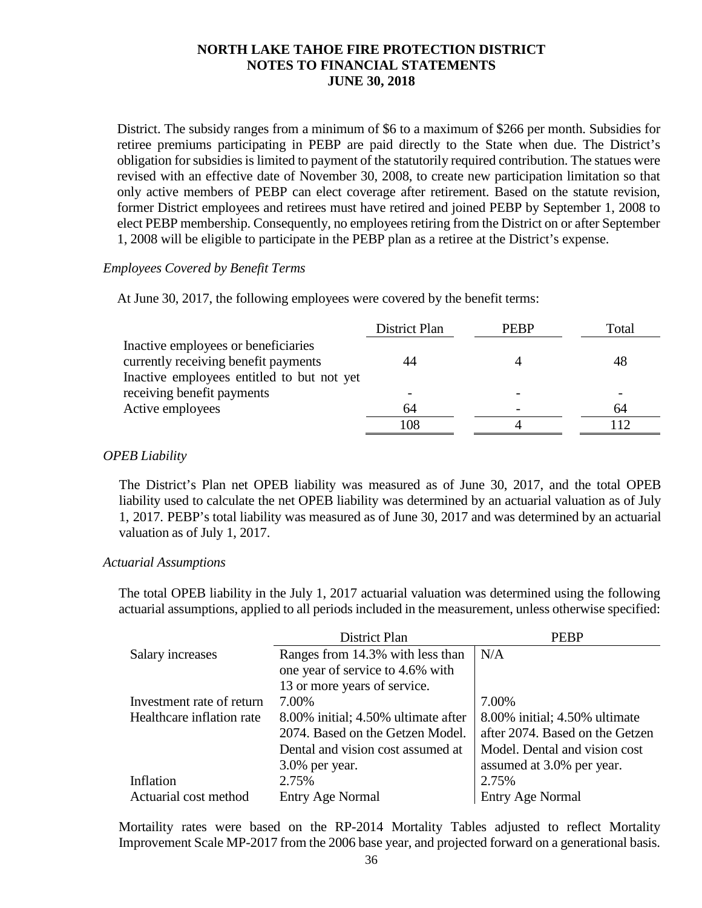District. The subsidy ranges from a minimum of $6 to a maximum of $266 per month. Subsidies for retiree premiums participating in PEBP are paid directly to the State when due. The District's obligation for subsidies is limited to payment of the statutorily required contribution. The statues were revised with an effective date of November 30, 2008, to create new participation limitation so that only active members of PEBP can elect coverage after retirement. Based on the statute revision, former District employees and retirees must have retired and joined PEBP by September 1, 2008 to elect PEBP membership. Consequently, no employees retiring from the District on or after September 1, 2008 will be eligible to participate in the PEBP plan as a retiree at the District's expense.

*Employees Covered by Benefit Terms*

At June 30, 2017, the following employees were covered by the benefit terms:

| | District Plan | PEBP | Total |
|---|---|---|---|
| Inactive employees or beneficiaries currently receiving benefit payments | 44 | 4 | 48 |
| Inactive employees entitled to but not yet receiving benefit payments | - | - | - |
| Active employees | 64 | - | 64 |
| | 108 | 4 | 112 |

*OPEB Liability*

The District's Plan net OPEB liability was measured as of June 30, 2017, and the total OPEB liability used to calculate the net OPEB liability was determined by an actuarial valuation as of July 1, 2017. PEBP's total liability was measured as of June 30, 2017 and was determined by an actuarial valuation as of July 1, 2017.

*Actuarial Assumptions*

The total OPEB liability in the July 1, 2017 actuarial valuation was determined using the following actuarial assumptions, applied to all periods included in the measurement, unless otherwise specified:

| | District Plan | PEBP |
|---|---|---|
| Salary increases | Ranges from 14.3% with less than one year of service to 4.6% with 13 or more years of service. | N/A |
| Investment rate of return | 7.00% | 7.00% |
| Healthcare inflation rate | 8.00% initial; 4.50% ultimate after 2074. Based on the Getzen Model. Dental and vision cost assumed at 3.0% per year. | 8.00% initial; 4.50% ultimate after 2074. Based on the Getzen Model. Dental and vision cost assumed at 3.0% per year. |
| Inflation | 2.75% | 2.75% |
| Actuarial cost method | Entry Age Normal | Entry Age Normal |

Mortaility rates were based on the RP-2014 Mortality Tables adjusted to reflect Mortality Improvement Scale MP-2017 from the 2006 base year, and projected forward on a generational basis.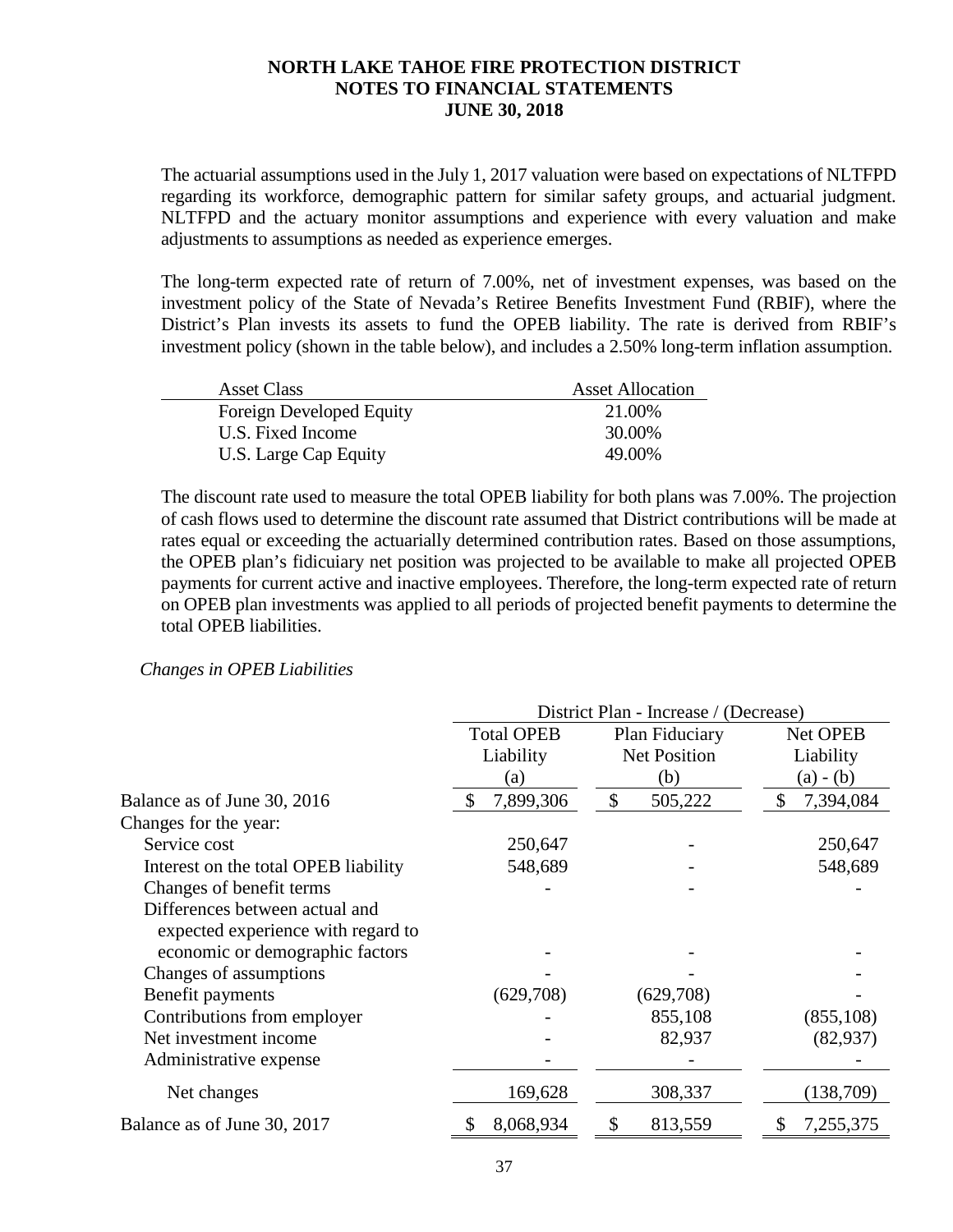The actuarial assumptions used in the July 1, 2017 valuation were based on expectations of NLTFPD regarding its workforce, demographic pattern for similar safety groups, and actuarial judgment. NLTFPD and the actuary monitor assumptions and experience with every valuation and make adjustments to assumptions as needed as experience emerges.

The long-term expected rate of return of 7.00%, net of investment expenses, was based on the investment policy of the State of Nevada's Retiree Benefits Investment Fund (RBIF), where the District's Plan invests its assets to fund the OPEB liability. The rate is derived from RBIF's investment policy (shown in the table below), and includes a 2.50% long-term inflation assumption.

| Asset Class | Asset Allocation |
|---|---|
| Foreign Developed Equity | 21.00% |
| U.S. Fixed Income | 30.00% |
| U.S. Large Cap Equity | 49.00% |

The discount rate used to measure the total OPEB liability for both plans was 7.00%. The projection of cash flows used to determine the discount rate assumed that District contributions will be made at rates equal or exceeding the actuarially determined contribution rates. Based on those assumptions, the OPEB plan's fiduciuary net position was projected to be available to make all projected OPEB payments for current active and inactive employees. Therefore, the long-term expected rate of return on OPEB plan investments was applied to all periods of projected benefit payments to determine the total OPEB liabilities.

*Changes in OPEB Liabilities*

| | District Plan - Increase / (Decrease) | | |
|---|---|---|---|
| | Total OPEB Liability (a) | Plan Fiduciary Net Position (b) | Net OPEB Liability (a) - (b) |
| Balance as of June 30, 2016 | $ 7,899,306 | $ 505,222 | $ 7,394,084 |
| Changes for the year: | | | |
| Service cost | 250,647 | - | 250,647 |
| Interest on the total OPEB liability | 548,689 | - | 548,689 |
| Changes of benefit terms | - | - | - |
| Differences between actual and expected experience with regard to economic or demographic factors | - | - | - |
| Changes of assumptions | - | - | - |
| Benefit payments | (629,708) | (629,708) | - |
| Contributions from employer | - | 855,108 | (855,108) |
| Net investment income | - | 82,937 | (82,937) |
| Administrative expense | - | - | - |
| Net changes | 169,628 | 308,337 | (138,709) |
| Balance as of June 30, 2017 | $ 8,068,934 | $ 813,559 | $ 7,255,375 |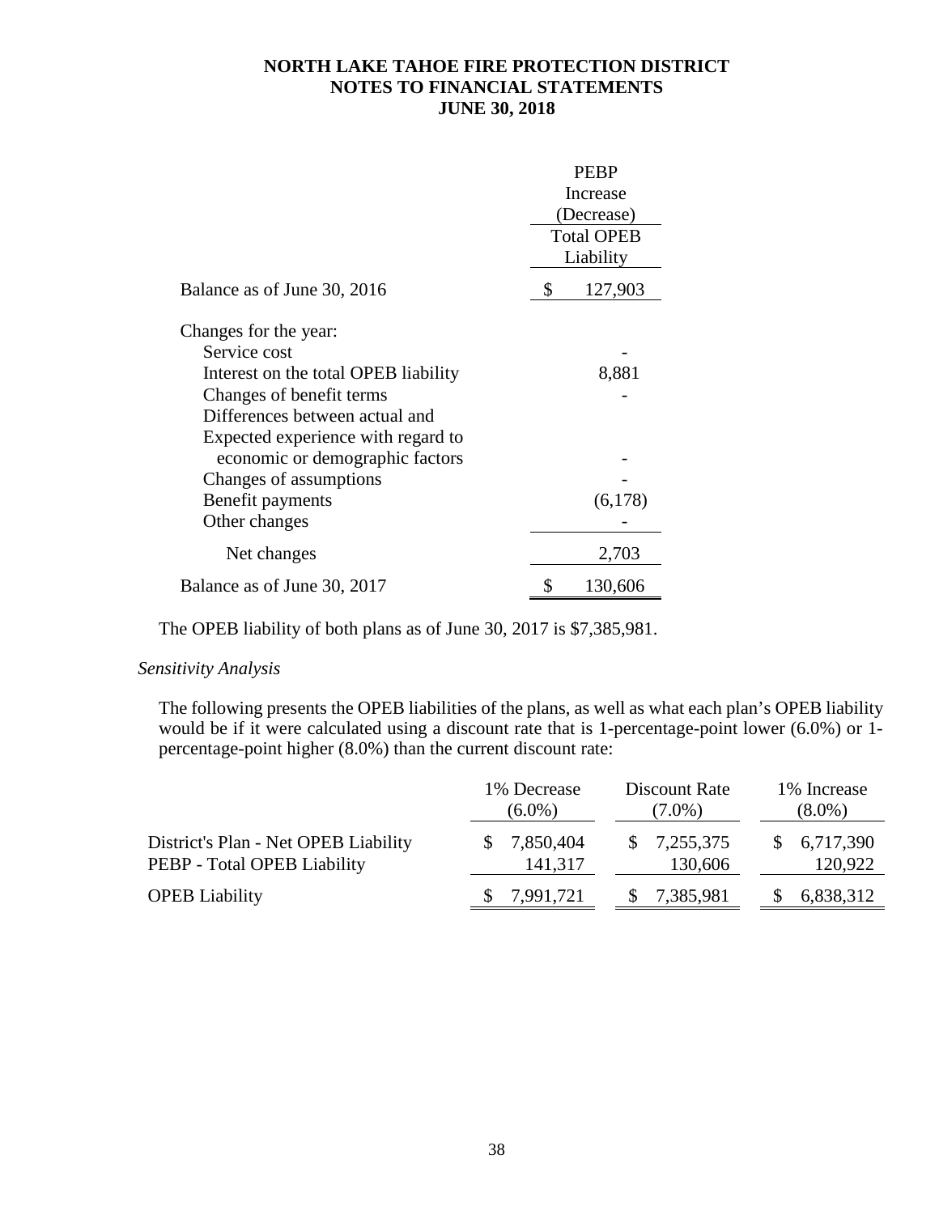# NORTH LAKE TAHOE FIRE PROTECTION DISTRICT
## NOTES TO FINANCIAL STATEMENTS
## JUNE 30, 2018

| | PEBP Increase (Decrease) Total OPEB Liability |
|---|---|
| Balance as of June 30, 2016 | $ 127,903 |
| Changes for the year: | |
| Service cost | - |
| Interest on the total OPEB liability | 8,881 |
| Changes of benefit terms | - |
| Differences between actual and Expected experience with regard to economic or demographic factors | - |
| Changes of assumptions | - |
| Benefit payments | (6,178) |
| Other changes | - |
| Net changes | 2,703 |
| Balance as of June 30, 2017 | $ 130,606 |

The OPEB liability of both plans as of June 30, 2017 is $7,385,981.

*Sensitivity Analysis*

The following presents the OPEB liabilities of the plans, as well as what each plan's OPEB liability would be if it were calculated using a discount rate that is 1-percentage-point lower (6.0%) or 1-percentage-point higher (8.0%) than the current discount rate:

| | 1% Decrease (6.0%) | Discount Rate (7.0%) | 1% Increase (8.0%) |
|---|---|---|---|
| District's Plan - Net OPEB Liability | $ 7,850,404 | $ 7,255,375 | $ 6,717,390 |
| PEBP - Total OPEB Liability | 141,317 | 130,606 | 120,922 |
| OPEB Liability | $ 7,991,721 | $ 7,385,981 | $ 6,838,312 |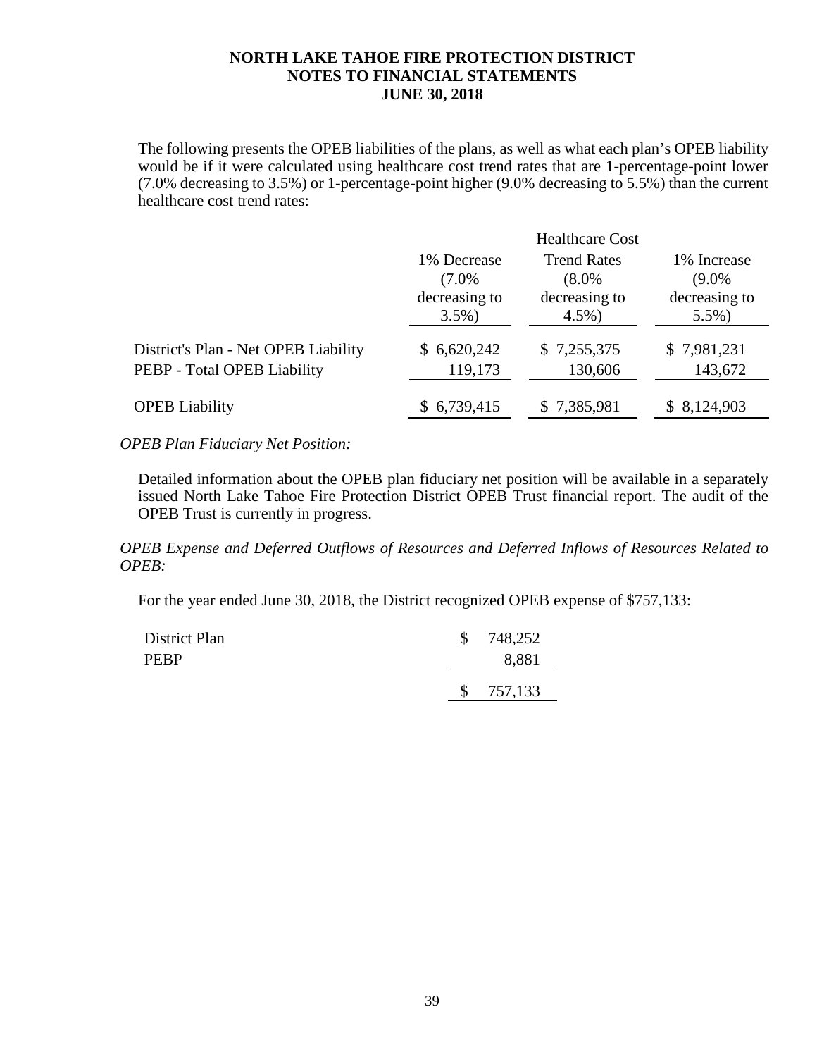The following presents the OPEB liabilities of the plans, as well as what each plan's OPEB liability would be if it were calculated using healthcare cost trend rates that are 1-percentage-point lower (7.0% decreasing to 3.5%) or 1-percentage-point higher (9.0% decreasing to 5.5%) than the current healthcare cost trend rates:

| | 1% Decrease (7.0% decreasing to 3.5%) | Healthcare Cost Trend Rates (8.0% decreasing to 4.5%) | 1% Increase (9.0% decreasing to 5.5%) |
|---|---|---|---|
| District's Plan - Net OPEB Liability | $ 6,620,242 | $ 7,255,375 | $ 7,981,231 |
| PEBP - Total OPEB Liability | 119,173 | 130,606 | 143,672 |
| OPEB Liability | $ 6,739,415 | $ 7,385,981 | $ 8,124,903 |

*OPEB Plan Fiduciary Net Position:*

Detailed information about the OPEB plan fiduciary net position will be available in a separately issued North Lake Tahoe Fire Protection District OPEB Trust financial report. The audit of the OPEB Trust is currently in progress.

*OPEB Expense and Deferred Outflows of Resources and Deferred Inflows of Resources Related to OPEB:*

For the year ended June 30, 2018, the District recognized OPEB expense of $757,133:

| | |
|---|---|
| District Plan | $ 748,252 |
| PEBP | 8,881 |
| | $ 757,133 |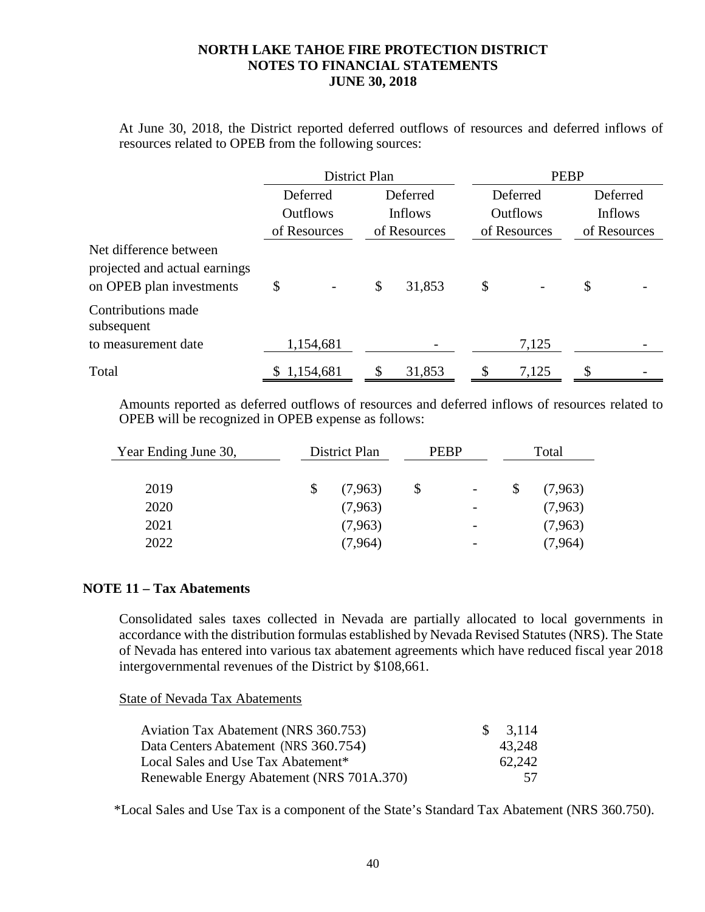At June 30, 2018, the District reported deferred outflows of resources and deferred inflows of resources related to OPEB from the following sources:

| | District Plan | | PEBP | |
|---|---|---|---|---|
| | Deferred Outflows of Resources | Deferred Inflows of Resources | Deferred Outflows of Resources | Deferred Inflows of Resources |
| Net difference between projected and actual earnings on OPEB plan investments | $ - | $ 31,853 | $ - | $ - |
| Contributions made subsequent to measurement date | 1,154,681 | - | 7,125 | - |
| Total | $ 1,154,681 | $ 31,853 | $ 7,125 | $ - |

Amounts reported as deferred outflows of resources and deferred inflows of resources related to OPEB will be recognized in OPEB expense as follows:

| Year Ending June 30, | District Plan | PEBP | Total |
|---|---|---|---|
| 2019 | $ (7,963) | $ - | $ (7,963) |
| 2020 | (7,963) | - | (7,963) |
| 2021 | (7,963) | - | (7,963) |
| 2022 | (7,964) | - | (7,964) |

## NOTE 11 – Tax Abatements

Consolidated sales taxes collected in Nevada are partially allocated to local governments in accordance with the distribution formulas established by Nevada Revised Statutes (NRS). The State of Nevada has entered into various tax abatement agreements which have reduced fiscal year 2018 intergovernmental revenues of the District by $108,661.

State of Nevada Tax Abatements

| | |
|---|---|
| Aviation Tax Abatement (NRS 360.753) | $ 3,114 |
| Data Centers Abatement (NRS 360.754) | 43,248 |
| Local Sales and Use Tax Abatement* | 62,242 |
| Renewable Energy Abatement (NRS 701A.370) | 57 |

*Local Sales and Use Tax is a component of the State's Standard Tax Abatement (NRS 360.750).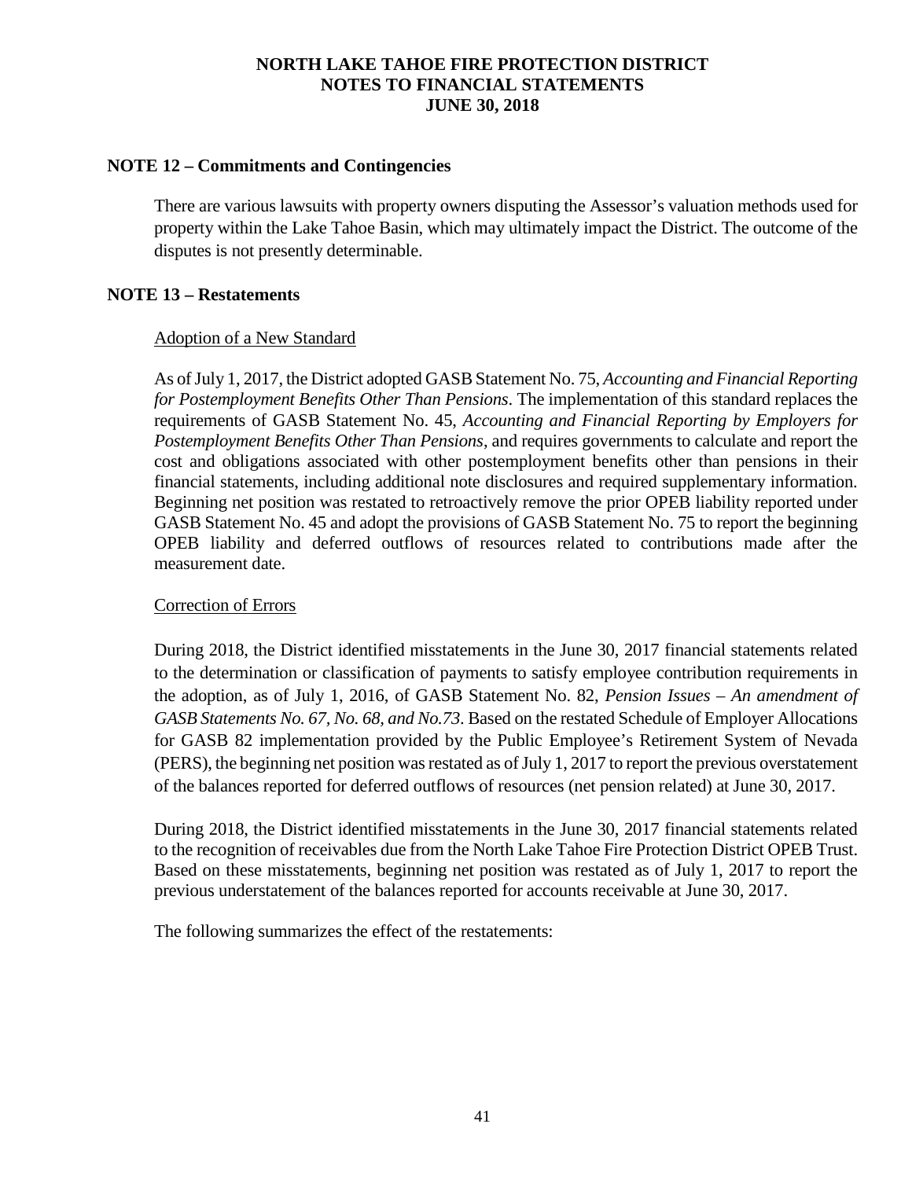## NOTE 12 – Commitments and Contingencies

There are various lawsuits with property owners disputing the Assessor's valuation methods used for property within the Lake Tahoe Basin, which may ultimately impact the District. The outcome of the disputes is not presently determinable.

## NOTE 13 – Restatements

Adoption of a New Standard

As of July 1, 2017, the District adopted GASB Statement No. 75, *Accounting and Financial Reporting for Postemployment Benefits Other Than Pensions*. The implementation of this standard replaces the requirements of GASB Statement No. 45, *Accounting and Financial Reporting by Employers for Postemployment Benefits Other Than Pensions*, and requires governments to calculate and report the cost and obligations associated with other postemployment benefits other than pensions in their financial statements, including additional note disclosures and required supplementary information. Beginning net position was restated to retroactively remove the prior OPEB liability reported under GASB Statement No. 45 and adopt the provisions of GASB Statement No. 75 to report the beginning OPEB liability and deferred outflows of resources related to contributions made after the measurement date.

Correction of Errors

During 2018, the District identified misstatements in the June 30, 2017 financial statements related to the determination or classification of payments to satisfy employee contribution requirements in the adoption, as of July 1, 2016, of GASB Statement No. 82, *Pension Issues – An amendment of GASB Statements No. 67, No. 68, and No.73*. Based on the restated Schedule of Employer Allocations for GASB 82 implementation provided by the Public Employee's Retirement System of Nevada (PERS), the beginning net position was restated as of July 1, 2017 to report the previous overstatement of the balances reported for deferred outflows of resources (net pension related) at June 30, 2017.

During 2018, the District identified misstatements in the June 30, 2017 financial statements related to the recognition of receivables due from the North Lake Tahoe Fire Protection District OPEB Trust. Based on these misstatements, beginning net position was restated as of July 1, 2017 to report the previous understatement of the balances reported for accounts receivable at June 30, 2017.

The following summarizes the effect of the restatements: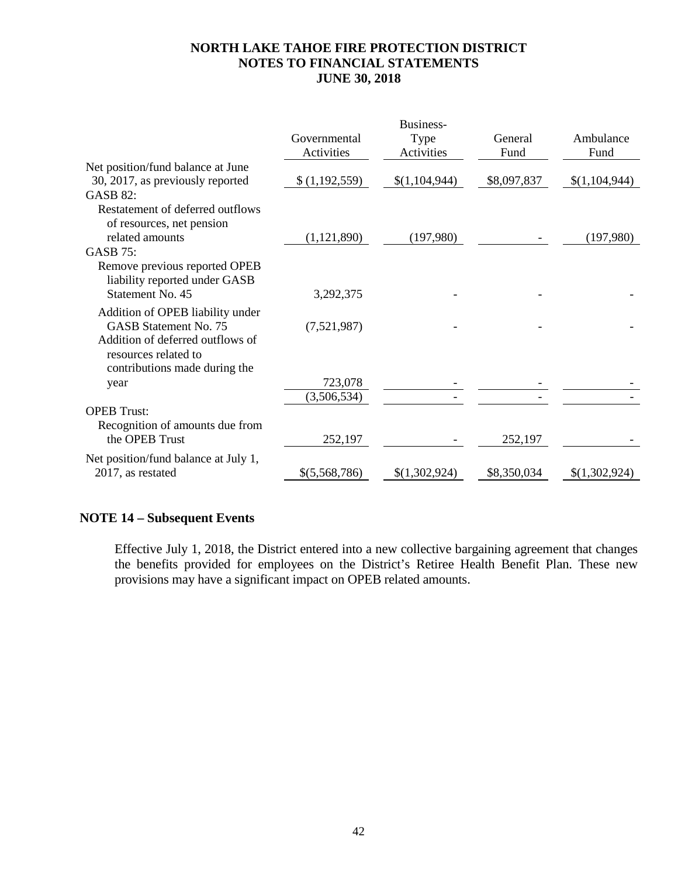|  | Governmental Activities | Business-Type Activities | General Fund | Ambulance Fund |
|---|---|---|---|---|
| Net position/fund balance at June 30, 2017, as previously reported | $ (1,192,559) | $(1,104,944) | $8,097,837 | $(1,104,944) |
| GASB 82: |  |  |  |  |
| Restatement of deferred outflows of resources, net pension related amounts | (1,121,890) | (197,980) | - | (197,980) |
| GASB 75: |  |  |  |  |
| Remove previous reported OPEB liability reported under GASB Statement No. 45 | 3,292,375 | - | - | - |
| Addition of OPEB liability under GASB Statement No. 75 | (7,521,987) | - | - | - |
| Addition of deferred outflows of resources related to contributions made during the year | 723,078 | - | - | - |
|  | (3,506,534) | - | - | - |
| OPEB Trust: |  |  |  |  |
| Recognition of amounts due from the OPEB Trust | 252,197 | - | 252,197 | - |
| Net position/fund balance at July 1, 2017, as restated | $(5,568,786) | $(1,302,924) | $8,350,034 | $(1,302,924) |

## NOTE 14 – Subsequent Events

Effective July 1, 2018, the District entered into a new collective bargaining agreement that changes the benefits provided for employees on the District's Retiree Health Benefit Plan. These new provisions may have a significant impact on OPEB related amounts.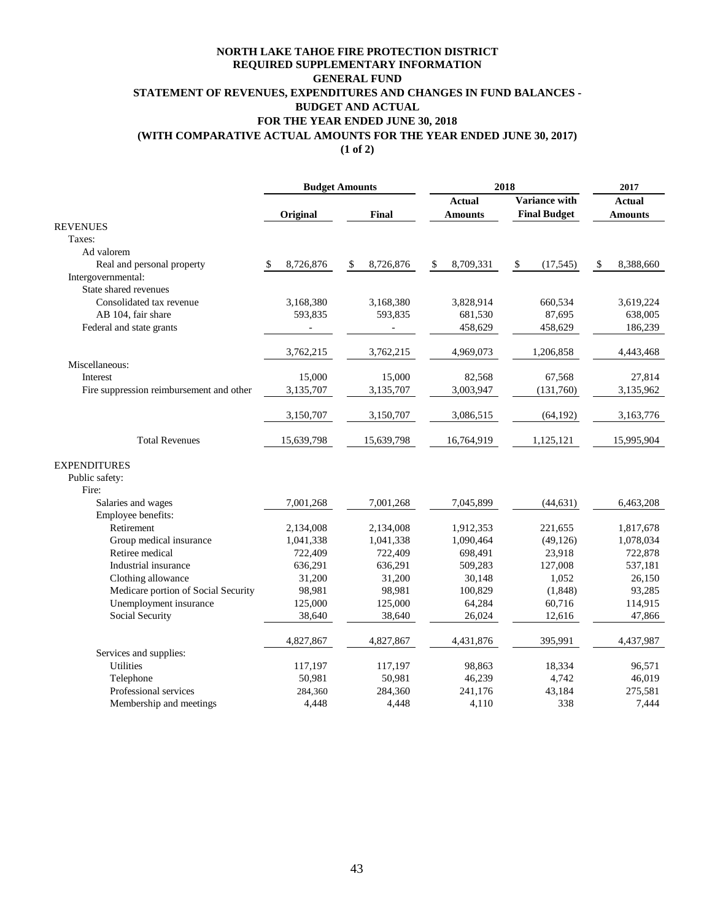# NORTH LAKE TAHOE FIRE PROTECTION DISTRICT
## REQUIRED SUPPLEMENTARY INFORMATION
## GENERAL FUND
## STATEMENT OF REVENUES, EXPENDITURES AND CHANGES IN FUND BALANCES - BUDGET AND ACTUAL
## FOR THE YEAR ENDED JUNE 30, 2018
## (WITH COMPARATIVE ACTUAL AMOUNTS FOR THE YEAR ENDED JUNE 30, 2017)
**(1 of 2)**

| | Budget Amounts | | 2018 | | 2017 |
|---|---|---|---|---|---|
| | Original | Final | Actual Amounts | Variance with Final Budget | Actual Amounts |
| REVENUES | | | | | |
| Taxes: | | | | | |
| Ad valorem | | | | | |
| Real and personal property | $ 8,726,876 | $ 8,726,876 | $ 8,709,331 | $ (17,545) | $ 8,388,660 |
| Intergovernmental: | | | | | |
| State shared revenues | | | | | |
| Consolidated tax revenue | 3,168,380 | 3,168,380 | 3,828,914 | 660,534 | 3,619,224 |
| AB 104, fair share | 593,835 | 593,835 | 681,530 | 87,695 | 638,005 |
| Federal and state grants | - | - | 458,629 | 458,629 | 186,239 |
| | 3,762,215 | 3,762,215 | 4,969,073 | 1,206,858 | 4,443,468 |
| Miscellaneous: | | | | | |
| Interest | 15,000 | 15,000 | 82,568 | 67,568 | 27,814 |
| Fire suppression reimbursement and other | 3,135,707 | 3,135,707 | 3,003,947 | (131,760) | 3,135,962 |
| | 3,150,707 | 3,150,707 | 3,086,515 | (64,192) | 3,163,776 |
| Total Revenues | 15,639,798 | 15,639,798 | 16,764,919 | 1,125,121 | 15,995,904 |
| EXPENDITURES | | | | | |
| Public safety: | | | | | |
| Fire: | | | | | |
| Salaries and wages | 7,001,268 | 7,001,268 | 7,045,899 | (44,631) | 6,463,208 |
| Employee benefits: | | | | | |
| Retirement | 2,134,008 | 2,134,008 | 1,912,353 | 221,655 | 1,817,678 |
| Group medical insurance | 1,041,338 | 1,041,338 | 1,090,464 | (49,126) | 1,078,034 |
| Retiree medical | 722,409 | 722,409 | 698,491 | 23,918 | 722,878 |
| Industrial insurance | 636,291 | 636,291 | 509,283 | 127,008 | 537,181 |
| Clothing allowance | 31,200 | 31,200 | 30,148 | 1,052 | 26,150 |
| Medicare portion of Social Security | 98,981 | 98,981 | 100,829 | (1,848) | 93,285 |
| Unemployment insurance | 125,000 | 125,000 | 64,284 | 60,716 | 114,915 |
| Social Security | 38,640 | 38,640 | 26,024 | 12,616 | 47,866 |
| | 4,827,867 | 4,827,867 | 4,431,876 | 395,991 | 4,437,987 |
| Services and supplies: | | | | | |
| Utilities | 117,197 | 117,197 | 98,863 | 18,334 | 96,571 |
| Telephone | 50,981 | 50,981 | 46,239 | 4,742 | 46,019 |
| Professional services | 284,360 | 284,360 | 241,176 | 43,184 | 275,581 |
| Membership and meetings | 4,448 | 4,448 | 4,110 | 338 | 7,444 |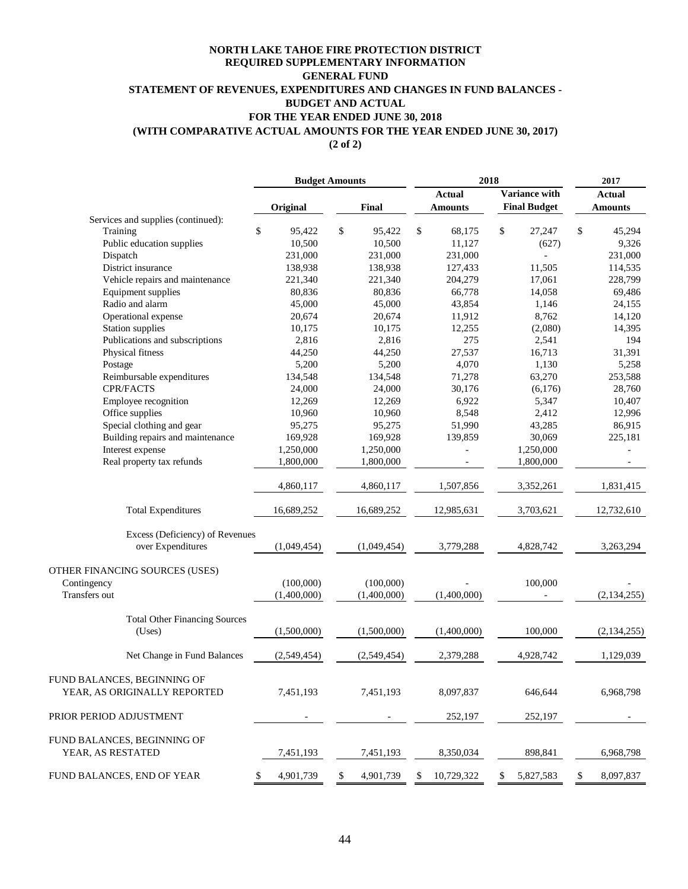# NORTH LAKE TAHOE FIRE PROTECTION DISTRICT
## REQUIRED SUPPLEMENTARY INFORMATION
## GENERAL FUND
## STATEMENT OF REVENUES, EXPENDITURES AND CHANGES IN FUND BALANCES - BUDGET AND ACTUAL
## FOR THE YEAR ENDED JUNE 30, 2018
## (WITH COMPARATIVE ACTUAL AMOUNTS FOR THE YEAR ENDED JUNE 30, 2017)
## (2 of 2)

| | Budget Amounts | | 2018 | | 2017 |
|---|---|---|---|---|---|
| | Original | Final | Actual Amounts | Variance with Final Budget | Actual Amounts |
| Services and supplies (continued): | | | | | |
| Training | $ 95,422 | $ 95,422 | $ 68,175 | $ 27,247 | $ 45,294 |
| Public education supplies | 10,500 | 10,500 | 11,127 | (627) | 9,326 |
| Dispatch | 231,000 | 231,000 | 231,000 | - | 231,000 |
| District insurance | 138,938 | 138,938 | 127,433 | 11,505 | 114,535 |
| Vehicle repairs and maintenance | 221,340 | 221,340 | 204,279 | 17,061 | 228,799 |
| Equipment supplies | 80,836 | 80,836 | 66,778 | 14,058 | 69,486 |
| Radio and alarm | 45,000 | 45,000 | 43,854 | 1,146 | 24,155 |
| Operational expense | 20,674 | 20,674 | 11,912 | 8,762 | 14,120 |
| Station supplies | 10,175 | 10,175 | 12,255 | (2,080) | 14,395 |
| Publications and subscriptions | 2,816 | 2,816 | 275 | 2,541 | 194 |
| Physical fitness | 44,250 | 44,250 | 27,537 | 16,713 | 31,391 |
| Postage | 5,200 | 5,200 | 4,070 | 1,130 | 5,258 |
| Reimbursable expenditures | 134,548 | 134,548 | 71,278 | 63,270 | 253,588 |
| CPR/FACTS | 24,000 | 24,000 | 30,176 | (6,176) | 28,760 |
| Employee recognition | 12,269 | 12,269 | 6,922 | 5,347 | 10,407 |
| Office supplies | 10,960 | 10,960 | 8,548 | 2,412 | 12,996 |
| Special clothing and gear | 95,275 | 95,275 | 51,990 | 43,285 | 86,915 |
| Building repairs and maintenance | 169,928 | 169,928 | 139,859 | 30,069 | 225,181 |
| Interest expense | 1,250,000 | 1,250,000 | - | 1,250,000 | - |
| Real property tax refunds | 1,800,000 | 1,800,000 | - | 1,800,000 | - |
| | 4,860,117 | 4,860,117 | 1,507,856 | 3,352,261 | 1,831,415 |
| Total Expenditures | 16,689,252 | 16,689,252 | 12,985,631 | 3,703,621 | 12,732,610 |
| Excess (Deficiency) of Revenues over Expenditures | (1,049,454) | (1,049,454) | 3,779,288 | 4,828,742 | 3,263,294 |
| OTHER FINANCING SOURCES (USES) | | | | | |
| Contingency | (100,000) | (100,000) | - | 100,000 | - |
| Transfers out | (1,400,000) | (1,400,000) | (1,400,000) | - | (2,134,255) |
| Total Other Financing Sources (Uses) | (1,500,000) | (1,500,000) | (1,400,000) | 100,000 | (2,134,255) |
| Net Change in Fund Balances | (2,549,454) | (2,549,454) | 2,379,288 | 4,928,742 | 1,129,039 |
| FUND BALANCES, BEGINNING OF YEAR, AS ORIGINALLY REPORTED | 7,451,193 | 7,451,193 | 8,097,837 | 646,644 | 6,968,798 |
| PRIOR PERIOD ADJUSTMENT | - | - | 252,197 | 252,197 | - |
| FUND BALANCES, BEGINNING OF YEAR, AS RESTATED | 7,451,193 | 7,451,193 | 8,350,034 | 898,841 | 6,968,798 |
| FUND BALANCES, END OF YEAR | $ 4,901,739 | $ 4,901,739 | $ 10,729,322 | $ 5,827,583 | $ 8,097,837 |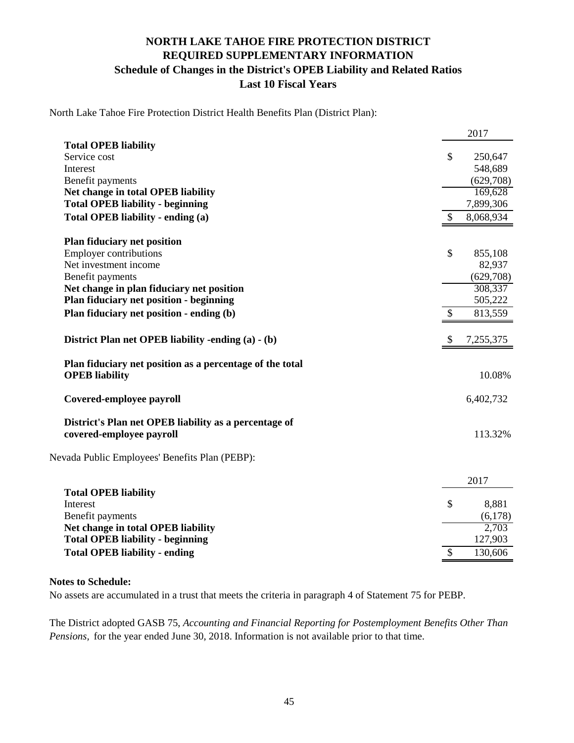# NORTH LAKE TAHOE FIRE PROTECTION DISTRICT
## REQUIRED SUPPLEMENTARY INFORMATION
### Schedule of Changes in the District's OPEB Liability and Related Ratios
### Last 10 Fiscal Years

North Lake Tahoe Fire Protection District Health Benefits Plan (District Plan):

| | 2017 |
|---|---|
| **Total OPEB liability** | |
| Service cost | $ 250,647 |
| Interest | 548,689 |
| Benefit payments | (629,708) |
| **Net change in total OPEB liability** | 169,628 |
| **Total OPEB liability - beginning** | 7,899,306 |
| **Total OPEB liability - ending (a)** | $ 8,068,934 |
| | |
| **Plan fiduciary net position** | |
| Employer contributions | $ 855,108 |
| Net investment income | 82,937 |
| Benefit payments | (629,708) |
| **Net change in plan fiduciary net position** | 308,337 |
| **Plan fiduciary net position - beginning** | 505,222 |
| **Plan fiduciary net position - ending (b)** | $ 813,559 |
| | |
| **District Plan net OPEB liability -ending (a) - (b)** | $ 7,255,375 |
| | |
| **Plan fiduciary net position as a percentage of the total OPEB liability** | 10.08% |
| | |
| **Covered-employee payroll** | 6,402,732 |
| | |
| **District's Plan net OPEB liability as a percentage of covered-employee payroll** | 113.32% |

Nevada Public Employees' Benefits Plan (PEBP):

| | 2017 |
|---|---|
| **Total OPEB liability** | |
| Interest | $ 8,881 |
| Benefit payments | (6,178) |
| **Net change in total OPEB liability** | 2,703 |
| **Total OPEB liability - beginning** | 127,903 |
| **Total OPEB liability - ending** | $ 130,606 |

**Notes to Schedule:**

No assets are accumulated in a trust that meets the criteria in paragraph 4 of Statement 75 for PEBP.

The District adopted GASB 75, *Accounting and Financial Reporting for Postemployment Benefits Other Than Pensions,* for the year ended June 30, 2018. Information is not available prior to that time.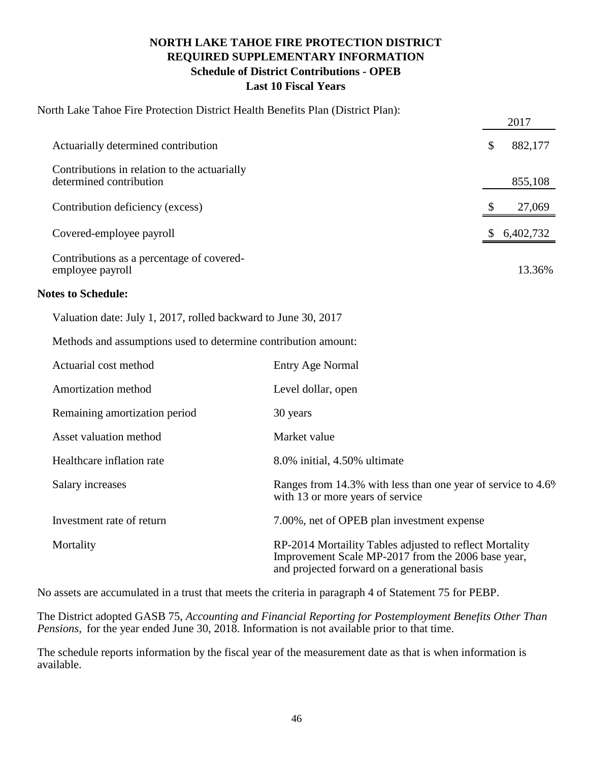# NORTH LAKE TAHOE FIRE PROTECTION DISTRICT
## REQUIRED SUPPLEMENTARY INFORMATION
### Schedule of District Contributions - OPEB
### Last 10 Fiscal Years

North Lake Tahoe Fire Protection District Health Benefits Plan (District Plan):

| | 2017 |
|---|---|
| Actuarially determined contribution | $ 882,177 |
| Contributions in relation to the actuarially determined contribution | 855,108 |
| Contribution deficiency (excess) | $ 27,069 |
| Covered-employee payroll | $ 6,402,732 |
| Contributions as a percentage of covered-employee payroll | 13.36% |

**Notes to Schedule:**

Valuation date: July 1, 2017, rolled backward to June 30, 2017

Methods and assumptions used to determine contribution amount:

| | |
|---|---|
| Actuarial cost method | Entry Age Normal |
| Amortization method | Level dollar, open |
| Remaining amortization period | 30 years |
| Asset valuation method | Market value |
| Healthcare inflation rate | 8.0% initial, 4.50% ultimate |
| Salary increases | Ranges from 14.3% with less than one year of service to 4.6% with 13 or more years of service |
| Investment rate of return | 7.00%, net of OPEB plan investment expense |
| Mortality | RP-2014 Mortaility Tables adjusted to reflect Mortality Improvement Scale MP-2017 from the 2006 base year, and projected forward on a generational basis |

No assets are accumulated in a trust that meets the criteria in paragraph 4 of Statement 75 for PEBP.

The District adopted GASB 75, *Accounting and Financial Reporting for Postemployment Benefits Other Than Pensions*, for the year ended June 30, 2018. Information is not available prior to that time.

The schedule reports information by the fiscal year of the measurement date as that is when information is available.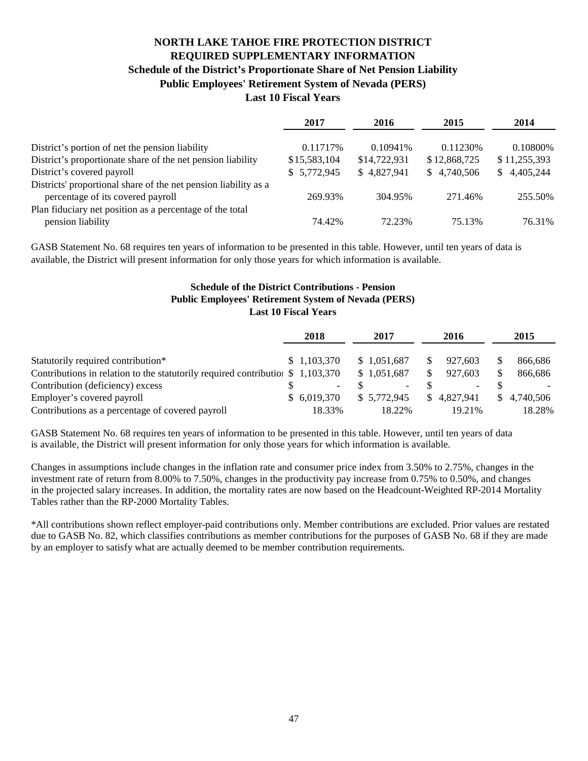# NORTH LAKE TAHOE FIRE PROTECTION DISTRICT
## REQUIRED SUPPLEMENTARY INFORMATION
### Schedule of the District's Proportionate Share of Net Pension Liability
### Public Employees' Retirement System of Nevada (PERS)
### Last 10 Fiscal Years

| | 2017 | 2016 | 2015 | 2014 |
|---|---|---|---|---|
| District's portion of net the pension liability | 0.11717% | 0.10941% | 0.11230% | 0.10800% |
| District's proportionate share of the net pension liability | $15,583,104 | $14,722,931 | $12,868,725 | $11,255,393 |
| District's covered payroll | $ 5,772,945 | $ 4,827,941 | $ 4,740,506 | $ 4,405,244 |
| Districts' proportional share of the net pension liability as a percentage of its covered payroll | 269.93% | 304.95% | 271.46% | 255.50% |
| Plan fiduciary net position as a percentage of the total pension liability | 74.42% | 72.23% | 75.13% | 76.31% |

GASB Statement No. 68 requires ten years of information to be presented in this table. However, until ten years of data is available, the District will present information for only those years for which information is available.

### Schedule of the District Contributions - Pension
### Public Employees' Retirement System of Nevada (PERS)
### Last 10 Fiscal Years

| | 2018 | 2017 | 2016 | 2015 |
|---|---|---|---|---|
| Statutorily required contribution* | $ 1,103,370 | $ 1,051,687 | $ 927,603 | $ 866,686 |
| Contributions in relation to the statutorily required contribution | $ 1,103,370 | $ 1,051,687 | $ 927,603 | $ 866,686 |
| Contribution (deficiency) excess | $ - | $ - | $ - | $ - |
| Employer's covered payroll | $ 6,019,370 | $ 5,772,945 | $ 4,827,941 | $ 4,740,506 |
| Contributions as a percentage of covered payroll | 18.33% | 18.22% | 19.21% | 18.28% |

GASB Statement No. 68 requires ten years of information to be presented in this table. However, until ten years of data is available, the District will present information for only those years for which information is available.

Changes in assumptions include changes in the inflation rate and consumer price index from 3.50% to 2.75%, changes in the investment rate of return from 8.00% to 7.50%, changes in the productivity pay increase from 0.75% to 0.50%, and changes in the projected salary increases. In addition, the mortality rates are now based on the Headcount-Weighted RP-2014 Mortality Tables rather than the RP-2000 Mortality Tables.

*All contributions shown reflect employer-paid contributions only. Member contributions are excluded. Prior values are restated due to GASB No. 82, which classifies contributions as member contributions for the purposes of GASB No. 68 if they are made by an employer to satisfy what are actually deemed to be member contribution requirements.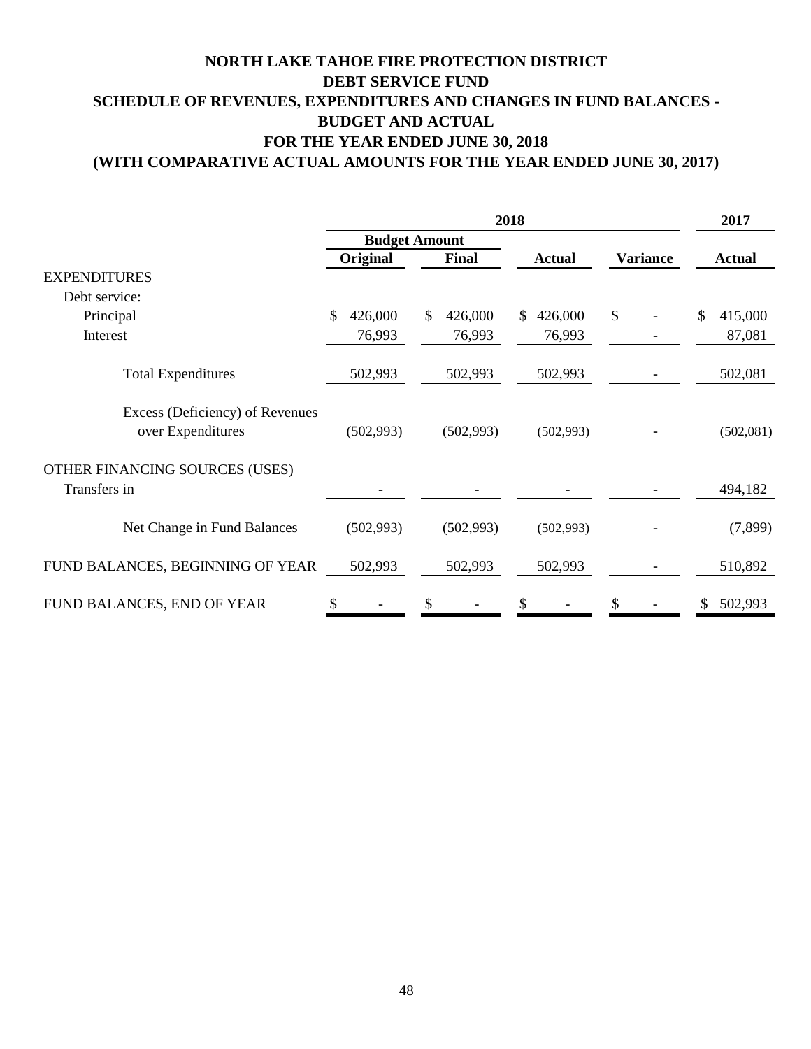# NORTH LAKE TAHOE FIRE PROTECTION DISTRICT
## DEBT SERVICE FUND
## SCHEDULE OF REVENUES, EXPENDITURES AND CHANGES IN FUND BALANCES - BUDGET AND ACTUAL
## FOR THE YEAR ENDED JUNE 30, 2018
## (WITH COMPARATIVE ACTUAL AMOUNTS FOR THE YEAR ENDED JUNE 30, 2017)

| | 2018 | | | | 2017 |
|---|---|---|---|---|---|
| | Budget Amount | | | | |
| | Original | Final | Actual | Variance | Actual |
| EXPENDITURES | | | | | |
| Debt service: | | | | | |
| Principal | $ 426,000 | $ 426,000 | $ 426,000 | $ - | $ 415,000 |
| Interest | 76,993 | 76,993 | 76,993 | - | 87,081 |
| Total Expenditures | 502,993 | 502,993 | 502,993 | - | 502,081 |
| Excess (Deficiency) of Revenues over Expenditures | (502,993) | (502,993) | (502,993) | - | (502,081) |
| OTHER FINANCING SOURCES (USES) | | | | | |
| Transfers in | - | - | - | - | 494,182 |
| Net Change in Fund Balances | (502,993) | (502,993) | (502,993) | - | (7,899) |
| FUND BALANCES, BEGINNING OF YEAR | 502,993 | 502,993 | 502,993 | - | 510,892 |
| FUND BALANCES, END OF YEAR | $ - | $ - | $ - | $ - | $ 502,993 |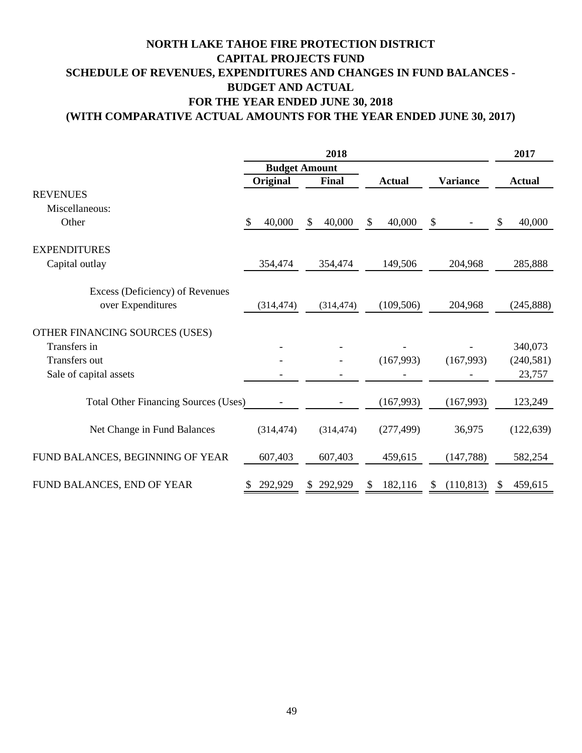# NORTH LAKE TAHOE FIRE PROTECTION DISTRICT
## CAPITAL PROJECTS FUND
## SCHEDULE OF REVENUES, EXPENDITURES AND CHANGES IN FUND BALANCES - BUDGET AND ACTUAL
## FOR THE YEAR ENDED JUNE 30, 2018
## (WITH COMPARATIVE ACTUAL AMOUNTS FOR THE YEAR ENDED JUNE 30, 2017)

| | 2018 | | | | 2017 |
|---|---|---|---|---|---|
| | Budget Amount | | | | |
| | Original | Final | Actual | Variance | Actual |
| **REVENUES** | | | | | |
| Miscellaneous: | | | | | |
| Other | $ 40,000 | $ 40,000 | $ 40,000 | $ - | $ 40,000 |
| **EXPENDITURES** | | | | | |
| Capital outlay | 354,474 | 354,474 | 149,506 | 204,968 | 285,888 |
| Excess (Deficiency) of Revenues over Expenditures | (314,474) | (314,474) | (109,506) | 204,968 | (245,888) |
| **OTHER FINANCING SOURCES (USES)** | | | | | |
| Transfers in | - | - | - | - | 340,073 |
| Transfers out | - | - | (167,993) | (167,993) | (240,581) |
| Sale of capital assets | - | - | - | - | 23,757 |
| Total Other Financing Sources (Uses) | - | - | (167,993) | (167,993) | 123,249 |
| Net Change in Fund Balances | (314,474) | (314,474) | (277,499) | 36,975 | (122,639) |
| FUND BALANCES, BEGINNING OF YEAR | 607,403 | 607,403 | 459,615 | (147,788) | 582,254 |
| FUND BALANCES, END OF YEAR | $ 292,929 | $ 292,929 | $ 182,116 | $ (110,813) | $ 459,615 |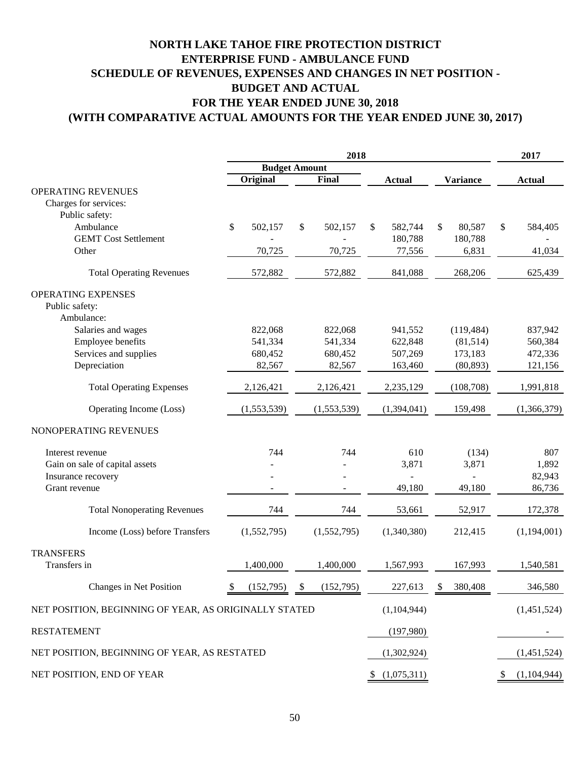# NORTH LAKE TAHOE FIRE PROTECTION DISTRICT
## ENTERPRISE FUND - AMBULANCE FUND
## SCHEDULE OF REVENUES, EXPENSES AND CHANGES IN NET POSITION - BUDGET AND ACTUAL
## FOR THE YEAR ENDED JUNE 30, 2018
## (WITH COMPARATIVE ACTUAL AMOUNTS FOR THE YEAR ENDED JUNE 30, 2017)

| | 2018 | | | | 2017 |
|---|---|---|---|---|---|
| | Budget Amount | | | | |
| | Original | Final | Actual | Variance | Actual |
| OPERATING REVENUES | | | | | |
| Charges for services: | | | | | |
| Public safety: | | | | | |
| Ambulance | $ 502,157 | $ 502,157 | $ 582,744 | $ 80,587 | $ 584,405 |
| GEMT Cost Settlement | - | - | 180,788 | 180,788 | - |
| Other | 70,725 | 70,725 | 77,556 | 6,831 | 41,034 |
| Total Operating Revenues | 572,882 | 572,882 | 841,088 | 268,206 | 625,439 |
| OPERATING EXPENSES | | | | | |
| Public safety: | | | | | |
| Ambulance: | | | | | |
| Salaries and wages | 822,068 | 822,068 | 941,552 | (119,484) | 837,942 |
| Employee benefits | 541,334 | 541,334 | 622,848 | (81,514) | 560,384 |
| Services and supplies | 680,452 | 680,452 | 507,269 | 173,183 | 472,336 |
| Depreciation | 82,567 | 82,567 | 163,460 | (80,893) | 121,156 |
| Total Operating Expenses | 2,126,421 | 2,126,421 | 2,235,129 | (108,708) | 1,991,818 |
| Operating Income (Loss) | (1,553,539) | (1,553,539) | (1,394,041) | 159,498 | (1,366,379) |
| NONOPERATING REVENUES | | | | | |
| Interest revenue | 744 | 744 | 610 | (134) | 807 |
| Gain on sale of capital assets | - | - | 3,871 | 3,871 | 1,892 |
| Insurance recovery | - | - | - | - | 82,943 |
| Grant revenue | - | - | 49,180 | 49,180 | 86,736 |
| Total Nonoperating Revenues | 744 | 744 | 53,661 | 52,917 | 172,378 |
| Income (Loss) before Transfers | (1,552,795) | (1,552,795) | (1,340,380) | 212,415 | (1,194,001) |
| TRANSFERS | | | | | |
| Transfers in | 1,400,000 | 1,400,000 | 1,567,993 | 167,993 | 1,540,581 |
| Changes in Net Position | $ (152,795) | $ (152,795) | 227,613 | $ 380,408 | 346,580 |
| NET POSITION, BEGINNING OF YEAR, AS ORIGINALLY STATED | | | (1,104,944) | | (1,451,524) |
| RESTATEMENT | | | (197,980) | | - |
| NET POSITION, BEGINNING OF YEAR, AS RESTATED | | | (1,302,924) | | (1,451,524) |
| NET POSITION, END OF YEAR | | | $ (1,075,311) | | $ (1,104,944) |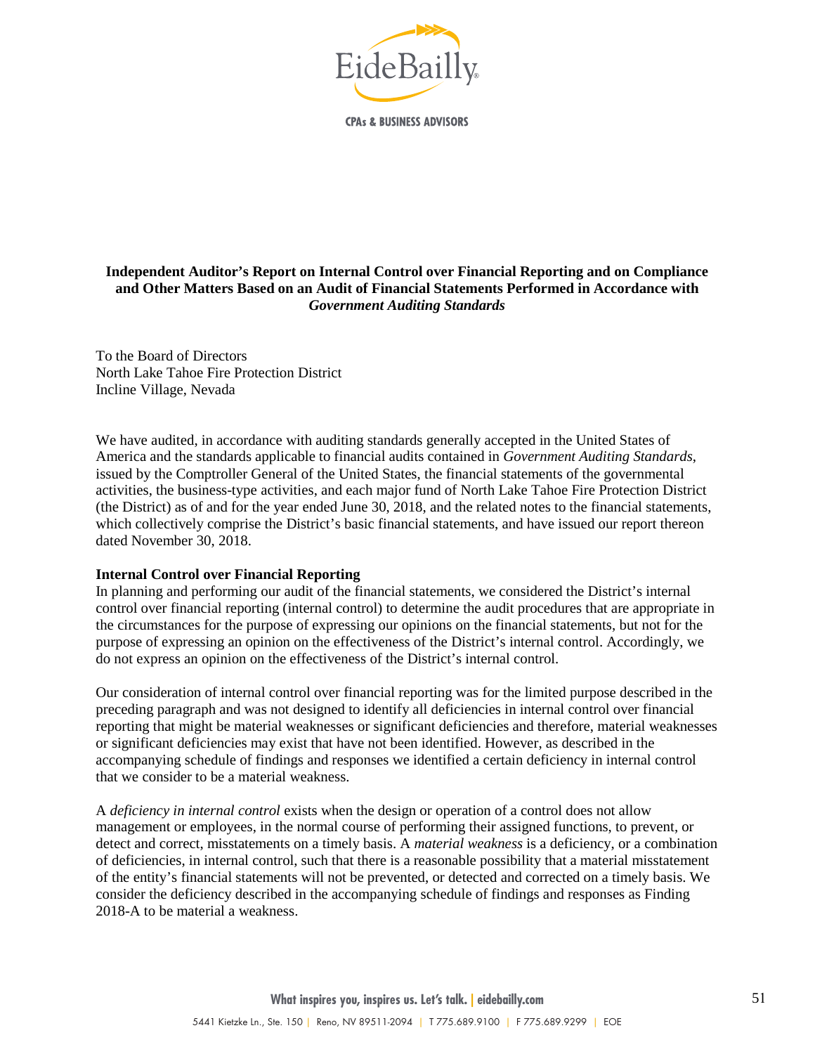EideBailly

CPAs & BUSINESS ADVISORS

**Independent Auditor's Report on Internal Control over Financial Reporting and on Compliance and Other Matters Based on an Audit of Financial Statements Performed in Accordance with *Government Auditing Standards***

To the Board of Directors
North Lake Tahoe Fire Protection District
Incline Village, Nevada

We have audited, in accordance with auditing standards generally accepted in the United States of America and the standards applicable to financial audits contained in *Government Auditing Standards*, issued by the Comptroller General of the United States, the financial statements of the governmental activities, the business-type activities, and each major fund of North Lake Tahoe Fire Protection District (the District) as of and for the year ended June 30, 2018, and the related notes to the financial statements, which collectively comprise the District's basic financial statements, and have issued our report thereon dated November 30, 2018.

**Internal Control over Financial Reporting**

In planning and performing our audit of the financial statements, we considered the District's internal control over financial reporting (internal control) to determine the audit procedures that are appropriate in the circumstances for the purpose of expressing our opinions on the financial statements, but not for the purpose of expressing an opinion on the effectiveness of the District's internal control. Accordingly, we do not express an opinion on the effectiveness of the District's internal control.

Our consideration of internal control over financial reporting was for the limited purpose described in the preceding paragraph and was not designed to identify all deficiencies in internal control over financial reporting that might be material weaknesses or significant deficiencies and therefore, material weaknesses or significant deficiencies may exist that have not been identified. However, as described in the accompanying schedule of findings and responses we identified a certain deficiency in internal control that we consider to be a material weakness.

A *deficiency in internal control* exists when the design or operation of a control does not allow management or employees, in the normal course of performing their assigned functions, to prevent, or detect and correct, misstatements on a timely basis. A *material weakness* is a deficiency, or a combination of deficiencies, in internal control, such that there is a reasonable possibility that a material misstatement of the entity's financial statements will not be prevented, or detected and corrected on a timely basis. We consider the deficiency described in the accompanying schedule of findings and responses as Finding 2018-A to be material a weakness.

What inspires you, inspires us. Let's talk. | eidebailly.com

5441 Kietzke Ln., Ste. 150 | Reno, NV 89511-2094 | T 775.689.9100 | F 775.689.9299 | EOE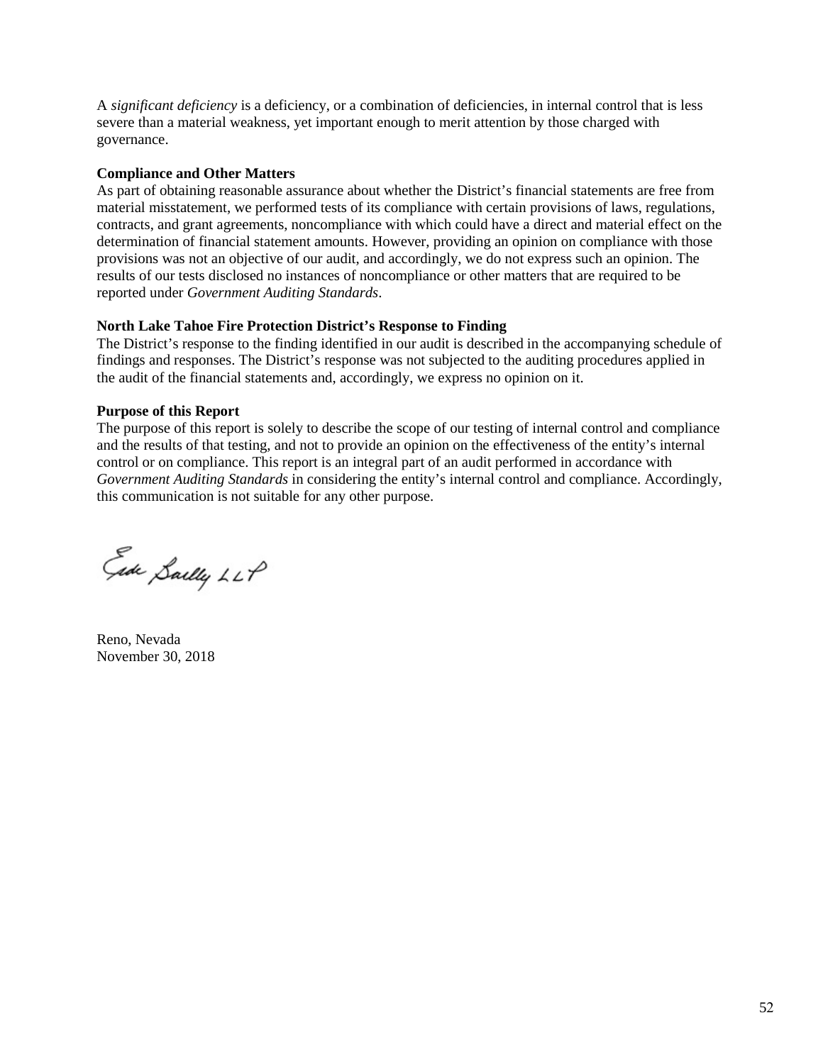A *significant deficiency* is a deficiency, or a combination of deficiencies, in internal control that is less severe than a material weakness, yet important enough to merit attention by those charged with governance.

**Compliance and Other Matters**

As part of obtaining reasonable assurance about whether the District's financial statements are free from material misstatement, we performed tests of its compliance with certain provisions of laws, regulations, contracts, and grant agreements, noncompliance with which could have a direct and material effect on the determination of financial statement amounts. However, providing an opinion on compliance with those provisions was not an objective of our audit, and accordingly, we do not express such an opinion. The results of our tests disclosed no instances of noncompliance or other matters that are required to be reported under *Government Auditing Standards*.

**North Lake Tahoe Fire Protection District's Response to Finding**

The District's response to the finding identified in our audit is described in the accompanying schedule of findings and responses. The District's response was not subjected to the auditing procedures applied in the audit of the financial statements and, accordingly, we express no opinion on it.

**Purpose of this Report**

The purpose of this report is solely to describe the scope of our testing of internal control and compliance and the results of that testing, and not to provide an opinion on the effectiveness of the entity's internal control or on compliance. This report is an integral part of an audit performed in accordance with *Government Auditing Standards* in considering the entity's internal control and compliance. Accordingly, this communication is not suitable for any other purpose.

Eide Bailly LLP

Reno, Nevada
November 30, 2018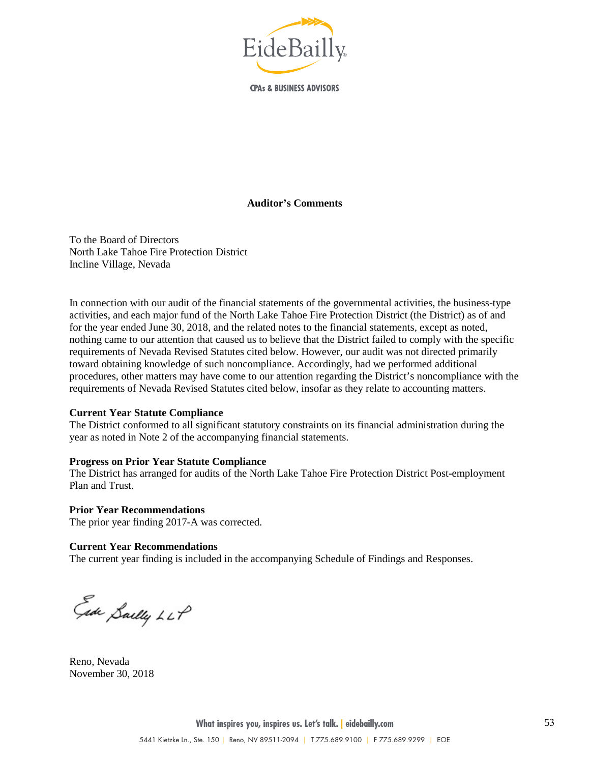**Auditor's Comments**

To the Board of Directors
North Lake Tahoe Fire Protection District
Incline Village, Nevada

In connection with our audit of the financial statements of the governmental activities, the business-type activities, and each major fund of the North Lake Tahoe Fire Protection District (the District) as of and for the year ended June 30, 2018, and the related notes to the financial statements, except as noted, nothing came to our attention that caused us to believe that the District failed to comply with the specific requirements of Nevada Revised Statutes cited below. However, our audit was not directed primarily toward obtaining knowledge of such noncompliance. Accordingly, had we performed additional procedures, other matters may have come to our attention regarding the District's noncompliance with the requirements of Nevada Revised Statutes cited below, insofar as they relate to accounting matters.

**Current Year Statute Compliance**
The District conformed to all significant statutory constraints on its financial administration during the year as noted in Note 2 of the accompanying financial statements.

**Progress on Prior Year Statute Compliance**
The District has arranged for audits of the North Lake Tahoe Fire Protection District Post-employment Plan and Trust.

**Prior Year Recommendations**
The prior year finding 2017-A was corrected.

**Current Year Recommendations**
The current year finding is included in the accompanying Schedule of Findings and Responses.

Eide Bailly LLP

Reno, Nevada
November 30, 2018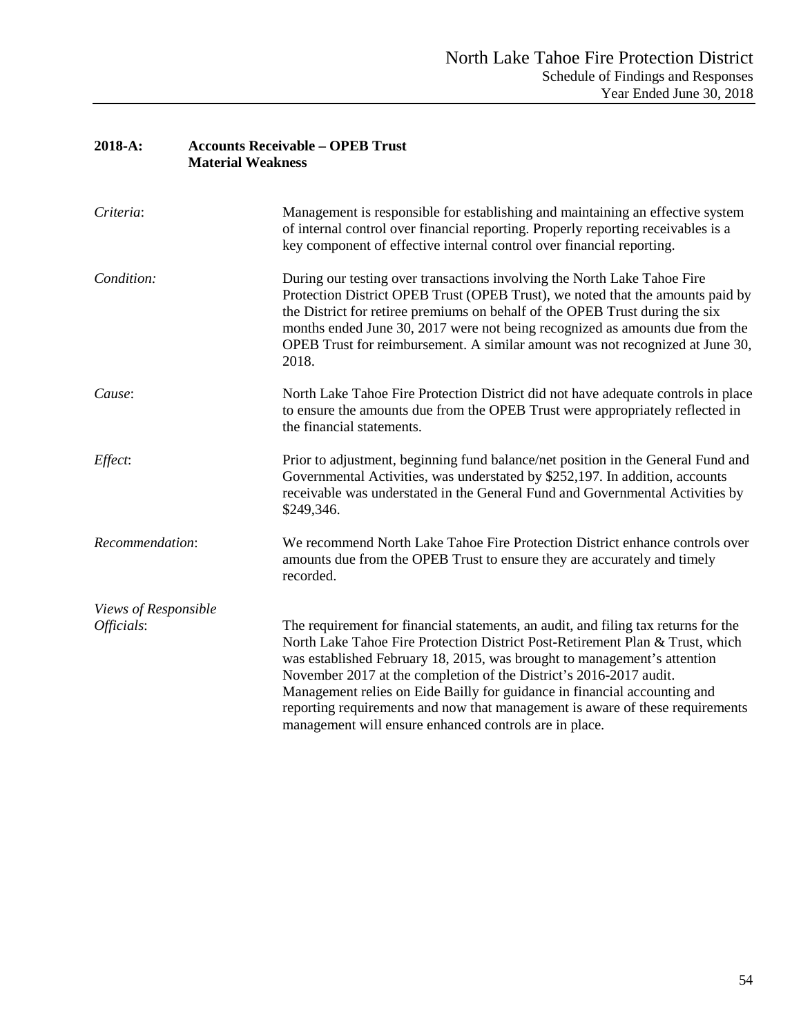## 2018-A: Accounts Receivable – OPEB Trust
**Material Weakness**

| | |
|---|---|
| *Criteria*: | Management is responsible for establishing and maintaining an effective system of internal control over financial reporting. Properly reporting receivables is a key component of effective internal control over financial reporting. |
| *Condition:* | During our testing over transactions involving the North Lake Tahoe Fire Protection District OPEB Trust (OPEB Trust), we noted that the amounts paid by the District for retiree premiums on behalf of the OPEB Trust during the six months ended June 30, 2017 were not being recognized as amounts due from the OPEB Trust for reimbursement. A similar amount was not recognized at June 30, 2018. |
| *Cause*: | North Lake Tahoe Fire Protection District did not have adequate controls in place to ensure the amounts due from the OPEB Trust were appropriately reflected in the financial statements. |
| *Effect*: | Prior to adjustment, beginning fund balance/net position in the General Fund and Governmental Activities, was understated by $252,197. In addition, accounts receivable was understated in the General Fund and Governmental Activities by $249,346. |
| *Recommendation*: | We recommend North Lake Tahoe Fire Protection District enhance controls over amounts due from the OPEB Trust to ensure they are accurately and timely recorded. |
| *Views of Responsible Officials*: | The requirement for financial statements, an audit, and filing tax returns for the North Lake Tahoe Fire Protection District Post-Retirement Plan & Trust, which was established February 18, 2015, was brought to management's attention November 2017 at the completion of the District's 2016-2017 audit. Management relies on Eide Bailly for guidance in financial accounting and reporting requirements and now that management is aware of these requirements management will ensure enhanced controls are in place. |